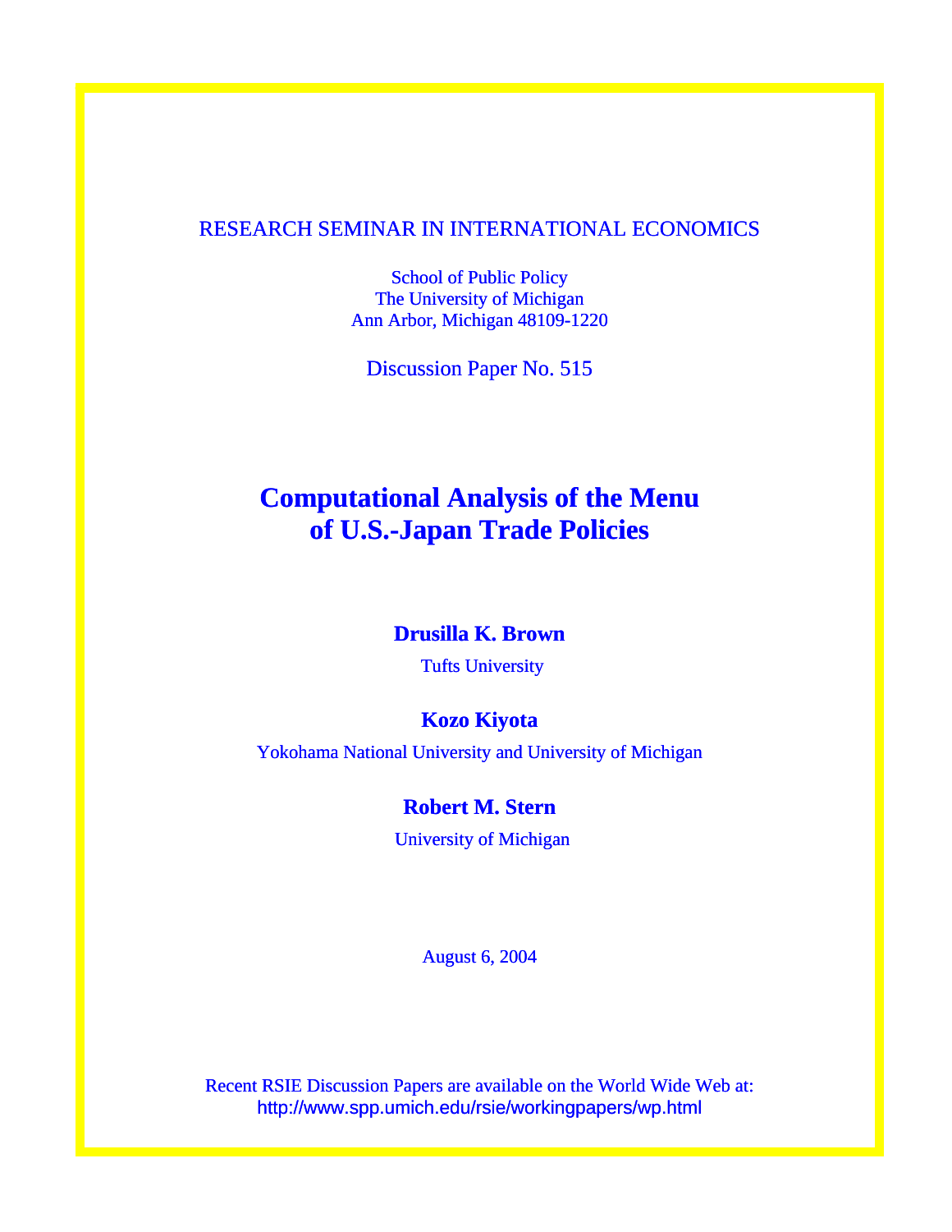RESEARCH SEMINAR IN INTERNATIONAL ECONOMICS

School of Public Policy
The University of Michigan
Ann Arbor, Michigan 48109-1220

Discussion Paper No. 515

# Computational Analysis of the Menu of U.S.-Japan Trade Policies

**Drusilla K. Brown**

Tufts University

**Kozo Kiyota**

Yokohama National University and University of Michigan

**Robert M. Stern**

University of Michigan

August 6, 2004

Recent RSIE Discussion Papers are available on the World Wide Web at:
http://www.spp.umich.edu/rsie/workingpapers/wp.html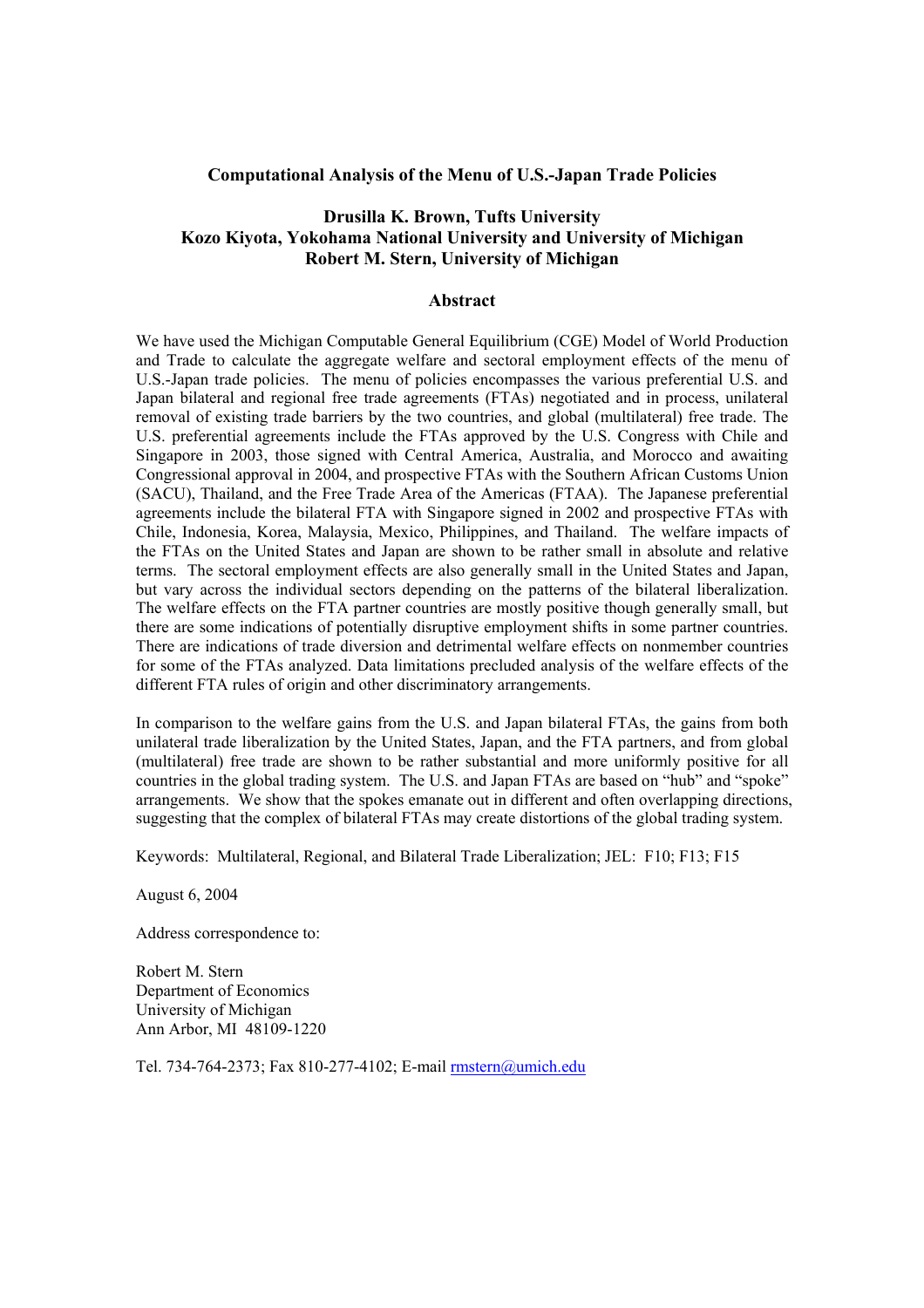**Computational Analysis of the Menu of U.S.-Japan Trade Policies**

**Drusilla K. Brown, Tufts University**
**Kozo Kiyota, Yokohama National University and University of Michigan**
**Robert M. Stern, University of Michigan**

**Abstract**

We have used the Michigan Computable General Equilibrium (CGE) Model of World Production and Trade to calculate the aggregate welfare and sectoral employment effects of the menu of U.S.-Japan trade policies. The menu of policies encompasses the various preferential U.S. and Japan bilateral and regional free trade agreements (FTAs) negotiated and in process, unilateral removal of existing trade barriers by the two countries, and global (multilateral) free trade. The U.S. preferential agreements include the FTAs approved by the U.S. Congress with Chile and Singapore in 2003, those signed with Central America, Australia, and Morocco and awaiting Congressional approval in 2004, and prospective FTAs with the Southern African Customs Union (SACU), Thailand, and the Free Trade Area of the Americas (FTAA). The Japanese preferential agreements include the bilateral FTA with Singapore signed in 2002 and prospective FTAs with Chile, Indonesia, Korea, Malaysia, Mexico, Philippines, and Thailand. The welfare impacts of the FTAs on the United States and Japan are shown to be rather small in absolute and relative terms. The sectoral employment effects are also generally small in the United States and Japan, but vary across the individual sectors depending on the patterns of the bilateral liberalization. The welfare effects on the FTA partner countries are mostly positive though generally small, but there are some indications of potentially disruptive employment shifts in some partner countries. There are indications of trade diversion and detrimental welfare effects on nonmember countries for some of the FTAs analyzed. Data limitations precluded analysis of the welfare effects of the different FTA rules of origin and other discriminatory arrangements.

In comparison to the welfare gains from the U.S. and Japan bilateral FTAs, the gains from both unilateral trade liberalization by the United States, Japan, and the FTA partners, and from global (multilateral) free trade are shown to be rather substantial and more uniformly positive for all countries in the global trading system. The U.S. and Japan FTAs are based on "hub" and "spoke" arrangements. We show that the spokes emanate out in different and often overlapping directions, suggesting that the complex of bilateral FTAs may create distortions of the global trading system.

Keywords: Multilateral, Regional, and Bilateral Trade Liberalization; JEL: F10; F13; F15

August 6, 2004

Address correspondence to:

Robert M. Stern
Department of Economics
University of Michigan
Ann Arbor, MI 48109-1220

Tel. 734-764-2373; Fax 810-277-4102; E-mail rmstern@umich.edu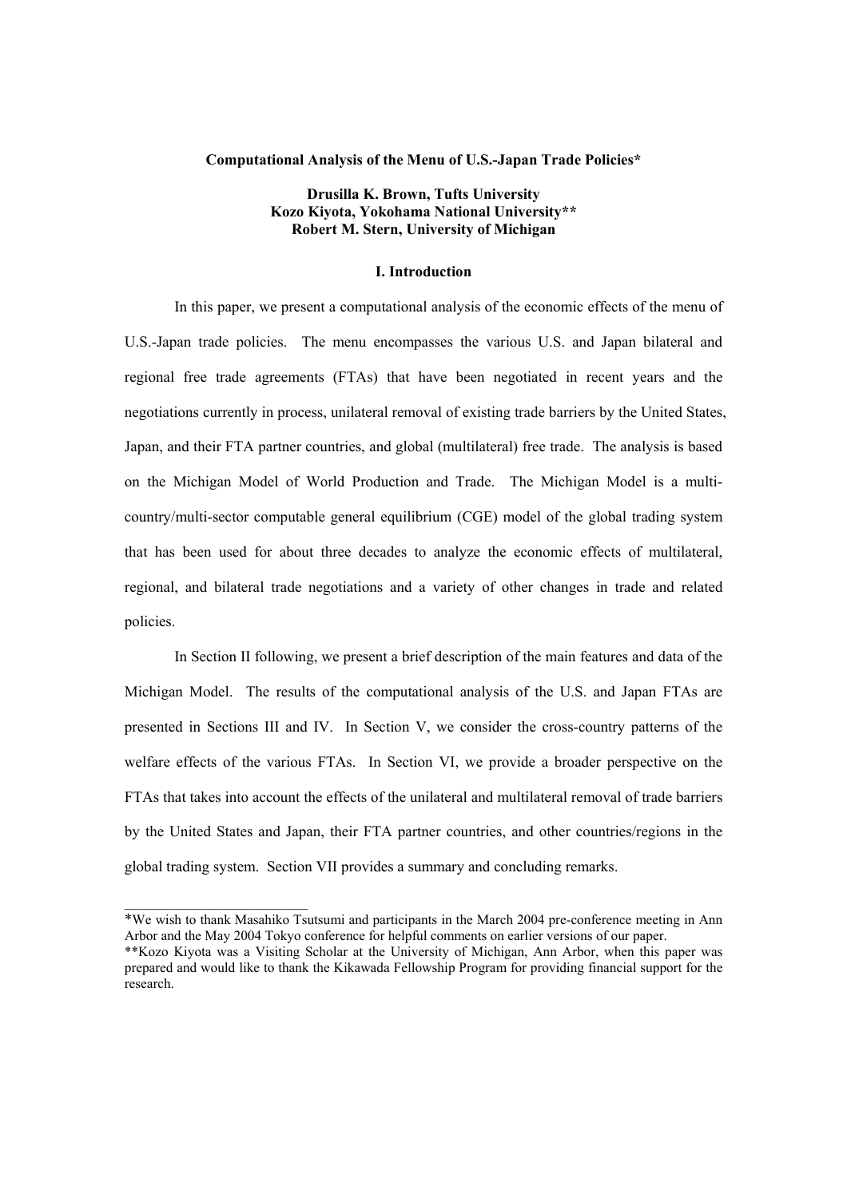**Computational Analysis of the Menu of U.S.-Japan Trade Policies***

**Drusilla K. Brown, Tufts University**
**Kozo Kiyota, Yokohama National University****
**Robert M. Stern, University of Michigan**

## I. Introduction

In this paper, we present a computational analysis of the economic effects of the menu of U.S.-Japan trade policies. The menu encompasses the various U.S. and Japan bilateral and regional free trade agreements (FTAs) that have been negotiated in recent years and the negotiations currently in process, unilateral removal of existing trade barriers by the United States, Japan, and their FTA partner countries, and global (multilateral) free trade. The analysis is based on the Michigan Model of World Production and Trade. The Michigan Model is a multi-country/multi-sector computable general equilibrium (CGE) model of the global trading system that has been used for about three decades to analyze the economic effects of multilateral, regional, and bilateral trade negotiations and a variety of other changes in trade and related policies.

In Section II following, we present a brief description of the main features and data of the Michigan Model. The results of the computational analysis of the U.S. and Japan FTAs are presented in Sections III and IV. In Section V, we consider the cross-country patterns of the welfare effects of the various FTAs. In Section VI, we provide a broader perspective on the FTAs that takes into account the effects of the unilateral and multilateral removal of trade barriers by the United States and Japan, their FTA partner countries, and other countries/regions in the global trading system. Section VII provides a summary and concluding remarks.

---

*We wish to thank Masahiko Tsutsumi and participants in the March 2004 pre-conference meeting in Ann Arbor and the May 2004 Tokyo conference for helpful comments on earlier versions of our paper.

**Kozo Kiyota was a Visiting Scholar at the University of Michigan, Ann Arbor, when this paper was prepared and would like to thank the Kikawada Fellowship Program for providing financial support for the research.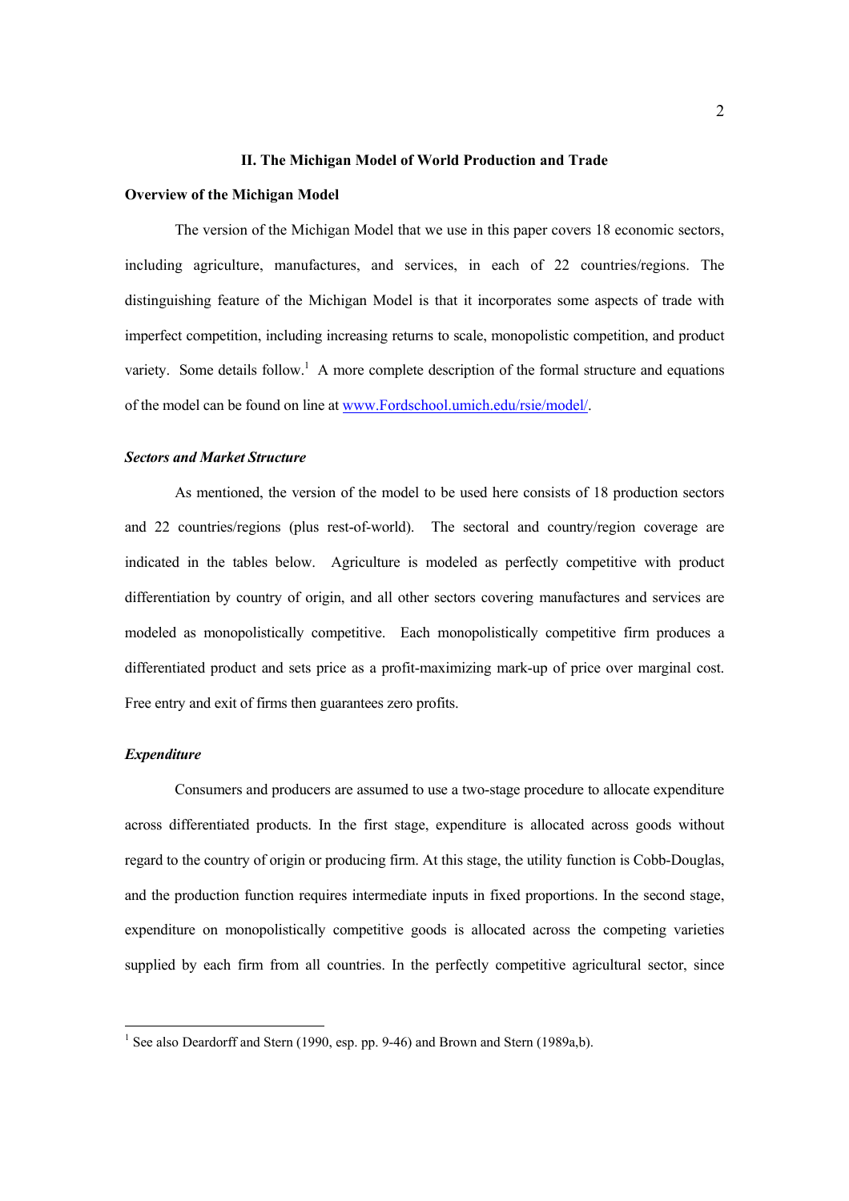## II. The Michigan Model of World Production and Trade

### Overview of the Michigan Model

The version of the Michigan Model that we use in this paper covers 18 economic sectors, including agriculture, manufactures, and services, in each of 22 countries/regions. The distinguishing feature of the Michigan Model is that it incorporates some aspects of trade with imperfect competition, including increasing returns to scale, monopolistic competition, and product variety. Some details follow.[1] A more complete description of the formal structure and equations of the model can be found on line at [www.Fordschool.umich.edu/rsie/model/](www.Fordschool.umich.edu/rsie/model/).

### *Sectors and Market Structure*

As mentioned, the version of the model to be used here consists of 18 production sectors and 22 countries/regions (plus rest-of-world). The sectoral and country/region coverage are indicated in the tables below. Agriculture is modeled as perfectly competitive with product differentiation by country of origin, and all other sectors covering manufactures and services are modeled as monopolistically competitive. Each monopolistically competitive firm produces a differentiated product and sets price as a profit-maximizing mark-up of price over marginal cost. Free entry and exit of firms then guarantees zero profits.

### *Expenditure*

Consumers and producers are assumed to use a two-stage procedure to allocate expenditure across differentiated products. In the first stage, expenditure is allocated across goods without regard to the country of origin or producing firm. At this stage, the utility function is Cobb-Douglas, and the production function requires intermediate inputs in fixed proportions. In the second stage, expenditure on monopolistically competitive goods is allocated across the competing varieties supplied by each firm from all countries. In the perfectly competitive agricultural sector, since

---

[1] See also Deardorff and Stern (1990, esp. pp. 9-46) and Brown and Stern (1989a,b).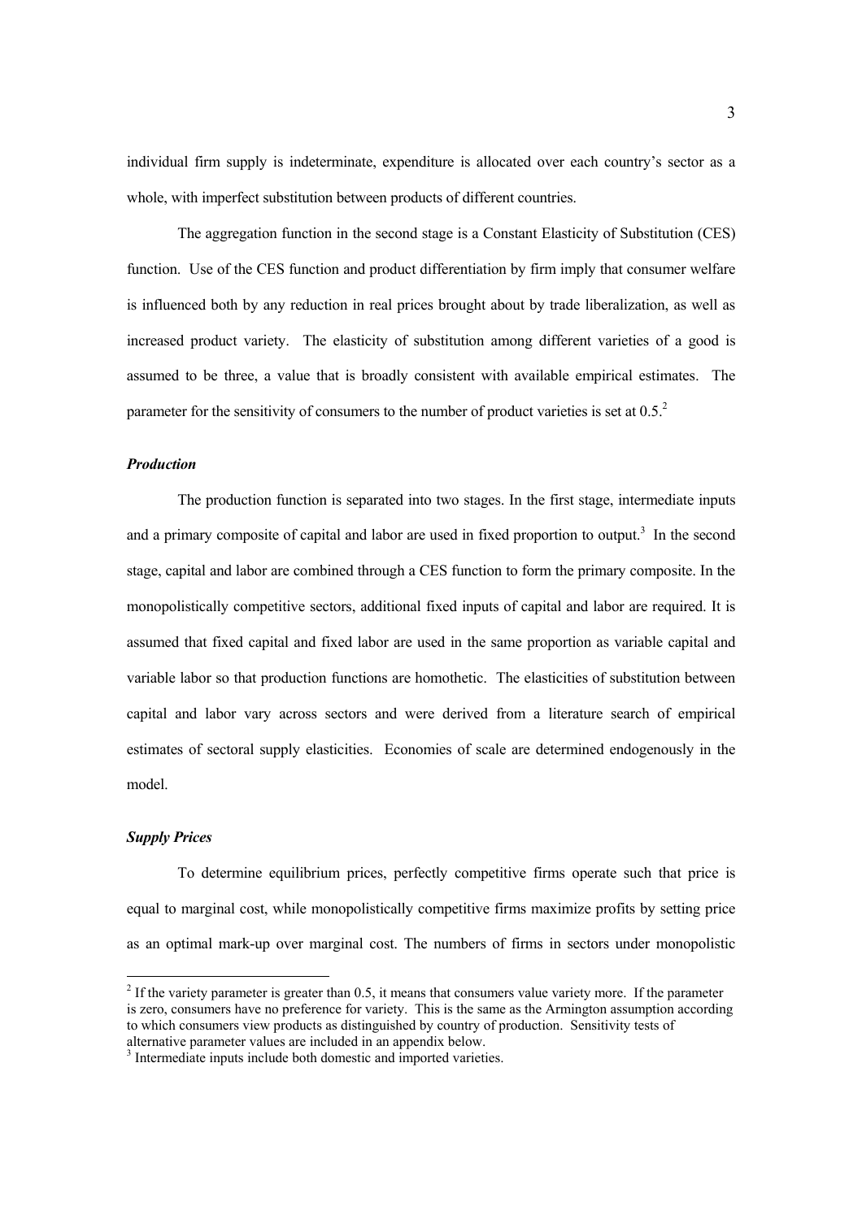individual firm supply is indeterminate, expenditure is allocated over each country's sector as a whole, with imperfect substitution between products of different countries.

The aggregation function in the second stage is a Constant Elasticity of Substitution (CES) function. Use of the CES function and product differentiation by firm imply that consumer welfare is influenced both by any reduction in real prices brought about by trade liberalization, as well as increased product variety. The elasticity of substitution among different varieties of a good is assumed to be three, a value that is broadly consistent with available empirical estimates. The parameter for the sensitivity of consumers to the number of product varieties is set at 0.5.[2]

***Production***

The production function is separated into two stages. In the first stage, intermediate inputs and a primary composite of capital and labor are used in fixed proportion to output.[3] In the second stage, capital and labor are combined through a CES function to form the primary composite. In the monopolistically competitive sectors, additional fixed inputs of capital and labor are required. It is assumed that fixed capital and fixed labor are used in the same proportion as variable capital and variable labor so that production functions are homothetic. The elasticities of substitution between capital and labor vary across sectors and were derived from a literature search of empirical estimates of sectoral supply elasticities. Economies of scale are determined endogenously in the model.

***Supply Prices***

To determine equilibrium prices, perfectly competitive firms operate such that price is equal to marginal cost, while monopolistically competitive firms maximize profits by setting price as an optimal mark-up over marginal cost. The numbers of firms in sectors under monopolistic

---

[2] If the variety parameter is greater than 0.5, it means that consumers value variety more. If the parameter is zero, consumers have no preference for variety. This is the same as the Armington assumption according to which consumers view products as distinguished by country of production. Sensitivity tests of alternative parameter values are included in an appendix below.

[3] Intermediate inputs include both domestic and imported varieties.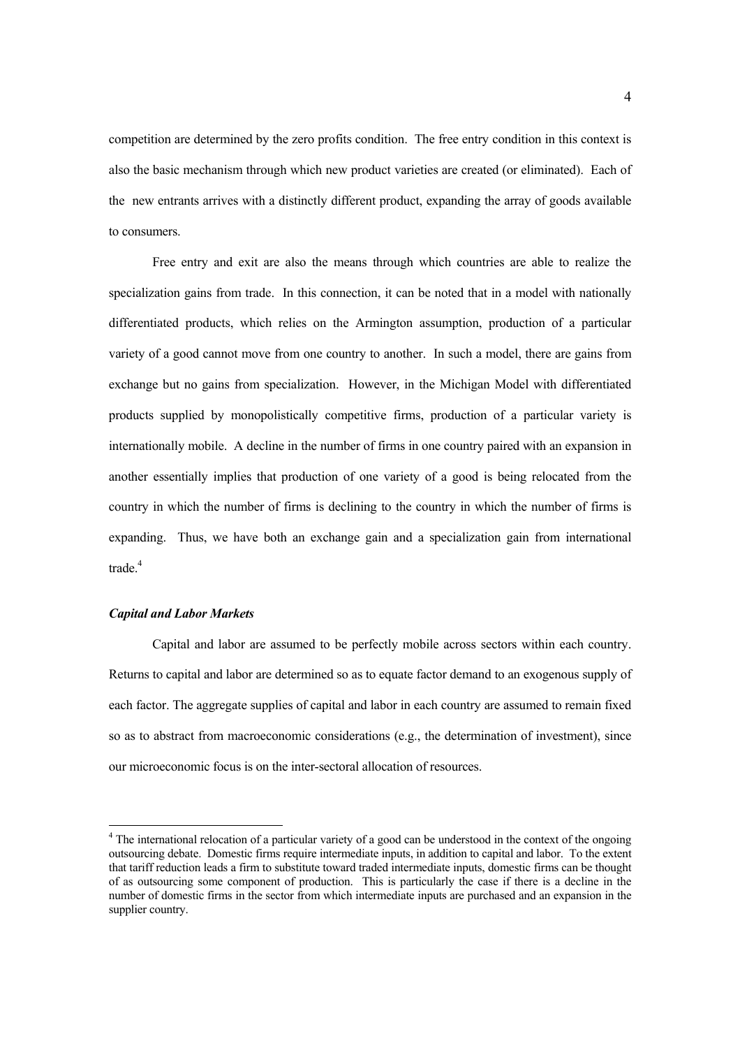competition are determined by the zero profits condition. The free entry condition in this context is also the basic mechanism through which new product varieties are created (or eliminated). Each of the new entrants arrives with a distinctly different product, expanding the array of goods available to consumers.

Free entry and exit are also the means through which countries are able to realize the specialization gains from trade. In this connection, it can be noted that in a model with nationally differentiated products, which relies on the Armington assumption, production of a particular variety of a good cannot move from one country to another. In such a model, there are gains from exchange but no gains from specialization. However, in the Michigan Model with differentiated products supplied by monopolistically competitive firms, production of a particular variety is internationally mobile. A decline in the number of firms in one country paired with an expansion in another essentially implies that production of one variety of a good is being relocated from the country in which the number of firms is declining to the country in which the number of firms is expanding. Thus, we have both an exchange gain and a specialization gain from international trade.[4]

***Capital and Labor Markets***

Capital and labor are assumed to be perfectly mobile across sectors within each country. Returns to capital and labor are determined so as to equate factor demand to an exogenous supply of each factor. The aggregate supplies of capital and labor in each country are assumed to remain fixed so as to abstract from macroeconomic considerations (e.g., the determination of investment), since our microeconomic focus is on the inter-sectoral allocation of resources.

[4] The international relocation of a particular variety of a good can be understood in the context of the ongoing outsourcing debate. Domestic firms require intermediate inputs, in addition to capital and labor. To the extent that tariff reduction leads a firm to substitute toward traded intermediate inputs, domestic firms can be thought of as outsourcing some component of production. This is particularly the case if there is a decline in the number of domestic firms in the sector from which intermediate inputs are purchased and an expansion in the supplier country.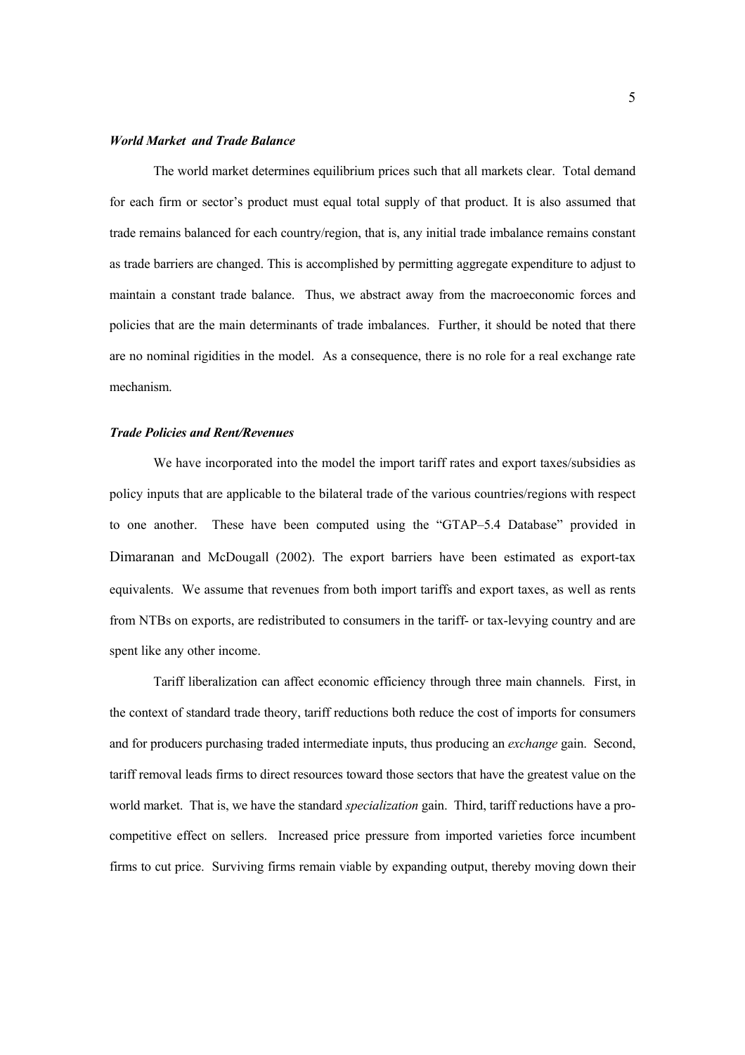#### *World Market and Trade Balance*

The world market determines equilibrium prices such that all markets clear. Total demand for each firm or sector's product must equal total supply of that product. It is also assumed that trade remains balanced for each country/region, that is, any initial trade imbalance remains constant as trade barriers are changed. This is accomplished by permitting aggregate expenditure to adjust to maintain a constant trade balance. Thus, we abstract away from the macroeconomic forces and policies that are the main determinants of trade imbalances. Further, it should be noted that there are no nominal rigidities in the model. As a consequence, there is no role for a real exchange rate mechanism.

#### *Trade Policies and Rent/Revenues*

We have incorporated into the model the import tariff rates and export taxes/subsidies as policy inputs that are applicable to the bilateral trade of the various countries/regions with respect to one another. These have been computed using the "GTAP–5.4 Database" provided in Dimaranan and McDougall (2002). The export barriers have been estimated as export-tax equivalents. We assume that revenues from both import tariffs and export taxes, as well as rents from NTBs on exports, are redistributed to consumers in the tariff- or tax-levying country and are spent like any other income.

Tariff liberalization can affect economic efficiency through three main channels. First, in the context of standard trade theory, tariff reductions both reduce the cost of imports for consumers and for producers purchasing traded intermediate inputs, thus producing an *exchange* gain. Second, tariff removal leads firms to direct resources toward those sectors that have the greatest value on the world market. That is, we have the standard *specialization* gain. Third, tariff reductions have a pro-competitive effect on sellers. Increased price pressure from imported varieties force incumbent firms to cut price. Surviving firms remain viable by expanding output, thereby moving down their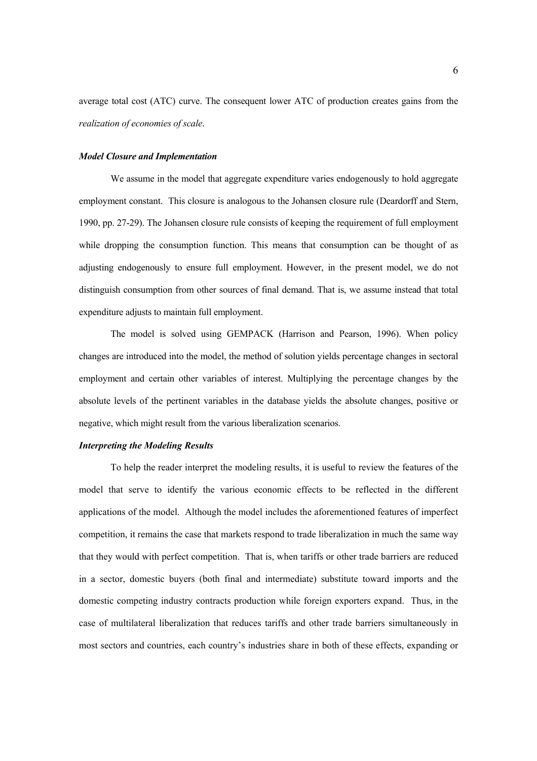average total cost (ATC) curve. The consequent lower ATC of production creates gains from the *realization of economies of scale*.

### *Model Closure and Implementation*

We assume in the model that aggregate expenditure varies endogenously to hold aggregate employment constant. This closure is analogous to the Johansen closure rule (Deardorff and Stern, 1990, pp. 27-29). The Johansen closure rule consists of keeping the requirement of full employment while dropping the consumption function. This means that consumption can be thought of as adjusting endogenously to ensure full employment. However, in the present model, we do not distinguish consumption from other sources of final demand. That is, we assume instead that total expenditure adjusts to maintain full employment.

The model is solved using GEMPACK (Harrison and Pearson, 1996). When policy changes are introduced into the model, the method of solution yields percentage changes in sectoral employment and certain other variables of interest. Multiplying the percentage changes by the absolute levels of the pertinent variables in the database yields the absolute changes, positive or negative, which might result from the various liberalization scenarios.

### *Interpreting the Modeling Results*

To help the reader interpret the modeling results, it is useful to review the features of the model that serve to identify the various economic effects to be reflected in the different applications of the model. Although the model includes the aforementioned features of imperfect competition, it remains the case that markets respond to trade liberalization in much the same way that they would with perfect competition. That is, when tariffs or other trade barriers are reduced in a sector, domestic buyers (both final and intermediate) substitute toward imports and the domestic competing industry contracts production while foreign exporters expand. Thus, in the case of multilateral liberalization that reduces tariffs and other trade barriers simultaneously in most sectors and countries, each country's industries share in both of these effects, expanding or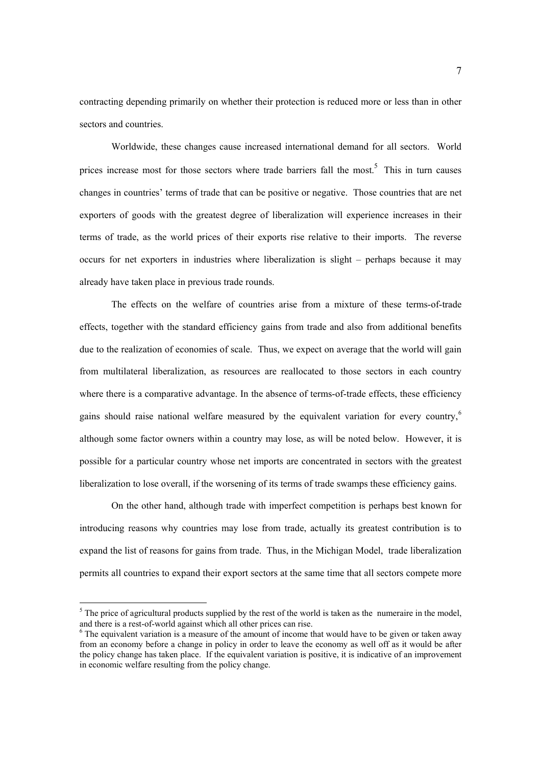contracting depending primarily on whether their protection is reduced more or less than in other sectors and countries.

Worldwide, these changes cause increased international demand for all sectors. World prices increase most for those sectors where trade barriers fall the most.[5] This in turn causes changes in countries' terms of trade that can be positive or negative. Those countries that are net exporters of goods with the greatest degree of liberalization will experience increases in their terms of trade, as the world prices of their exports rise relative to their imports. The reverse occurs for net exporters in industries where liberalization is slight – perhaps because it may already have taken place in previous trade rounds.

The effects on the welfare of countries arise from a mixture of these terms-of-trade effects, together with the standard efficiency gains from trade and also from additional benefits due to the realization of economies of scale. Thus, we expect on average that the world will gain from multilateral liberalization, as resources are reallocated to those sectors in each country where there is a comparative advantage. In the absence of terms-of-trade effects, these efficiency gains should raise national welfare measured by the equivalent variation for every country,[6] although some factor owners within a country may lose, as will be noted below. However, it is possible for a particular country whose net imports are concentrated in sectors with the greatest liberalization to lose overall, if the worsening of its terms of trade swamps these efficiency gains.

On the other hand, although trade with imperfect competition is perhaps best known for introducing reasons why countries may lose from trade, actually its greatest contribution is to expand the list of reasons for gains from trade. Thus, in the Michigan Model, trade liberalization permits all countries to expand their export sectors at the same time that all sectors compete more

---

[5] The price of agricultural products supplied by the rest of the world is taken as the numeraire in the model, and there is a rest-of-world against which all other prices can rise.

[6] The equivalent variation is a measure of the amount of income that would have to be given or taken away from an economy before a change in policy in order to leave the economy as well off as it would be after the policy change has taken place. If the equivalent variation is positive, it is indicative of an improvement in economic welfare resulting from the policy change.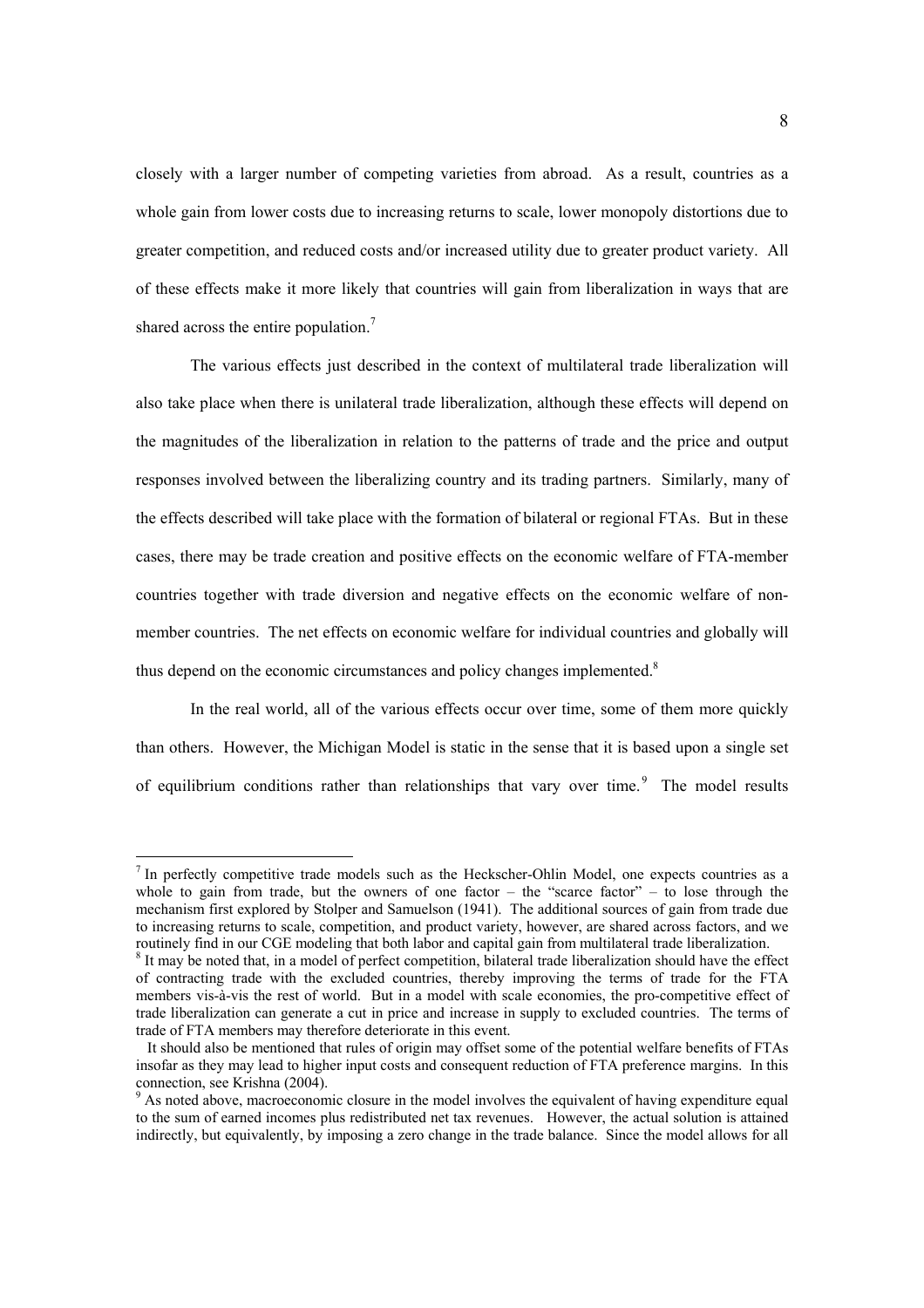closely with a larger number of competing varieties from abroad. As a result, countries as a whole gain from lower costs due to increasing returns to scale, lower monopoly distortions due to greater competition, and reduced costs and/or increased utility due to greater product variety. All of these effects make it more likely that countries will gain from liberalization in ways that are shared across the entire population.[7]

The various effects just described in the context of multilateral trade liberalization will also take place when there is unilateral trade liberalization, although these effects will depend on the magnitudes of the liberalization in relation to the patterns of trade and the price and output responses involved between the liberalizing country and its trading partners. Similarly, many of the effects described will take place with the formation of bilateral or regional FTAs. But in these cases, there may be trade creation and positive effects on the economic welfare of FTA-member countries together with trade diversion and negative effects on the economic welfare of non-member countries. The net effects on economic welfare for individual countries and globally will thus depend on the economic circumstances and policy changes implemented.[8]

In the real world, all of the various effects occur over time, some of them more quickly than others. However, the Michigan Model is static in the sense that it is based upon a single set of equilibrium conditions rather than relationships that vary over time.[9] The model results

---

[7] In perfectly competitive trade models such as the Heckscher-Ohlin Model, one expects countries as a whole to gain from trade, but the owners of one factor – the "scarce factor" – to lose through the mechanism first explored by Stolper and Samuelson (1941). The additional sources of gain from trade due to increasing returns to scale, competition, and product variety, however, are shared across factors, and we routinely find in our CGE modeling that both labor and capital gain from multilateral trade liberalization.

[8] It may be noted that, in a model of perfect competition, bilateral trade liberalization should have the effect of contracting trade with the excluded countries, thereby improving the terms of trade for the FTA members vis-à-vis the rest of world. But in a model with scale economies, the pro-competitive effect of trade liberalization can generate a cut in price and increase in supply to excluded countries. The terms of trade of FTA members may therefore deteriorate in this event.

It should also be mentioned that rules of origin may offset some of the potential welfare benefits of FTAs insofar as they may lead to higher input costs and consequent reduction of FTA preference margins. In this connection, see Krishna (2004).

[9] As noted above, macroeconomic closure in the model involves the equivalent of having expenditure equal to the sum of earned incomes plus redistributed net tax revenues. However, the actual solution is attained indirectly, but equivalently, by imposing a zero change in the trade balance. Since the model allows for all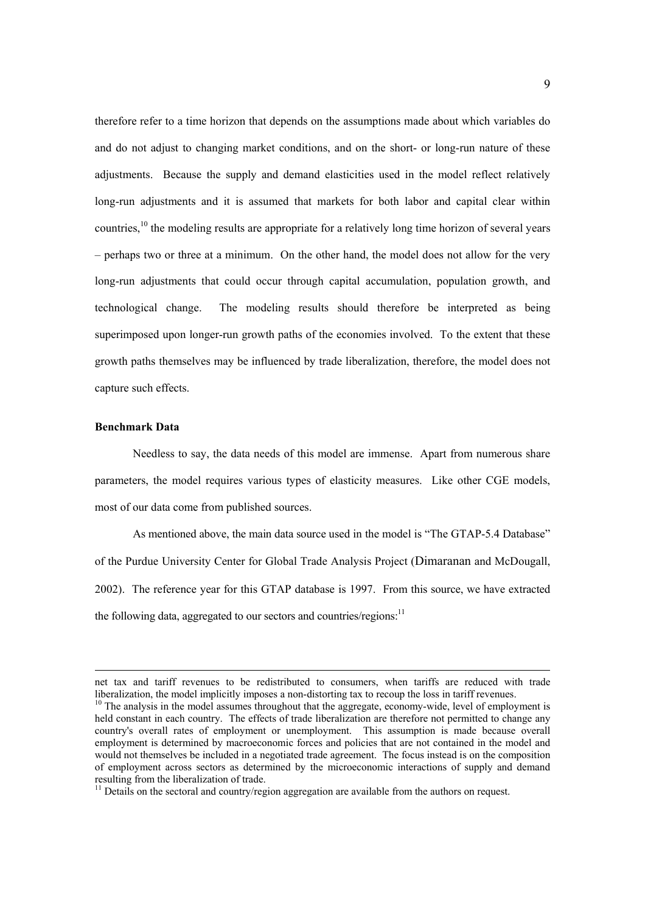therefore refer to a time horizon that depends on the assumptions made about which variables do and do not adjust to changing market conditions, and on the short- or long-run nature of these adjustments. Because the supply and demand elasticities used in the model reflect relatively long-run adjustments and it is assumed that markets for both labor and capital clear within countries,[10] the modeling results are appropriate for a relatively long time horizon of several years – perhaps two or three at a minimum. On the other hand, the model does not allow for the very long-run adjustments that could occur through capital accumulation, population growth, and technological change. The modeling results should therefore be interpreted as being superimposed upon longer-run growth paths of the economies involved. To the extent that these growth paths themselves may be influenced by trade liberalization, therefore, the model does not capture such effects.

**Benchmark Data**

Needless to say, the data needs of this model are immense. Apart from numerous share parameters, the model requires various types of elasticity measures. Like other CGE models, most of our data come from published sources.

As mentioned above, the main data source used in the model is "The GTAP-5.4 Database" of the Purdue University Center for Global Trade Analysis Project (Dimaranan and McDougall, 2002). The reference year for this GTAP database is 1997. From this source, we have extracted the following data, aggregated to our sectors and countries/regions:[11]

---

net tax and tariff revenues to be redistributed to consumers, when tariffs are reduced with trade liberalization, the model implicitly imposes a non-distorting tax to recoup the loss in tariff revenues.

[10] The analysis in the model assumes throughout that the aggregate, economy-wide, level of employment is held constant in each country. The effects of trade liberalization are therefore not permitted to change any country's overall rates of employment or unemployment. This assumption is made because overall employment is determined by macroeconomic forces and policies that are not contained in the model and would not themselves be included in a negotiated trade agreement. The focus instead is on the composition of employment across sectors as determined by the microeconomic interactions of supply and demand resulting from the liberalization of trade.

[11] Details on the sectoral and country/region aggregation are available from the authors on request.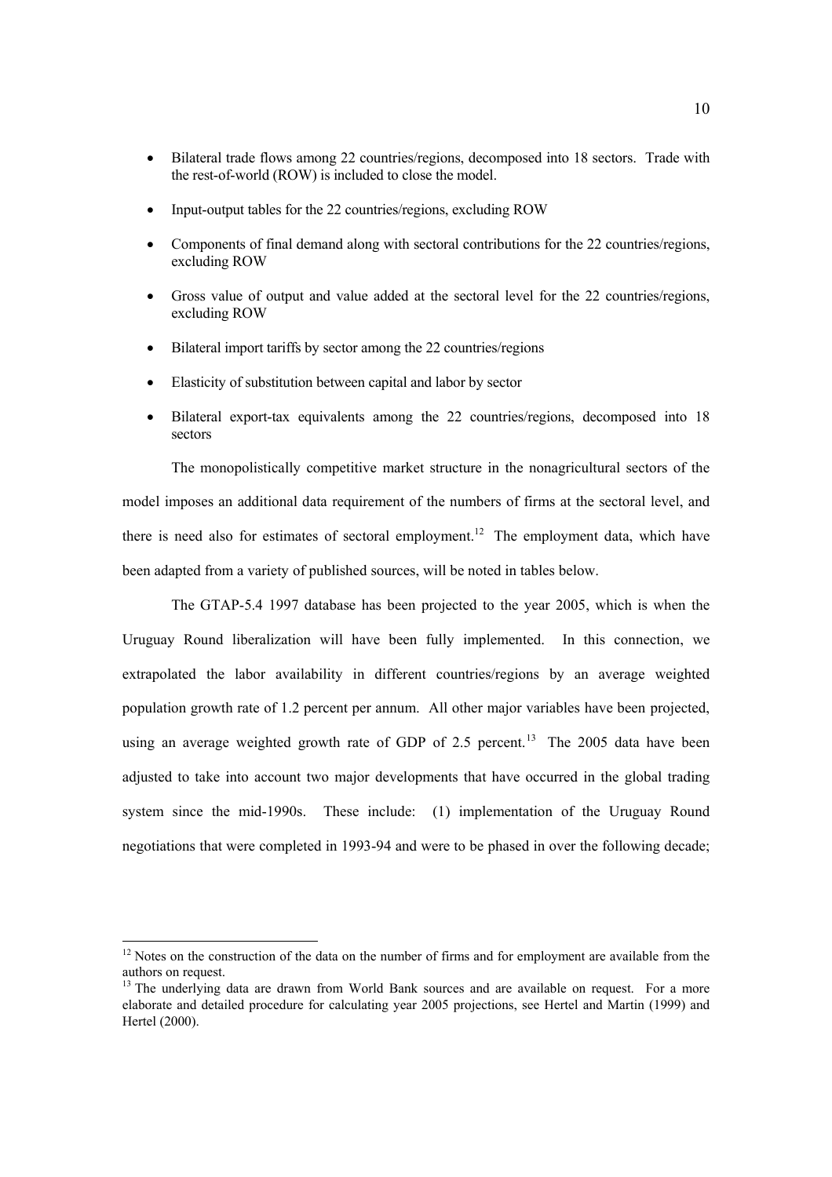- Bilateral trade flows among 22 countries/regions, decomposed into 18 sectors. Trade with the rest-of-world (ROW) is included to close the model.
- Input-output tables for the 22 countries/regions, excluding ROW
- Components of final demand along with sectoral contributions for the 22 countries/regions, excluding ROW
- Gross value of output and value added at the sectoral level for the 22 countries/regions, excluding ROW
- Bilateral import tariffs by sector among the 22 countries/regions
- Elasticity of substitution between capital and labor by sector
- Bilateral export-tax equivalents among the 22 countries/regions, decomposed into 18 sectors

The monopolistically competitive market structure in the nonagricultural sectors of the model imposes an additional data requirement of the numbers of firms at the sectoral level, and there is need also for estimates of sectoral employment.[12] The employment data, which have been adapted from a variety of published sources, will be noted in tables below.

The GTAP-5.4 1997 database has been projected to the year 2005, which is when the Uruguay Round liberalization will have been fully implemented. In this connection, we extrapolated the labor availability in different countries/regions by an average weighted population growth rate of 1.2 percent per annum. All other major variables have been projected, using an average weighted growth rate of GDP of 2.5 percent.[13] The 2005 data have been adjusted to take into account two major developments that have occurred in the global trading system since the mid-1990s. These include: (1) implementation of the Uruguay Round negotiations that were completed in 1993-94 and were to be phased in over the following decade;

[12] Notes on the construction of the data on the number of firms and for employment are available from the authors on request.

[13] The underlying data are drawn from World Bank sources and are available on request. For a more elaborate and detailed procedure for calculating year 2005 projections, see Hertel and Martin (1999) and Hertel (2000).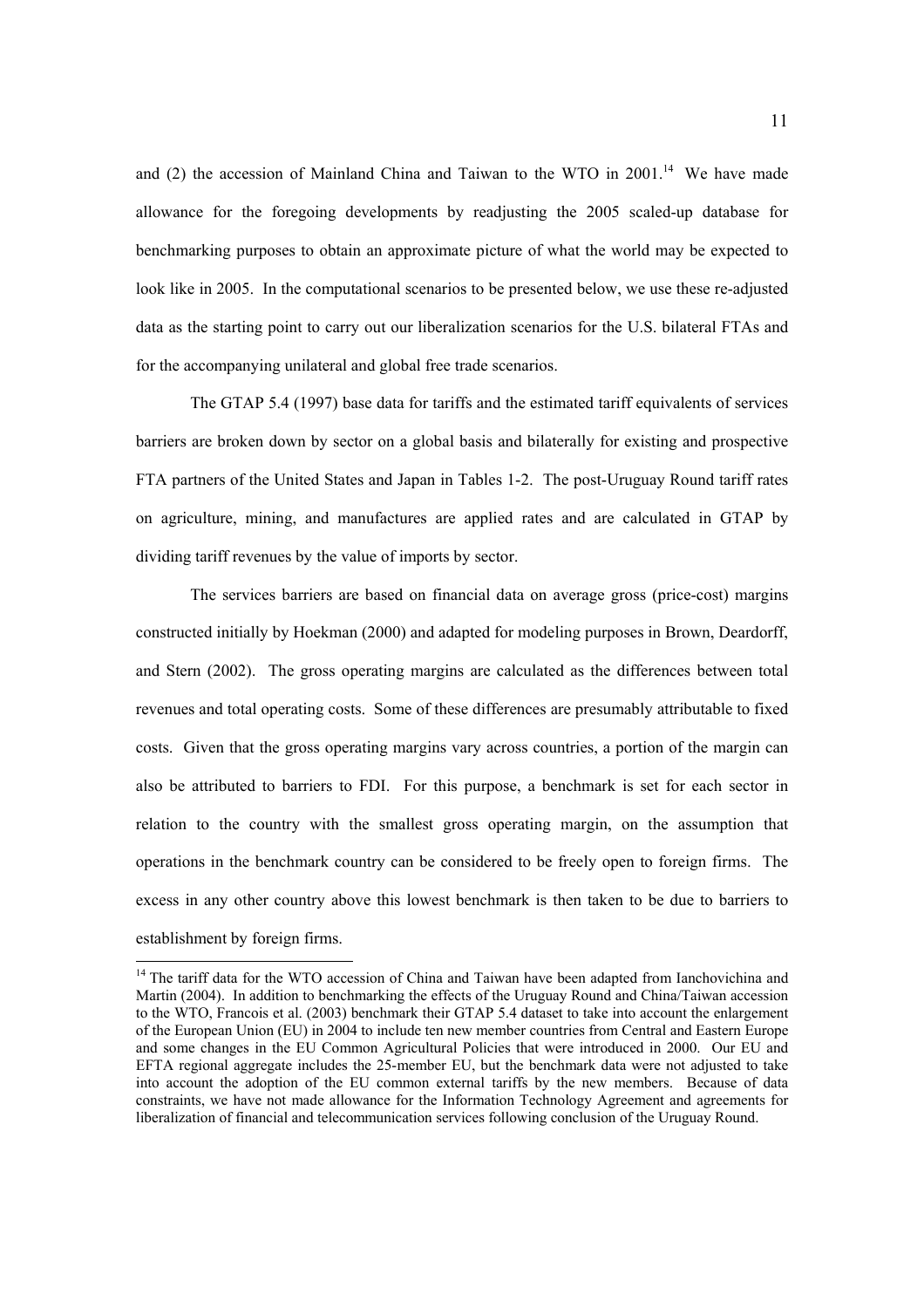and (2) the accession of Mainland China and Taiwan to the WTO in 2001.[14] We have made allowance for the foregoing developments by readjusting the 2005 scaled-up database for benchmarking purposes to obtain an approximate picture of what the world may be expected to look like in 2005. In the computational scenarios to be presented below, we use these re-adjusted data as the starting point to carry out our liberalization scenarios for the U.S. bilateral FTAs and for the accompanying unilateral and global free trade scenarios.

The GTAP 5.4 (1997) base data for tariffs and the estimated tariff equivalents of services barriers are broken down by sector on a global basis and bilaterally for existing and prospective FTA partners of the United States and Japan in Tables 1-2. The post-Uruguay Round tariff rates on agriculture, mining, and manufactures are applied rates and are calculated in GTAP by dividing tariff revenues by the value of imports by sector.

The services barriers are based on financial data on average gross (price-cost) margins constructed initially by Hoekman (2000) and adapted for modeling purposes in Brown, Deardorff, and Stern (2002). The gross operating margins are calculated as the differences between total revenues and total operating costs. Some of these differences are presumably attributable to fixed costs. Given that the gross operating margins vary across countries, a portion of the margin can also be attributed to barriers to FDI. For this purpose, a benchmark is set for each sector in relation to the country with the smallest gross operating margin, on the assumption that operations in the benchmark country can be considered to be freely open to foreign firms. The excess in any other country above this lowest benchmark is then taken to be due to barriers to establishment by foreign firms.

[14] The tariff data for the WTO accession of China and Taiwan have been adapted from Ianchovichina and Martin (2004). In addition to benchmarking the effects of the Uruguay Round and China/Taiwan accession to the WTO, Francois et al. (2003) benchmark their GTAP 5.4 dataset to take into account the enlargement of the European Union (EU) in 2004 to include ten new member countries from Central and Eastern Europe and some changes in the EU Common Agricultural Policies that were introduced in 2000. Our EU and EFTA regional aggregate includes the 25-member EU, but the benchmark data were not adjusted to take into account the adoption of the EU common external tariffs by the new members. Because of data constraints, we have not made allowance for the Information Technology Agreement and agreements for liberalization of financial and telecommunication services following conclusion of the Uruguay Round.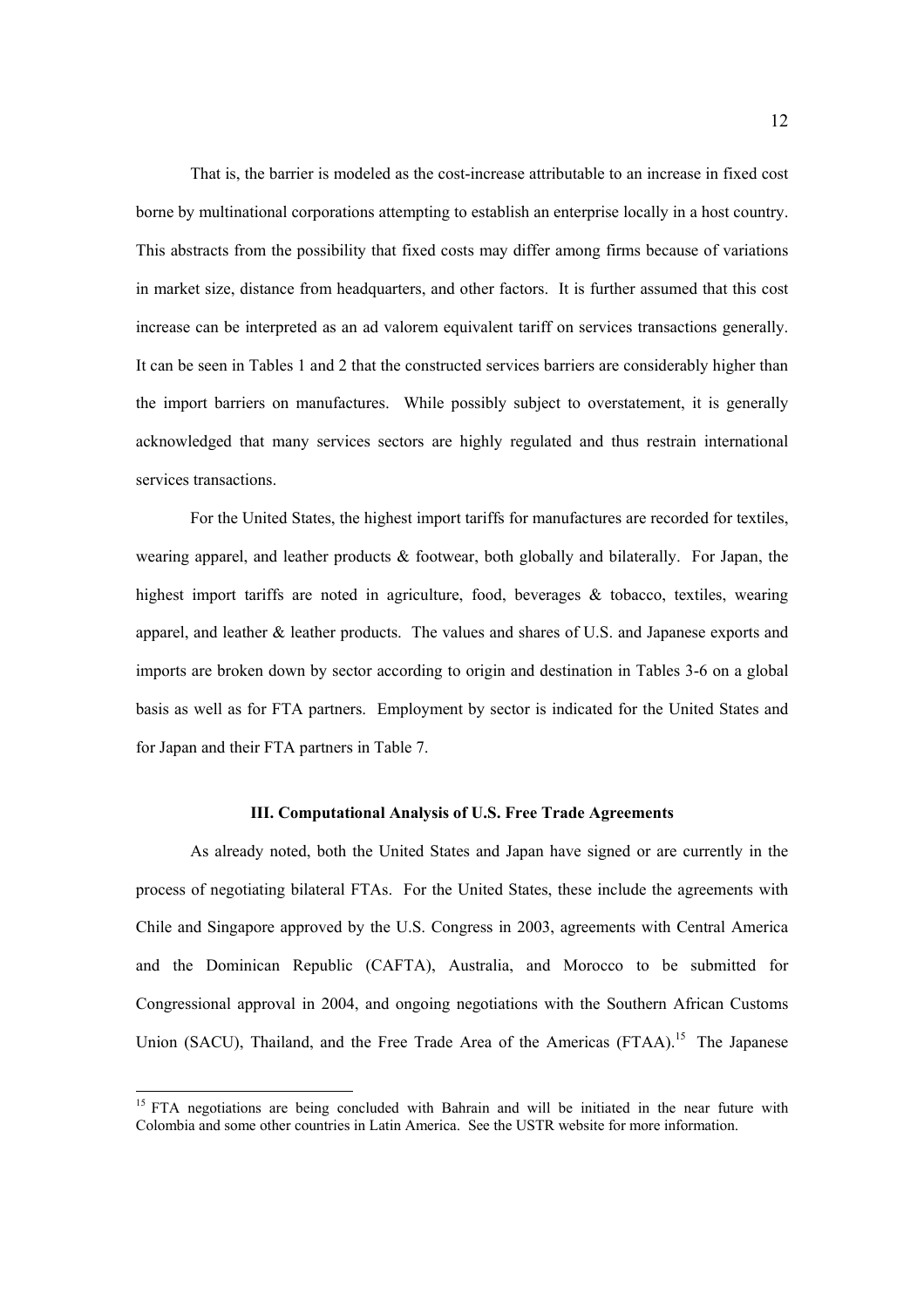That is, the barrier is modeled as the cost-increase attributable to an increase in fixed cost borne by multinational corporations attempting to establish an enterprise locally in a host country. This abstracts from the possibility that fixed costs may differ among firms because of variations in market size, distance from headquarters, and other factors. It is further assumed that this cost increase can be interpreted as an ad valorem equivalent tariff on services transactions generally. It can be seen in Tables 1 and 2 that the constructed services barriers are considerably higher than the import barriers on manufactures. While possibly subject to overstatement, it is generally acknowledged that many services sectors are highly regulated and thus restrain international services transactions.

For the United States, the highest import tariffs for manufactures are recorded for textiles, wearing apparel, and leather products & footwear, both globally and bilaterally. For Japan, the highest import tariffs are noted in agriculture, food, beverages & tobacco, textiles, wearing apparel, and leather & leather products. The values and shares of U.S. and Japanese exports and imports are broken down by sector according to origin and destination in Tables 3-6 on a global basis as well as for FTA partners. Employment by sector is indicated for the United States and for Japan and their FTA partners in Table 7.

### III. Computational Analysis of U.S. Free Trade Agreements

As already noted, both the United States and Japan have signed or are currently in the process of negotiating bilateral FTAs. For the United States, these include the agreements with Chile and Singapore approved by the U.S. Congress in 2003, agreements with Central America and the Dominican Republic (CAFTA), Australia, and Morocco to be submitted for Congressional approval in 2004, and ongoing negotiations with the Southern African Customs Union (SACU), Thailand, and the Free Trade Area of the Americas (FTAA).[15] The Japanese

[15] FTA negotiations are being concluded with Bahrain and will be initiated in the near future with Colombia and some other countries in Latin America. See the USTR website for more information.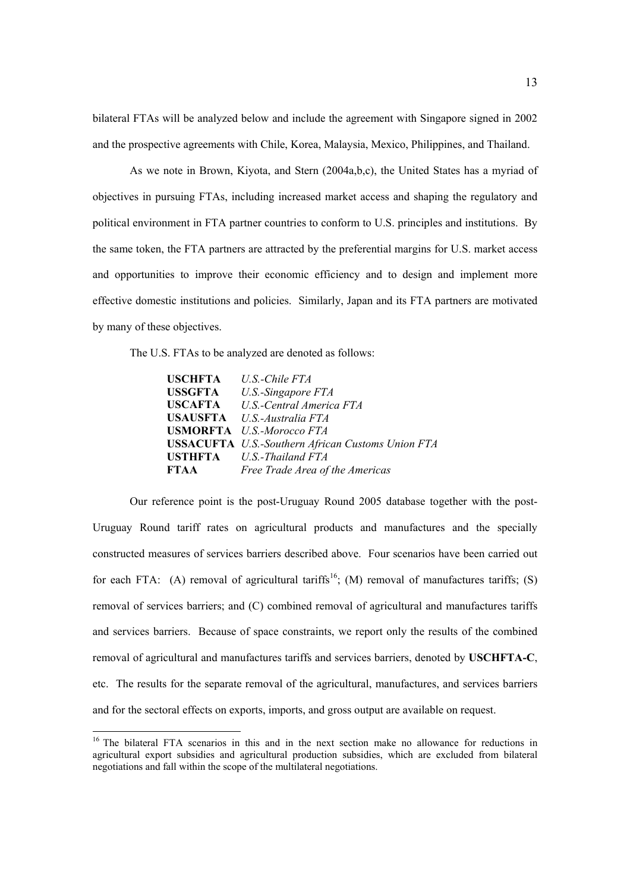bilateral FTAs will be analyzed below and include the agreement with Singapore signed in 2002 and the prospective agreements with Chile, Korea, Malaysia, Mexico, Philippines, and Thailand.

As we note in Brown, Kiyota, and Stern (2004a,b,c), the United States has a myriad of objectives in pursuing FTAs, including increased market access and shaping the regulatory and political environment in FTA partner countries to conform to U.S. principles and institutions. By the same token, the FTA partners are attracted by the preferential margins for U.S. market access and opportunities to improve their economic efficiency and to design and implement more effective domestic institutions and policies. Similarly, Japan and its FTA partners are motivated by many of these objectives.

The U.S. FTAs to be analyzed are denoted as follows:

| | |
|---|---|
| **USCHFTA** | *U.S.-Chile FTA* |
| **USSGFTA** | *U.S.-Singapore FTA* |
| **USCAFTA** | *U.S.-Central America FTA* |
| **USAUSFTA** | *U.S.-Australia FTA* |
| **USMORFTA** | *U.S.-Morocco FTA* |
| **USSACUFTA** | *U.S.-Southern African Customs Union FTA* |
| **USTHFTA** | *U.S.-Thailand FTA* |
| **FTAA** | *Free Trade Area of the Americas* |

Our reference point is the post-Uruguay Round 2005 database together with the post-Uruguay Round tariff rates on agricultural products and manufactures and the specially constructed measures of services barriers described above. Four scenarios have been carried out for each FTA: (A) removal of agricultural tariffs[16]; (M) removal of manufactures tariffs; (S) removal of services barriers; and (C) combined removal of agricultural and manufactures tariffs and services barriers. Because of space constraints, we report only the results of the combined removal of agricultural and manufactures tariffs and services barriers, denoted by **USCHFTA-C**, etc. The results for the separate removal of the agricultural, manufactures, and services barriers and for the sectoral effects on exports, imports, and gross output are available on request.

[16] The bilateral FTA scenarios in this and in the next section make no allowance for reductions in agricultural export subsidies and agricultural production subsidies, which are excluded from bilateral negotiations and fall within the scope of the multilateral negotiations.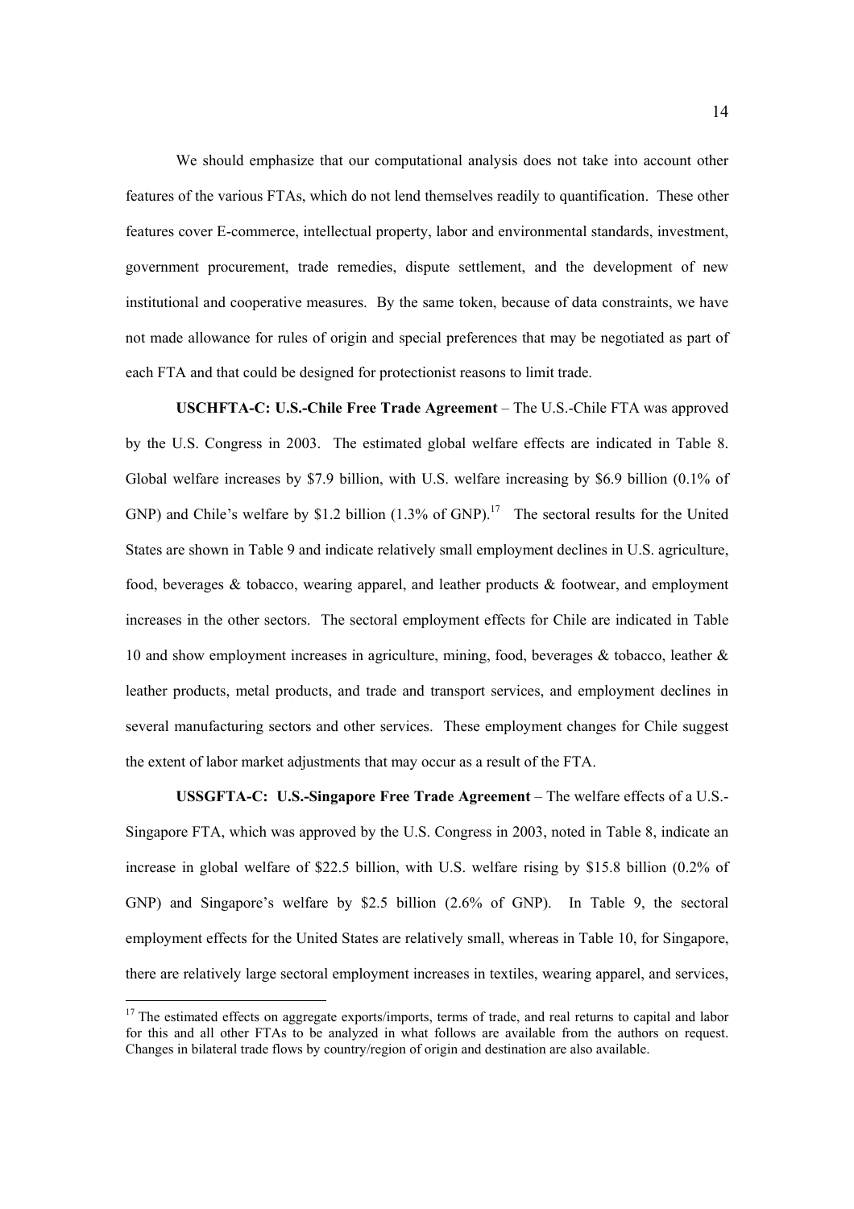We should emphasize that our computational analysis does not take into account other features of the various FTAs, which do not lend themselves readily to quantification. These other features cover E-commerce, intellectual property, labor and environmental standards, investment, government procurement, trade remedies, dispute settlement, and the development of new institutional and cooperative measures. By the same token, because of data constraints, we have not made allowance for rules of origin and special preferences that may be negotiated as part of each FTA and that could be designed for protectionist reasons to limit trade.

**USCHFTA-C: U.S.-Chile Free Trade Agreement** – The U.S.-Chile FTA was approved by the U.S. Congress in 2003. The estimated global welfare effects are indicated in Table 8. Global welfare increases by $7.9 billion, with U.S. welfare increasing by $6.9 billion (0.1% of GNP) and Chile's welfare by $1.2 billion (1.3% of GNP).[17] The sectoral results for the United States are shown in Table 9 and indicate relatively small employment declines in U.S. agriculture, food, beverages & tobacco, wearing apparel, and leather products & footwear, and employment increases in the other sectors. The sectoral employment effects for Chile are indicated in Table 10 and show employment increases in agriculture, mining, food, beverages & tobacco, leather & leather products, metal products, and trade and transport services, and employment declines in several manufacturing sectors and other services. These employment changes for Chile suggest the extent of labor market adjustments that may occur as a result of the FTA.

**USSGFTA-C: U.S.-Singapore Free Trade Agreement** – The welfare effects of a U.S.-Singapore FTA, which was approved by the U.S. Congress in 2003, noted in Table 8, indicate an increase in global welfare of $22.5 billion, with U.S. welfare rising by $15.8 billion (0.2% of GNP) and Singapore's welfare by $2.5 billion (2.6% of GNP). In Table 9, the sectoral employment effects for the United States are relatively small, whereas in Table 10, for Singapore, there are relatively large sectoral employment increases in textiles, wearing apparel, and services,

[17] The estimated effects on aggregate exports/imports, terms of trade, and real returns to capital and labor for this and all other FTAs to be analyzed in what follows are available from the authors on request. Changes in bilateral trade flows by country/region of origin and destination are also available.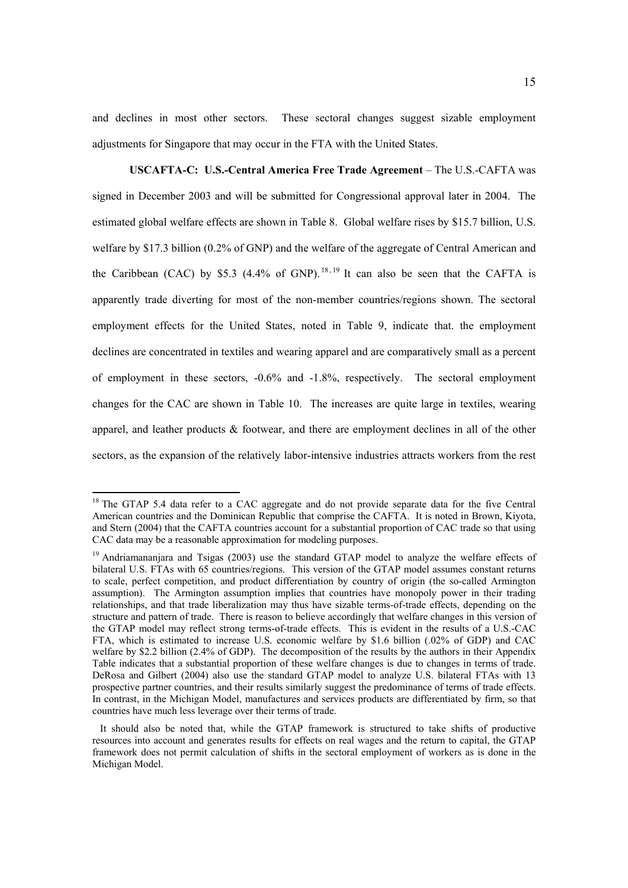and declines in most other sectors. These sectoral changes suggest sizable employment adjustments for Singapore that may occur in the FTA with the United States.

**USCAFTA-C: U.S.-Central America Free Trade Agreement** – The U.S.-CAFTA was signed in December 2003 and will be submitted for Congressional approval later in 2004. The estimated global welfare effects are shown in Table 8. Global welfare rises by $15.7 billion, U.S. welfare by $17.3 billion (0.2% of GNP) and the welfare of the aggregate of Central American and the Caribbean (CAC) by $5.3 (4.4% of GNP).[18,19] It can also be seen that the CAFTA is apparently trade diverting for most of the non-member countries/regions shown. The sectoral employment effects for the United States, noted in Table 9, indicate that. the employment declines are concentrated in textiles and wearing apparel and are comparatively small as a percent of employment in these sectors, -0.6% and -1.8%, respectively. The sectoral employment changes for the CAC are shown in Table 10. The increases are quite large in textiles, wearing apparel, and leather products & footwear, and there are employment declines in all of the other sectors, as the expansion of the relatively labor-intensive industries attracts workers from the rest

---

[18] The GTAP 5.4 data refer to a CAC aggregate and do not provide separate data for the five Central American countries and the Dominican Republic that comprise the CAFTA. It is noted in Brown, Kiyota, and Stern (2004) that the CAFTA countries account for a substantial proportion of CAC trade so that using CAC data may be a reasonable approximation for modeling purposes.

[19] Andriamananjara and Tsigas (2003) use the standard GTAP model to analyze the welfare effects of bilateral U.S. FTAs with 65 countries/regions. This version of the GTAP model assumes constant returns to scale, perfect competition, and product differentiation by country of origin (the so-called Armington assumption). The Armington assumption implies that countries have monopoly power in their trading relationships, and that trade liberalization may thus have sizable terms-of-trade effects, depending on the structure and pattern of trade. There is reason to believe accordingly that welfare changes in this version of the GTAP model may reflect strong terms-of-trade effects. This is evident in the results of a U.S.-CAC FTA, which is estimated to increase U.S. economic welfare by $1.6 billion (.02% of GDP) and CAC welfare by $2.2 billion (2.4% of GDP). The decomposition of the results by the authors in their Appendix Table indicates that a substantial proportion of these welfare changes is due to changes in terms of trade. DeRosa and Gilbert (2004) also use the standard GTAP model to analyze U.S. bilateral FTAs with 13 prospective partner countries, and their results similarly suggest the predominance of terms of trade effects. In contrast, in the Michigan Model, manufactures and services products are differentiated by firm, so that countries have much less leverage over their terms of trade.

It should also be noted that, while the GTAP framework is structured to take shifts of productive resources into account and generates results for effects on real wages and the return to capital, the GTAP framework does not permit calculation of shifts in the sectoral employment of workers as is done in the Michigan Model.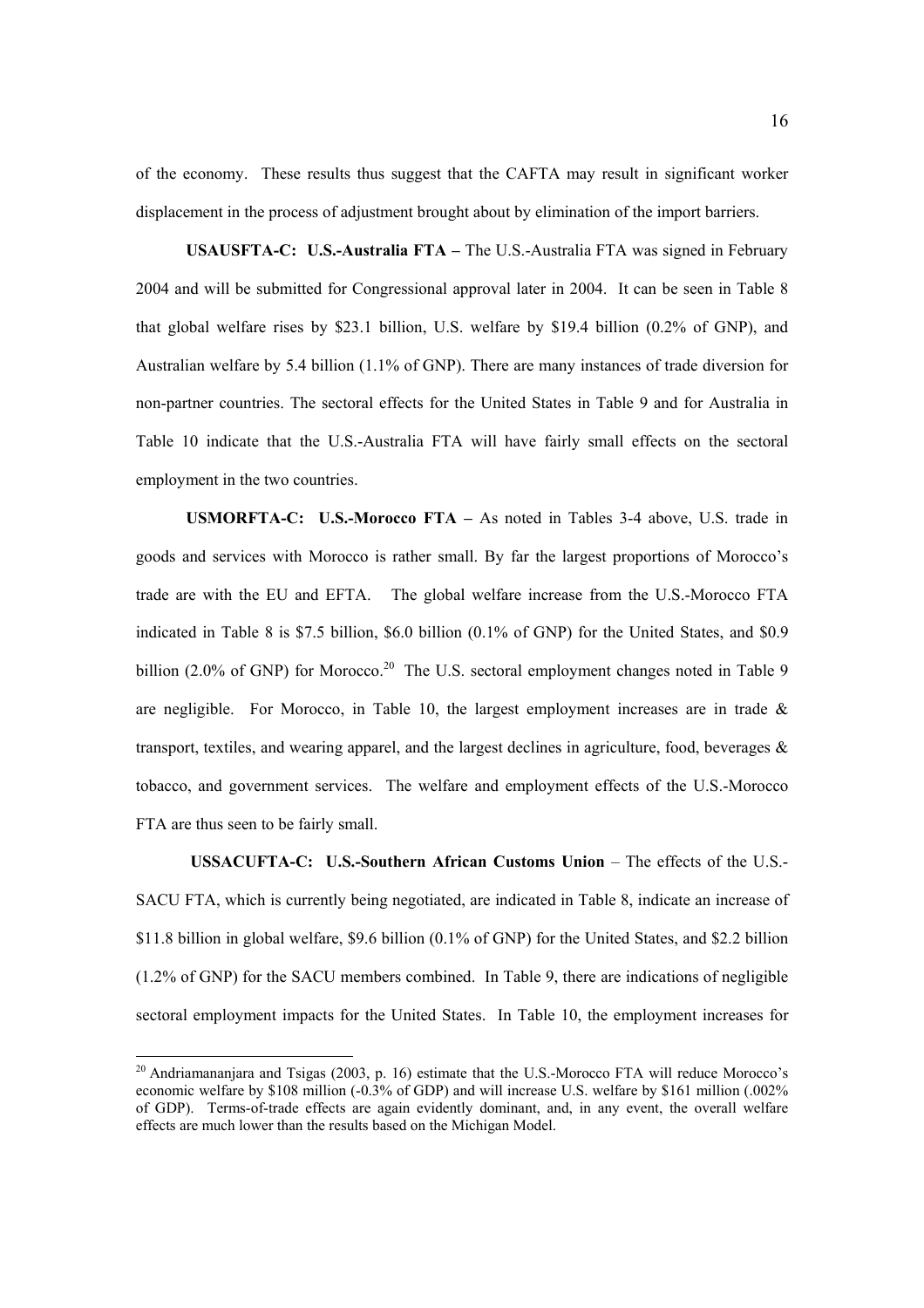of the economy. These results thus suggest that the CAFTA may result in significant worker displacement in the process of adjustment brought about by elimination of the import barriers.

**USAUSFTA-C: U.S.-Australia FTA –** The U.S.-Australia FTA was signed in February 2004 and will be submitted for Congressional approval later in 2004. It can be seen in Table 8 that global welfare rises by $23.1 billion, U.S. welfare by $19.4 billion (0.2% of GNP), and Australian welfare by 5.4 billion (1.1% of GNP). There are many instances of trade diversion for non-partner countries. The sectoral effects for the United States in Table 9 and for Australia in Table 10 indicate that the U.S.-Australia FTA will have fairly small effects on the sectoral employment in the two countries.

**USMORFTA-C: U.S.-Morocco FTA –** As noted in Tables 3-4 above, U.S. trade in goods and services with Morocco is rather small. By far the largest proportions of Morocco's trade are with the EU and EFTA. The global welfare increase from the U.S.-Morocco FTA indicated in Table 8 is $7.5 billion, $6.0 billion (0.1% of GNP) for the United States, and $0.9 billion (2.0% of GNP) for Morocco.[20] The U.S. sectoral employment changes noted in Table 9 are negligible. For Morocco, in Table 10, the largest employment increases are in trade & transport, textiles, and wearing apparel, and the largest declines in agriculture, food, beverages & tobacco, and government services. The welfare and employment effects of the U.S.-Morocco FTA are thus seen to be fairly small.

**USSACUFTA-C: U.S.-Southern African Customs Union** – The effects of the U.S.-SACU FTA, which is currently being negotiated, are indicated in Table 8, indicate an increase of $11.8 billion in global welfare, $9.6 billion (0.1% of GNP) for the United States, and $2.2 billion (1.2% of GNP) for the SACU members combined. In Table 9, there are indications of negligible sectoral employment impacts for the United States. In Table 10, the employment increases for

---

[20] Andriamananjara and Tsigas (2003, p. 16) estimate that the U.S.-Morocco FTA will reduce Morocco's economic welfare by $108 million (-0.3% of GDP) and will increase U.S. welfare by $161 million (.002% of GDP). Terms-of-trade effects are again evidently dominant, and, in any event, the overall welfare effects are much lower than the results based on the Michigan Model.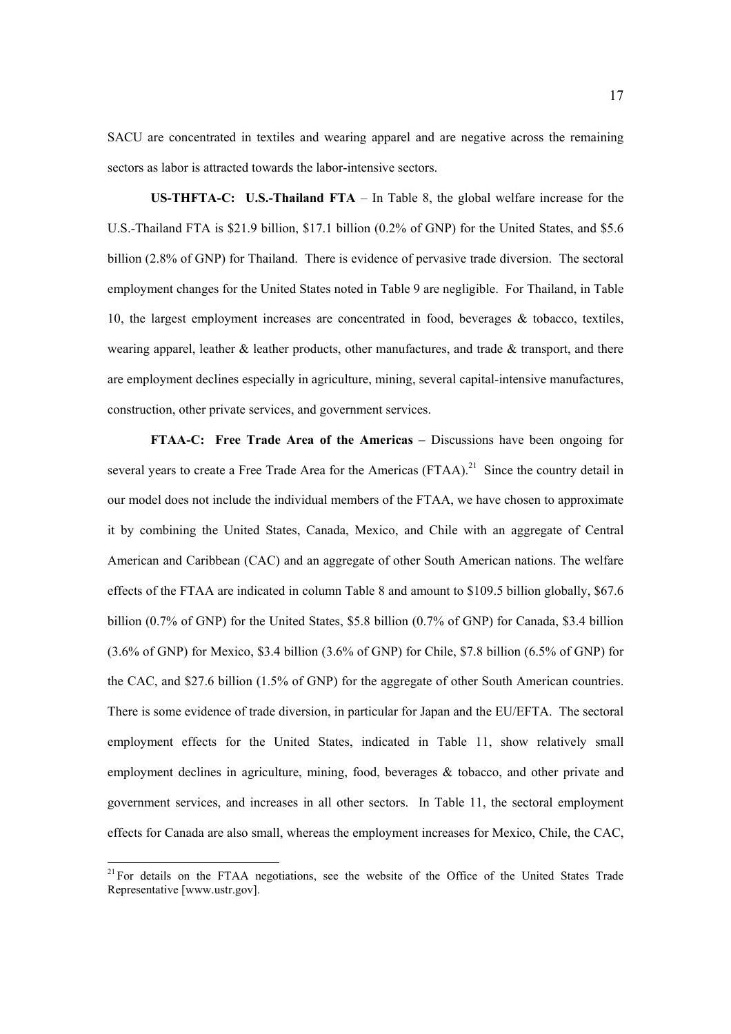SACU are concentrated in textiles and wearing apparel and are negative across the remaining sectors as labor is attracted towards the labor-intensive sectors.

**US-THFTA-C: U.S.-Thailand FTA** – In Table 8, the global welfare increase for the U.S.-Thailand FTA is $21.9 billion, $17.1 billion (0.2% of GNP) for the United States, and $5.6 billion (2.8% of GNP) for Thailand. There is evidence of pervasive trade diversion. The sectoral employment changes for the United States noted in Table 9 are negligible. For Thailand, in Table 10, the largest employment increases are concentrated in food, beverages & tobacco, textiles, wearing apparel, leather & leather products, other manufactures, and trade & transport, and there are employment declines especially in agriculture, mining, several capital-intensive manufactures, construction, other private services, and government services.

**FTAA-C: Free Trade Area of the Americas –** Discussions have been ongoing for several years to create a Free Trade Area for the Americas (FTAA).[21] Since the country detail in our model does not include the individual members of the FTAA, we have chosen to approximate it by combining the United States, Canada, Mexico, and Chile with an aggregate of Central American and Caribbean (CAC) and an aggregate of other South American nations. The welfare effects of the FTAA are indicated in column Table 8 and amount to $109.5 billion globally, $67.6 billion (0.7% of GNP) for the United States, $5.8 billion (0.7% of GNP) for Canada, $3.4 billion (3.6% of GNP) for Mexico, $3.4 billion (3.6% of GNP) for Chile, $7.8 billion (6.5% of GNP) for the CAC, and $27.6 billion (1.5% of GNP) for the aggregate of other South American countries. There is some evidence of trade diversion, in particular for Japan and the EU/EFTA. The sectoral employment effects for the United States, indicated in Table 11, show relatively small employment declines in agriculture, mining, food, beverages & tobacco, and other private and government services, and increases in all other sectors. In Table 11, the sectoral employment effects for Canada are also small, whereas the employment increases for Mexico, Chile, the CAC,

[21] For details on the FTAA negotiations, see the website of the Office of the United States Trade Representative [www.ustr.gov].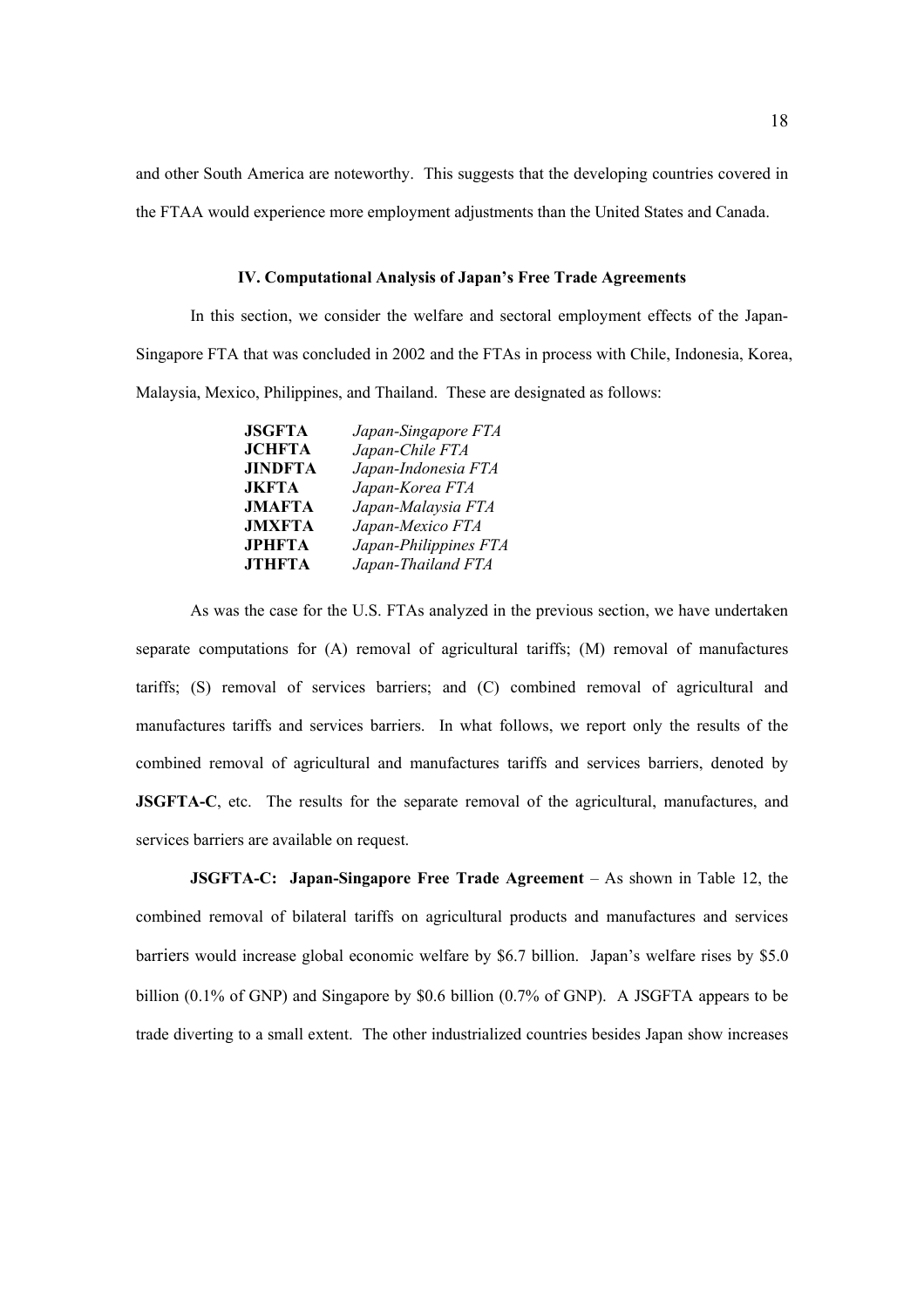and other South America are noteworthy. This suggests that the developing countries covered in the FTAA would experience more employment adjustments than the United States and Canada.

### IV. Computational Analysis of Japan's Free Trade Agreements

In this section, we consider the welfare and sectoral employment effects of the Japan-Singapore FTA that was concluded in 2002 and the FTAs in process with Chile, Indonesia, Korea, Malaysia, Mexico, Philippines, and Thailand. These are designated as follows:

| | |
|---|---|
| **JSGFTA** | *Japan-Singapore FTA* |
| **JCHFTA** | *Japan-Chile FTA* |
| **JINDFTA** | *Japan-Indonesia FTA* |
| **JKFTA** | *Japan-Korea FTA* |
| **JMAFTA** | *Japan-Malaysia FTA* |
| **JMXFTA** | *Japan-Mexico FTA* |
| **JPHFTA** | *Japan-Philippines FTA* |
| **JTHFTA** | *Japan-Thailand FTA* |

As was the case for the U.S. FTAs analyzed in the previous section, we have undertaken separate computations for (A) removal of agricultural tariffs; (M) removal of manufactures tariffs; (S) removal of services barriers; and (C) combined removal of agricultural and manufactures tariffs and services barriers. In what follows, we report only the results of the combined removal of agricultural and manufactures tariffs and services barriers, denoted by **JSGFTA-C**, etc. The results for the separate removal of the agricultural, manufactures, and services barriers are available on request.

**JSGFTA-C: Japan-Singapore Free Trade Agreement** – As shown in Table 12, the combined removal of bilateral tariffs on agricultural products and manufactures and services barriers would increase global economic welfare by $6.7 billion. Japan's welfare rises by $5.0 billion (0.1% of GNP) and Singapore by $0.6 billion (0.7% of GNP). A JSGFTA appears to be trade diverting to a small extent. The other industrialized countries besides Japan show increases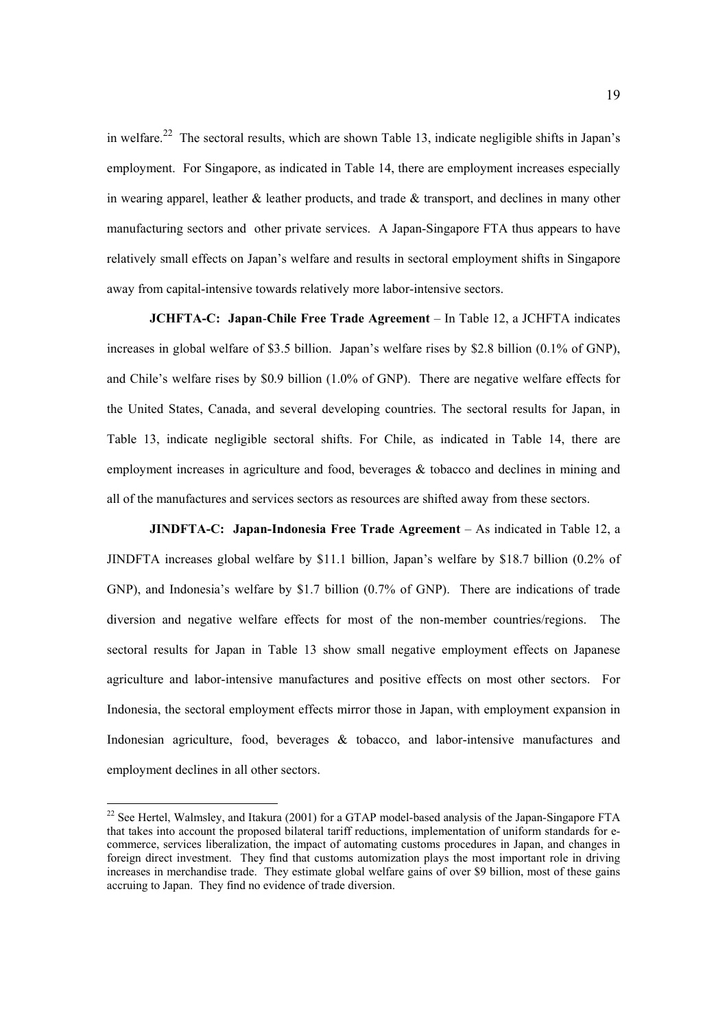in welfare.[22] The sectoral results, which are shown Table 13, indicate negligible shifts in Japan's employment. For Singapore, as indicated in Table 14, there are employment increases especially in wearing apparel, leather & leather products, and trade & transport, and declines in many other manufacturing sectors and other private services. A Japan-Singapore FTA thus appears to have relatively small effects on Japan's welfare and results in sectoral employment shifts in Singapore away from capital-intensive towards relatively more labor-intensive sectors.

**JCHFTA-C: Japan-Chile Free Trade Agreement** – In Table 12, a JCHFTA indicates increases in global welfare of \$3.5 billion. Japan's welfare rises by \$2.8 billion (0.1% of GNP), and Chile's welfare rises by \$0.9 billion (1.0% of GNP). There are negative welfare effects for the United States, Canada, and several developing countries. The sectoral results for Japan, in Table 13, indicate negligible sectoral shifts. For Chile, as indicated in Table 14, there are employment increases in agriculture and food, beverages & tobacco and declines in mining and all of the manufactures and services sectors as resources are shifted away from these sectors.

**JINDFTA-C: Japan-Indonesia Free Trade Agreement** – As indicated in Table 12, a JINDFTA increases global welfare by \$11.1 billion, Japan's welfare by \$18.7 billion (0.2% of GNP), and Indonesia's welfare by \$1.7 billion (0.7% of GNP). There are indications of trade diversion and negative welfare effects for most of the non-member countries/regions. The sectoral results for Japan in Table 13 show small negative employment effects on Japanese agriculture and labor-intensive manufactures and positive effects on most other sectors. For Indonesia, the sectoral employment effects mirror those in Japan, with employment expansion in Indonesian agriculture, food, beverages & tobacco, and labor-intensive manufactures and employment declines in all other sectors.

[22] See Hertel, Walmsley, and Itakura (2001) for a GTAP model-based analysis of the Japan-Singapore FTA that takes into account the proposed bilateral tariff reductions, implementation of uniform standards for e-commerce, services liberalization, the impact of automating customs procedures in Japan, and changes in foreign direct investment. They find that customs automization plays the most important role in driving increases in merchandise trade. They estimate global welfare gains of over \$9 billion, most of these gains accruing to Japan. They find no evidence of trade diversion.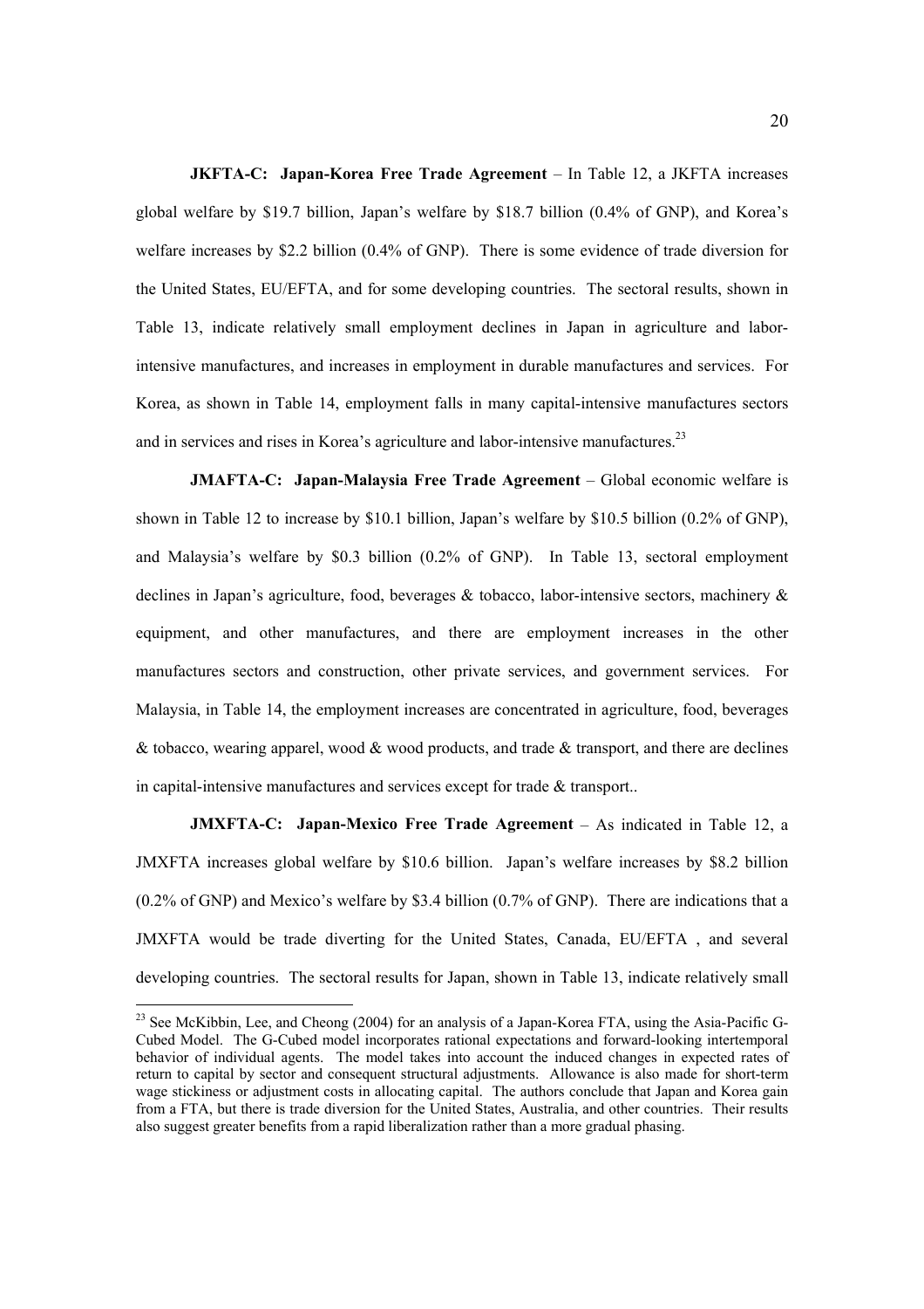**JKFTA-C: Japan-Korea Free Trade Agreement** – In Table 12, a JKFTA increases global welfare by $19.7 billion, Japan's welfare by $18.7 billion (0.4% of GNP), and Korea's welfare increases by $2.2 billion (0.4% of GNP). There is some evidence of trade diversion for the United States, EU/EFTA, and for some developing countries. The sectoral results, shown in Table 13, indicate relatively small employment declines in Japan in agriculture and labor-intensive manufactures, and increases in employment in durable manufactures and services. For Korea, as shown in Table 14, employment falls in many capital-intensive manufactures sectors and in services and rises in Korea's agriculture and labor-intensive manufactures.[23]

**JMAFTA-C: Japan-Malaysia Free Trade Agreement** – Global economic welfare is shown in Table 12 to increase by $10.1 billion, Japan's welfare by $10.5 billion (0.2% of GNP), and Malaysia's welfare by $0.3 billion (0.2% of GNP). In Table 13, sectoral employment declines in Japan's agriculture, food, beverages & tobacco, labor-intensive sectors, machinery & equipment, and other manufactures, and there are employment increases in the other manufactures sectors and construction, other private services, and government services. For Malaysia, in Table 14, the employment increases are concentrated in agriculture, food, beverages & tobacco, wearing apparel, wood & wood products, and trade & transport, and there are declines in capital-intensive manufactures and services except for trade & transport..

**JMXFTA-C: Japan-Mexico Free Trade Agreement** – As indicated in Table 12, a JMXFTA increases global welfare by $10.6 billion. Japan's welfare increases by $8.2 billion (0.2% of GNP) and Mexico's welfare by $3.4 billion (0.7% of GNP). There are indications that a JMXFTA would be trade diverting for the United States, Canada, EU/EFTA , and several developing countries. The sectoral results for Japan, shown in Table 13, indicate relatively small

[23] See McKibbin, Lee, and Cheong (2004) for an analysis of a Japan-Korea FTA, using the Asia-Pacific G-Cubed Model. The G-Cubed model incorporates rational expectations and forward-looking intertemporal behavior of individual agents. The model takes into account the induced changes in expected rates of return to capital by sector and consequent structural adjustments. Allowance is also made for short-term wage stickiness or adjustment costs in allocating capital. The authors conclude that Japan and Korea gain from a FTA, but there is trade diversion for the United States, Australia, and other countries. Their results also suggest greater benefits from a rapid liberalization rather than a more gradual phasing.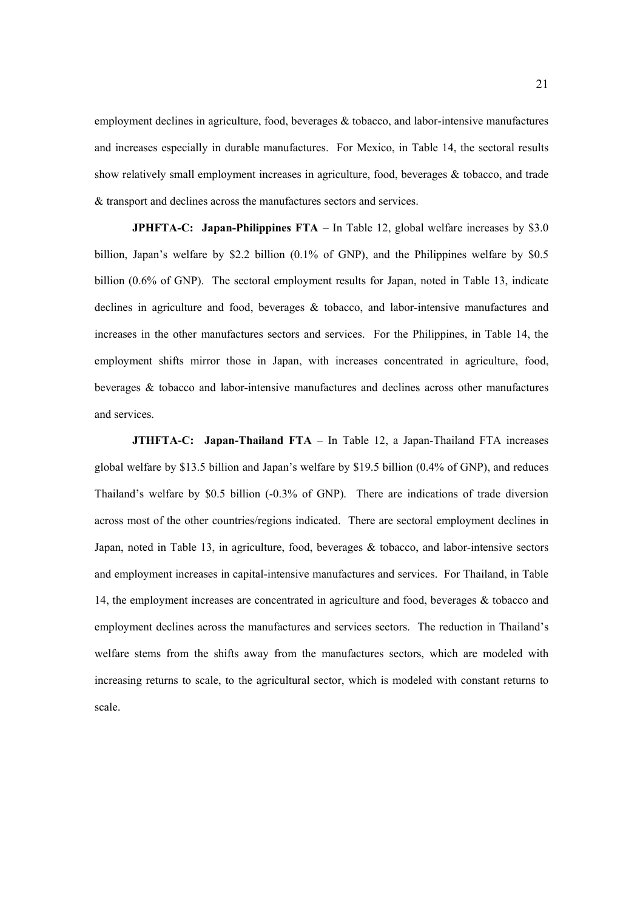employment declines in agriculture, food, beverages & tobacco, and labor-intensive manufactures and increases especially in durable manufactures. For Mexico, in Table 14, the sectoral results show relatively small employment increases in agriculture, food, beverages & tobacco, and trade & transport and declines across the manufactures sectors and services.

**JPHFTA-C: Japan-Philippines FTA** – In Table 12, global welfare increases by $3.0 billion, Japan's welfare by $2.2 billion (0.1% of GNP), and the Philippines welfare by $0.5 billion (0.6% of GNP). The sectoral employment results for Japan, noted in Table 13, indicate declines in agriculture and food, beverages & tobacco, and labor-intensive manufactures and increases in the other manufactures sectors and services. For the Philippines, in Table 14, the employment shifts mirror those in Japan, with increases concentrated in agriculture, food, beverages & tobacco and labor-intensive manufactures and declines across other manufactures and services.

**JTHFTA-C: Japan-Thailand FTA** – In Table 12, a Japan-Thailand FTA increases global welfare by $13.5 billion and Japan's welfare by $19.5 billion (0.4% of GNP), and reduces Thailand's welfare by $0.5 billion (-0.3% of GNP). There are indications of trade diversion across most of the other countries/regions indicated. There are sectoral employment declines in Japan, noted in Table 13, in agriculture, food, beverages & tobacco, and labor-intensive sectors and employment increases in capital-intensive manufactures and services. For Thailand, in Table 14, the employment increases are concentrated in agriculture and food, beverages & tobacco and employment declines across the manufactures and services sectors. The reduction in Thailand's welfare stems from the shifts away from the manufactures sectors, which are modeled with increasing returns to scale, to the agricultural sector, which is modeled with constant returns to scale.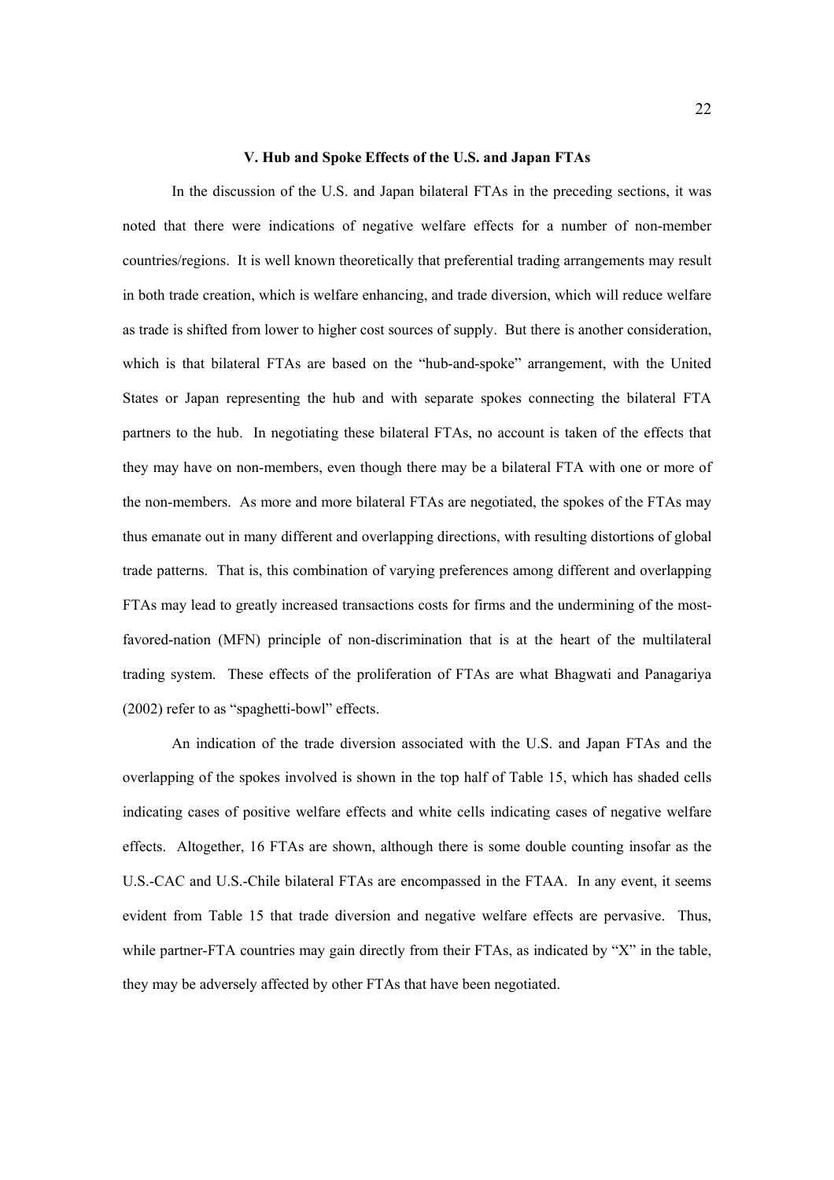## V. Hub and Spoke Effects of the U.S. and Japan FTAs

In the discussion of the U.S. and Japan bilateral FTAs in the preceding sections, it was noted that there were indications of negative welfare effects for a number of non-member countries/regions. It is well known theoretically that preferential trading arrangements may result in both trade creation, which is welfare enhancing, and trade diversion, which will reduce welfare as trade is shifted from lower to higher cost sources of supply. But there is another consideration, which is that bilateral FTAs are based on the "hub-and-spoke" arrangement, with the United States or Japan representing the hub and with separate spokes connecting the bilateral FTA partners to the hub. In negotiating these bilateral FTAs, no account is taken of the effects that they may have on non-members, even though there may be a bilateral FTA with one or more of the non-members. As more and more bilateral FTAs are negotiated, the spokes of the FTAs may thus emanate out in many different and overlapping directions, with resulting distortions of global trade patterns. That is, this combination of varying preferences among different and overlapping FTAs may lead to greatly increased transactions costs for firms and the undermining of the most-favored-nation (MFN) principle of non-discrimination that is at the heart of the multilateral trading system. These effects of the proliferation of FTAs are what Bhagwati and Panagariya (2002) refer to as "spaghetti-bowl" effects.

An indication of the trade diversion associated with the U.S. and Japan FTAs and the overlapping of the spokes involved is shown in the top half of Table 15, which has shaded cells indicating cases of positive welfare effects and white cells indicating cases of negative welfare effects. Altogether, 16 FTAs are shown, although there is some double counting insofar as the U.S.-CAC and U.S.-Chile bilateral FTAs are encompassed in the FTAA. In any event, it seems evident from Table 15 that trade diversion and negative welfare effects are pervasive. Thus, while partner-FTA countries may gain directly from their FTAs, as indicated by "X" in the table, they may be adversely affected by other FTAs that have been negotiated.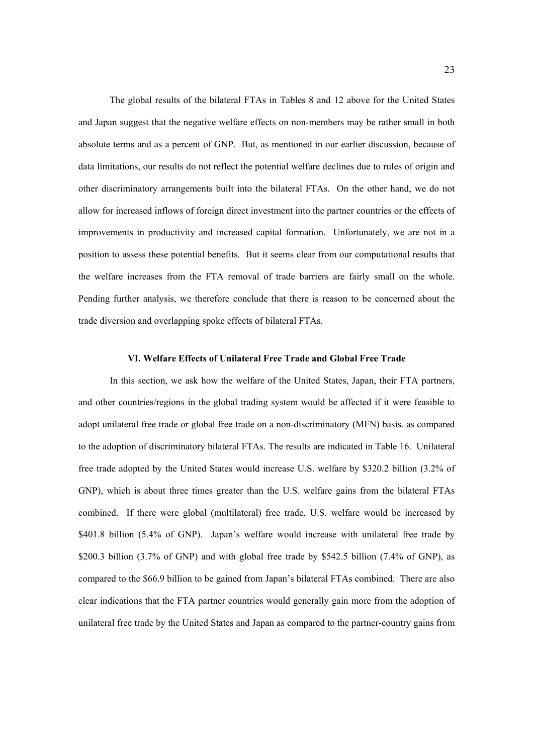The global results of the bilateral FTAs in Tables 8 and 12 above for the United States and Japan suggest that the negative welfare effects on non-members may be rather small in both absolute terms and as a percent of GNP. But, as mentioned in our earlier discussion, because of data limitations, our results do not reflect the potential welfare declines due to rules of origin and other discriminatory arrangements built into the bilateral FTAs. On the other hand, we do not allow for increased inflows of foreign direct investment into the partner countries or the effects of improvements in productivity and increased capital formation. Unfortunately, we are not in a position to assess these potential benefits. But it seems clear from our computational results that the welfare increases from the FTA removal of trade barriers are fairly small on the whole. Pending further analysis, we therefore conclude that there is reason to be concerned about the trade diversion and overlapping spoke effects of bilateral FTAs.

## VI. Welfare Effects of Unilateral Free Trade and Global Free Trade

In this section, we ask how the welfare of the United States, Japan, their FTA partners, and other countries/regions in the global trading system would be affected if it were feasible to adopt unilateral free trade or global free trade on a non-discriminatory (MFN) basis. as compared to the adoption of discriminatory bilateral FTAs. The results are indicated in Table 16. Unilateral free trade adopted by the United States would increase U.S. welfare by $320.2 billion (3.2% of GNP), which is about three times greater than the U.S. welfare gains from the bilateral FTAs combined. If there were global (multilateral) free trade, U.S. welfare would be increased by $401.8 billion (5.4% of GNP). Japan's welfare would increase with unilateral free trade by $200.3 billion (3.7% of GNP) and with global free trade by $542.5 billion (7.4% of GNP), as compared to the $66.9 billion to be gained from Japan's bilateral FTAs combined. There are also clear indications that the FTA partner countries would generally gain more from the adoption of unilateral free trade by the United States and Japan as compared to the partner-country gains from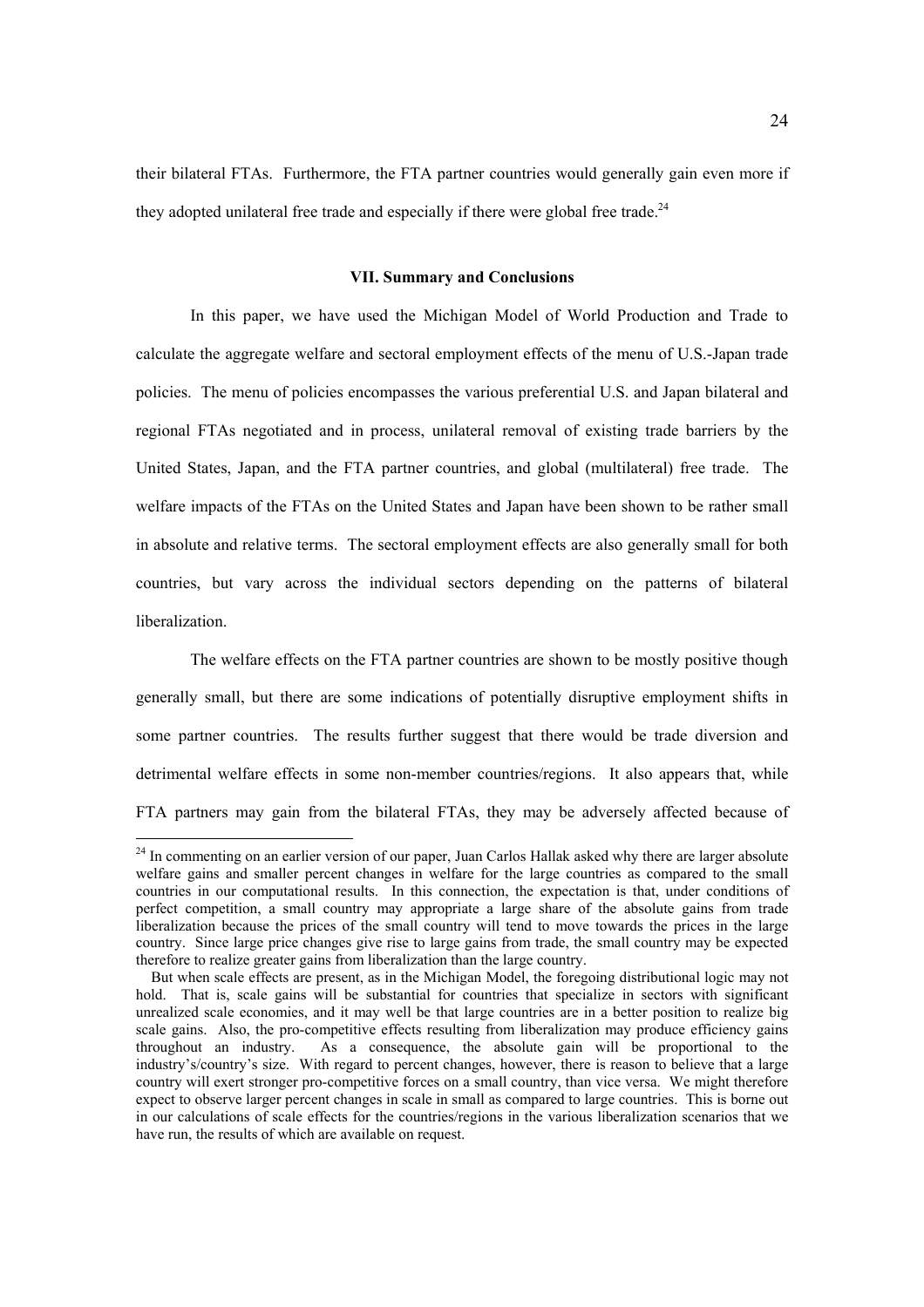their bilateral FTAs. Furthermore, the FTA partner countries would generally gain even more if they adopted unilateral free trade and especially if there were global free trade.[24]

## VII. Summary and Conclusions

In this paper, we have used the Michigan Model of World Production and Trade to calculate the aggregate welfare and sectoral employment effects of the menu of U.S.-Japan trade policies. The menu of policies encompasses the various preferential U.S. and Japan bilateral and regional FTAs negotiated and in process, unilateral removal of existing trade barriers by the United States, Japan, and the FTA partner countries, and global (multilateral) free trade. The welfare impacts of the FTAs on the United States and Japan have been shown to be rather small in absolute and relative terms. The sectoral employment effects are also generally small for both countries, but vary across the individual sectors depending on the patterns of bilateral liberalization.

The welfare effects on the FTA partner countries are shown to be mostly positive though generally small, but there are some indications of potentially disruptive employment shifts in some partner countries. The results further suggest that there would be trade diversion and detrimental welfare effects in some non-member countries/regions. It also appears that, while FTA partners may gain from the bilateral FTAs, they may be adversely affected because of

---

[24] In commenting on an earlier version of our paper, Juan Carlos Hallak asked why there are larger absolute welfare gains and smaller percent changes in welfare for the large countries as compared to the small countries in our computational results. In this connection, the expectation is that, under conditions of perfect competition, a small country may appropriate a large share of the absolute gains from trade liberalization because the prices of the small country will tend to move towards the prices in the large country. Since large price changes give rise to large gains from trade, the small country may be expected therefore to realize greater gains from liberalization than the large country.

But when scale effects are present, as in the Michigan Model, the foregoing distributional logic may not hold. That is, scale gains will be substantial for countries that specialize in sectors with significant unrealized scale economies, and it may well be that large countries are in a better position to realize big scale gains. Also, the pro-competitive effects resulting from liberalization may produce efficiency gains throughout an industry. As a consequence, the absolute gain will be proportional to the industry's/country's size. With regard to percent changes, however, there is reason to believe that a large country will exert stronger pro-competitive forces on a small country, than vice versa. We might therefore expect to observe larger percent changes in scale in small as compared to large countries. This is borne out in our calculations of scale effects for the countries/regions in the various liberalization scenarios that we have run, the results of which are available on request.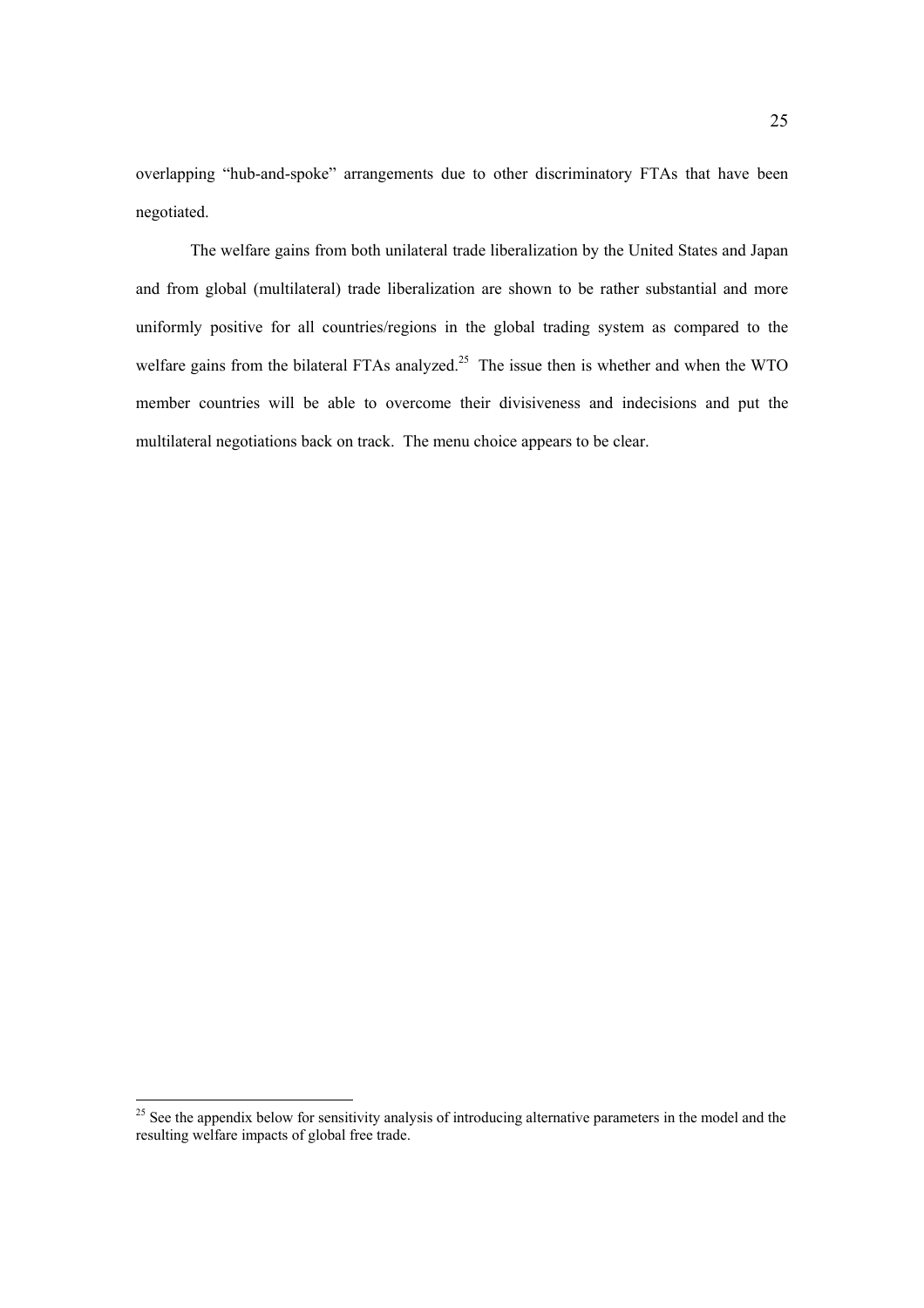overlapping "hub-and-spoke" arrangements due to other discriminatory FTAs that have been negotiated.

The welfare gains from both unilateral trade liberalization by the United States and Japan and from global (multilateral) trade liberalization are shown to be rather substantial and more uniformly positive for all countries/regions in the global trading system as compared to the welfare gains from the bilateral FTAs analyzed.[25] The issue then is whether and when the WTO member countries will be able to overcome their divisiveness and indecisions and put the multilateral negotiations back on track. The menu choice appears to be clear.

[25] See the appendix below for sensitivity analysis of introducing alternative parameters in the model and the resulting welfare impacts of global free trade.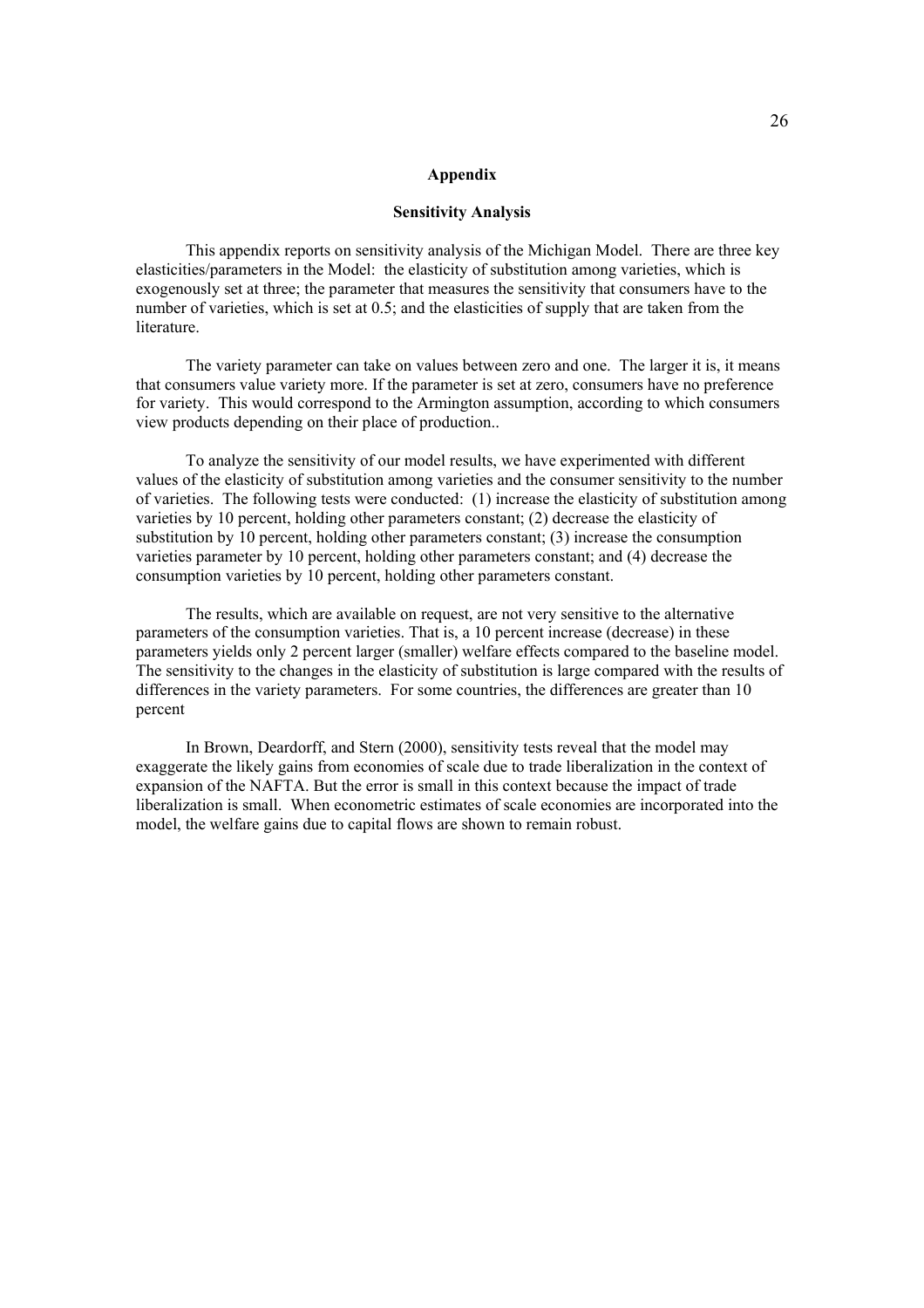## Appendix

### Sensitivity Analysis

This appendix reports on sensitivity analysis of the Michigan Model. There are three key elasticities/parameters in the Model: the elasticity of substitution among varieties, which is exogenously set at three; the parameter that measures the sensitivity that consumers have to the number of varieties, which is set at 0.5; and the elasticities of supply that are taken from the literature.

The variety parameter can take on values between zero and one. The larger it is, it means that consumers value variety more. If the parameter is set at zero, consumers have no preference for variety. This would correspond to the Armington assumption, according to which consumers view products depending on their place of production..

To analyze the sensitivity of our model results, we have experimented with different values of the elasticity of substitution among varieties and the consumer sensitivity to the number of varieties. The following tests were conducted: (1) increase the elasticity of substitution among varieties by 10 percent, holding other parameters constant; (2) decrease the elasticity of substitution by 10 percent, holding other parameters constant; (3) increase the consumption varieties parameter by 10 percent, holding other parameters constant; and (4) decrease the consumption varieties by 10 percent, holding other parameters constant.

The results, which are available on request, are not very sensitive to the alternative parameters of the consumption varieties. That is, a 10 percent increase (decrease) in these parameters yields only 2 percent larger (smaller) welfare effects compared to the baseline model. The sensitivity to the changes in the elasticity of substitution is large compared with the results of differences in the variety parameters. For some countries, the differences are greater than 10 percent

In Brown, Deardorff, and Stern (2000), sensitivity tests reveal that the model may exaggerate the likely gains from economies of scale due to trade liberalization in the context of expansion of the NAFTA. But the error is small in this context because the impact of trade liberalization is small. When econometric estimates of scale economies are incorporated into the model, the welfare gains due to capital flows are shown to remain robust.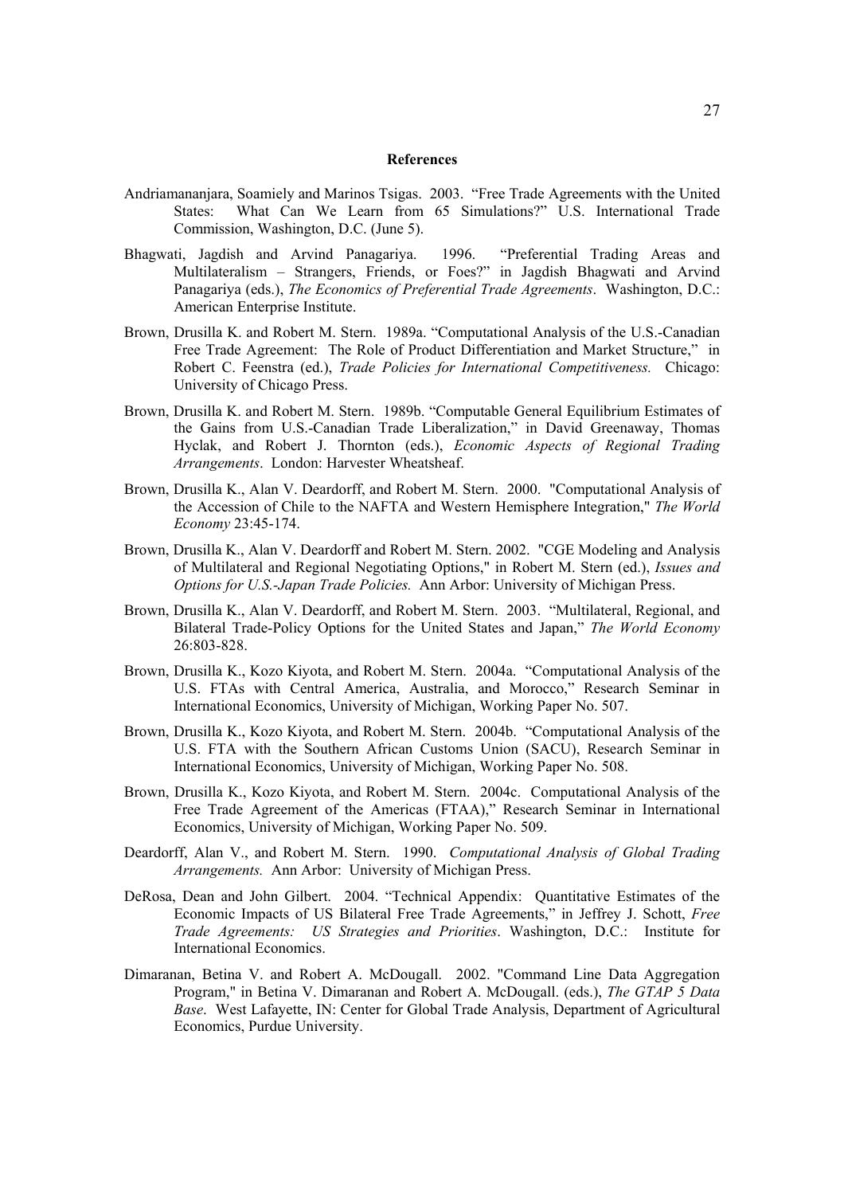**References**

Andriamananjara, Soamiely and Marinos Tsigas. 2003. "Free Trade Agreements with the United States: What Can We Learn from 65 Simulations?" U.S. International Trade Commission, Washington, D.C. (June 5).

Bhagwati, Jagdish and Arvind Panagariya. 1996. "Preferential Trading Areas and Multilateralism – Strangers, Friends, or Foes?" in Jagdish Bhagwati and Arvind Panagariya (eds.), *The Economics of Preferential Trade Agreements*. Washington, D.C.: American Enterprise Institute.

Brown, Drusilla K. and Robert M. Stern. 1989a. "Computational Analysis of the U.S.-Canadian Free Trade Agreement: The Role of Product Differentiation and Market Structure," in Robert C. Feenstra (ed.), *Trade Policies for International Competitiveness.* Chicago: University of Chicago Press.

Brown, Drusilla K. and Robert M. Stern. 1989b. "Computable General Equilibrium Estimates of the Gains from U.S.-Canadian Trade Liberalization," in David Greenaway, Thomas Hyclak, and Robert J. Thornton (eds.), *Economic Aspects of Regional Trading Arrangements*. London: Harvester Wheatsheaf.

Brown, Drusilla K., Alan V. Deardorff, and Robert M. Stern. 2000. "Computational Analysis of the Accession of Chile to the NAFTA and Western Hemisphere Integration," *The World Economy* 23:45-174.

Brown, Drusilla K., Alan V. Deardorff and Robert M. Stern. 2002. "CGE Modeling and Analysis of Multilateral and Regional Negotiating Options," in Robert M. Stern (ed.), *Issues and Options for U.S.-Japan Trade Policies.* Ann Arbor: University of Michigan Press.

Brown, Drusilla K., Alan V. Deardorff, and Robert M. Stern. 2003. "Multilateral, Regional, and Bilateral Trade-Policy Options for the United States and Japan," *The World Economy* 26:803-828.

Brown, Drusilla K., Kozo Kiyota, and Robert M. Stern. 2004a. "Computational Analysis of the U.S. FTAs with Central America, Australia, and Morocco," Research Seminar in International Economics, University of Michigan, Working Paper No. 507.

Brown, Drusilla K., Kozo Kiyota, and Robert M. Stern. 2004b. "Computational Analysis of the U.S. FTA with the Southern African Customs Union (SACU), Research Seminar in International Economics, University of Michigan, Working Paper No. 508.

Brown, Drusilla K., Kozo Kiyota, and Robert M. Stern. 2004c. Computational Analysis of the Free Trade Agreement of the Americas (FTAA)," Research Seminar in International Economics, University of Michigan, Working Paper No. 509.

Deardorff, Alan V., and Robert M. Stern. 1990. *Computational Analysis of Global Trading Arrangements.* Ann Arbor: University of Michigan Press.

DeRosa, Dean and John Gilbert. 2004. "Technical Appendix: Quantitative Estimates of the Economic Impacts of US Bilateral Free Trade Agreements," in Jeffrey J. Schott, *Free Trade Agreements: US Strategies and Priorities*. Washington, D.C.: Institute for International Economics.

Dimaranan, Betina V. and Robert A. McDougall. 2002. "Command Line Data Aggregation Program," in Betina V. Dimaranan and Robert A. McDougall. (eds.), *The GTAP 5 Data Base*. West Lafayette, IN: Center for Global Trade Analysis, Department of Agricultural Economics, Purdue University.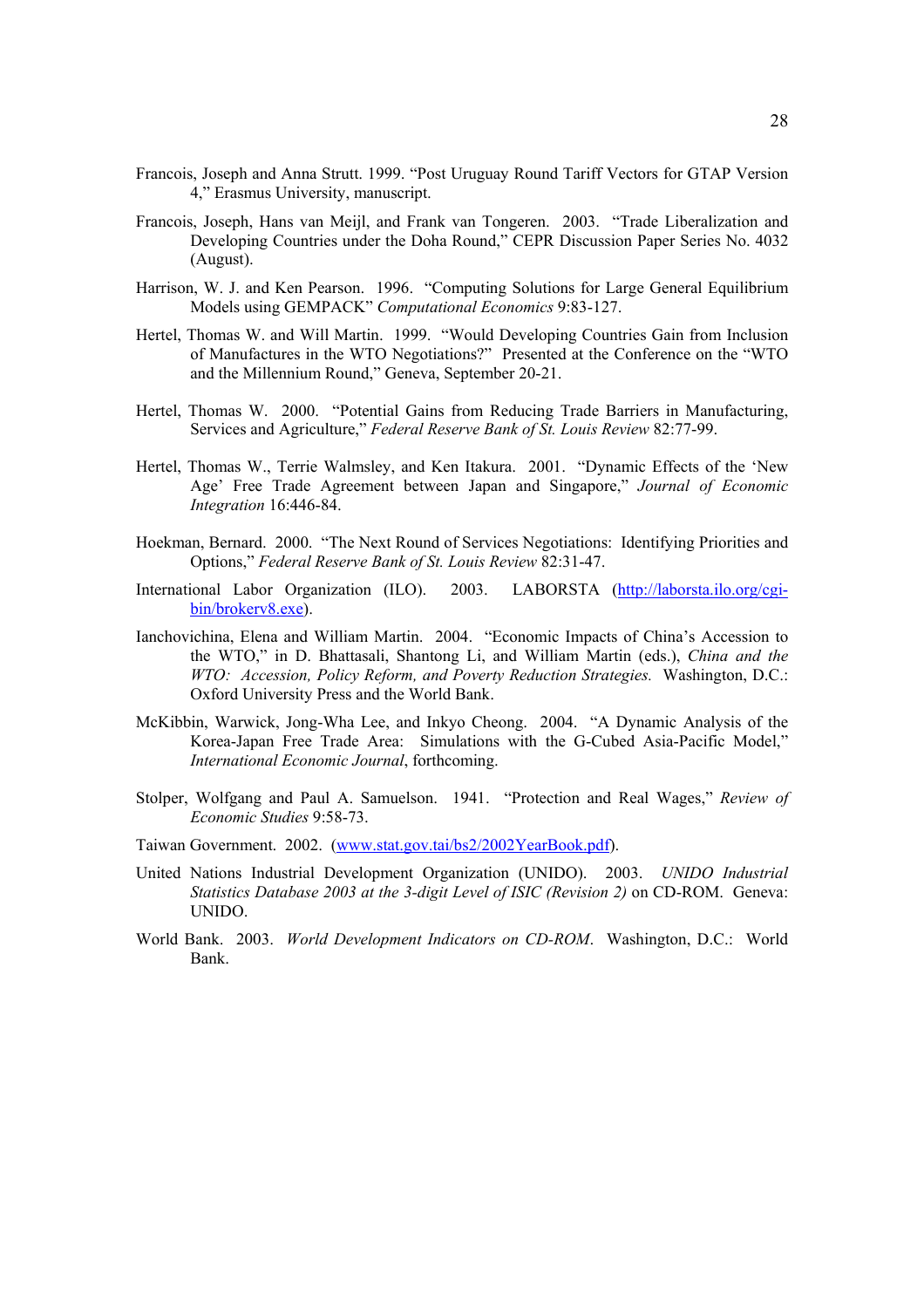Francois, Joseph and Anna Strutt. 1999. "Post Uruguay Round Tariff Vectors for GTAP Version 4," Erasmus University, manuscript.

Francois, Joseph, Hans van Meijl, and Frank van Tongeren. 2003. "Trade Liberalization and Developing Countries under the Doha Round," CEPR Discussion Paper Series No. 4032 (August).

Harrison, W. J. and Ken Pearson. 1996. "Computing Solutions for Large General Equilibrium Models using GEMPACK" *Computational Economics* 9:83-127.

Hertel, Thomas W. and Will Martin. 1999. "Would Developing Countries Gain from Inclusion of Manufactures in the WTO Negotiations?" Presented at the Conference on the "WTO and the Millennium Round," Geneva, September 20-21.

Hertel, Thomas W. 2000. "Potential Gains from Reducing Trade Barriers in Manufacturing, Services and Agriculture," *Federal Reserve Bank of St. Louis Review* 82:77-99.

Hertel, Thomas W., Terrie Walmsley, and Ken Itakura. 2001. "Dynamic Effects of the 'New Age' Free Trade Agreement between Japan and Singapore," *Journal of Economic Integration* 16:446-84.

Hoekman, Bernard. 2000. "The Next Round of Services Negotiations: Identifying Priorities and Options," *Federal Reserve Bank of St. Louis Review* 82:31-47.

International Labor Organization (ILO). 2003. LABORSTA (http://laborsta.ilo.org/cgi-bin/brokerv8.exe).

Ianchovichina, Elena and William Martin. 2004. "Economic Impacts of China's Accession to the WTO," in D. Bhattasali, Shantong Li, and William Martin (eds.), *China and the WTO: Accession, Policy Reform, and Poverty Reduction Strategies.* Washington, D.C.: Oxford University Press and the World Bank.

McKibbin, Warwick, Jong-Wha Lee, and Inkyo Cheong. 2004. "A Dynamic Analysis of the Korea-Japan Free Trade Area: Simulations with the G-Cubed Asia-Pacific Model," *International Economic Journal*, forthcoming.

Stolper, Wolfgang and Paul A. Samuelson. 1941. "Protection and Real Wages," *Review of Economic Studies* 9:58-73.

Taiwan Government. 2002. (www.stat.gov.tai/bs2/2002YearBook.pdf).

United Nations Industrial Development Organization (UNIDO). 2003. *UNIDO Industrial Statistics Database 2003 at the 3-digit Level of ISIC (Revision 2)* on CD-ROM. Geneva: UNIDO.

World Bank. 2003. *World Development Indicators on CD-ROM*. Washington, D.C.: World Bank.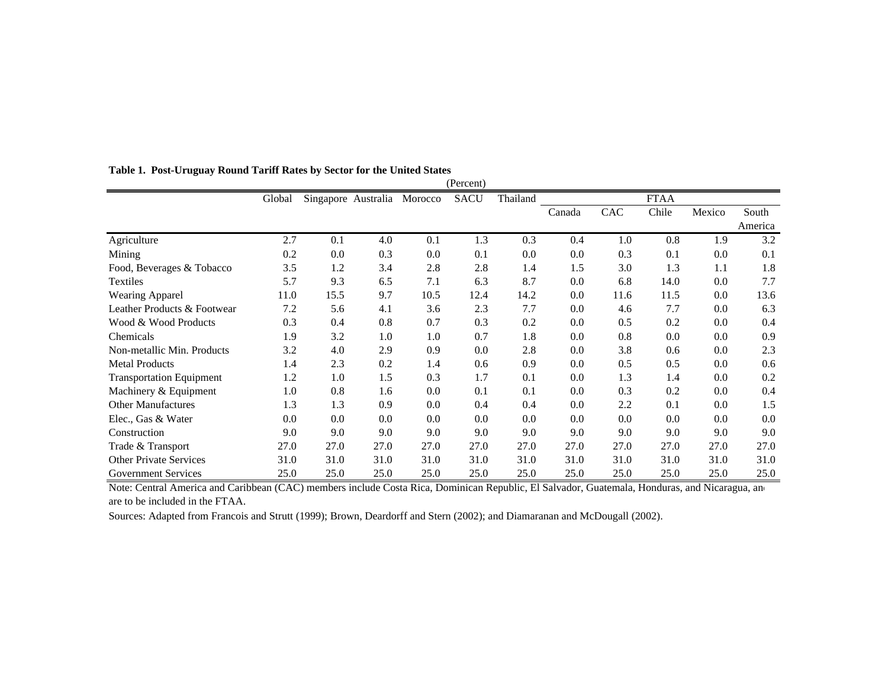**Table 1. Post-Uruguay Round Tariff Rates by Sector for the United States**

(Percent)

| | Global | Singapore | Australia | Morocco | SACU | Thailand | FTAA | | | | |
|---|---|---|---|---|---|---|---|---|---|---|---|
| | | | | | | | Canada | CAC | Chile | Mexico | South America |
| Agriculture | 2.7 | 0.1 | 4.0 | 0.1 | 1.3 | 0.3 | 0.4 | 1.0 | 0.8 | 1.9 | 3.2 |
| Mining | 0.2 | 0.0 | 0.3 | 0.0 | 0.1 | 0.0 | 0.0 | 0.3 | 0.1 | 0.0 | 0.1 |
| Food, Beverages & Tobacco | 3.5 | 1.2 | 3.4 | 2.8 | 2.8 | 1.4 | 1.5 | 3.0 | 1.3 | 1.1 | 1.8 |
| Textiles | 5.7 | 9.3 | 6.5 | 7.1 | 6.3 | 8.7 | 0.0 | 6.8 | 14.0 | 0.0 | 7.7 |
| Wearing Apparel | 11.0 | 15.5 | 9.7 | 10.5 | 12.4 | 14.2 | 0.0 | 11.6 | 11.5 | 0.0 | 13.6 |
| Leather Products & Footwear | 7.2 | 5.6 | 4.1 | 3.6 | 2.3 | 7.7 | 0.0 | 4.6 | 7.7 | 0.0 | 6.3 |
| Wood & Wood Products | 0.3 | 0.4 | 0.8 | 0.7 | 0.3 | 0.2 | 0.0 | 0.5 | 0.2 | 0.0 | 0.4 |
| Chemicals | 1.9 | 3.2 | 1.0 | 1.0 | 0.7 | 1.8 | 0.0 | 0.8 | 0.0 | 0.0 | 0.9 |
| Non-metallic Min. Products | 3.2 | 4.0 | 2.9 | 0.9 | 0.0 | 2.8 | 0.0 | 3.8 | 0.6 | 0.0 | 2.3 |
| Metal Products | 1.4 | 2.3 | 0.2 | 1.4 | 0.6 | 0.9 | 0.0 | 0.5 | 0.5 | 0.0 | 0.6 |
| Transportation Equipment | 1.2 | 1.0 | 1.5 | 0.3 | 1.7 | 0.1 | 0.0 | 1.3 | 1.4 | 0.0 | 0.2 |
| Machinery & Equipment | 1.0 | 0.8 | 1.6 | 0.0 | 0.1 | 0.1 | 0.0 | 0.3 | 0.2 | 0.0 | 0.4 |
| Other Manufactures | 1.3 | 1.3 | 0.9 | 0.0 | 0.4 | 0.4 | 0.0 | 2.2 | 0.1 | 0.0 | 1.5 |
| Elec., Gas & Water | 0.0 | 0.0 | 0.0 | 0.0 | 0.0 | 0.0 | 0.0 | 0.0 | 0.0 | 0.0 | 0.0 |
| Construction | 9.0 | 9.0 | 9.0 | 9.0 | 9.0 | 9.0 | 9.0 | 9.0 | 9.0 | 9.0 | 9.0 |
| Trade & Transport | 27.0 | 27.0 | 27.0 | 27.0 | 27.0 | 27.0 | 27.0 | 27.0 | 27.0 | 27.0 | 27.0 |
| Other Private Services | 31.0 | 31.0 | 31.0 | 31.0 | 31.0 | 31.0 | 31.0 | 31.0 | 31.0 | 31.0 | 31.0 |
| Government Services | 25.0 | 25.0 | 25.0 | 25.0 | 25.0 | 25.0 | 25.0 | 25.0 | 25.0 | 25.0 | 25.0 |

Note: Central America and Caribbean (CAC) members include Costa Rica, Dominican Republic, El Salvador, Guatemala, Honduras, and Nicaragua, and are to be included in the FTAA.

Sources: Adapted from Francois and Strutt (1999); Brown, Deardorff and Stern (2002); and Diamaranan and McDougall (2002).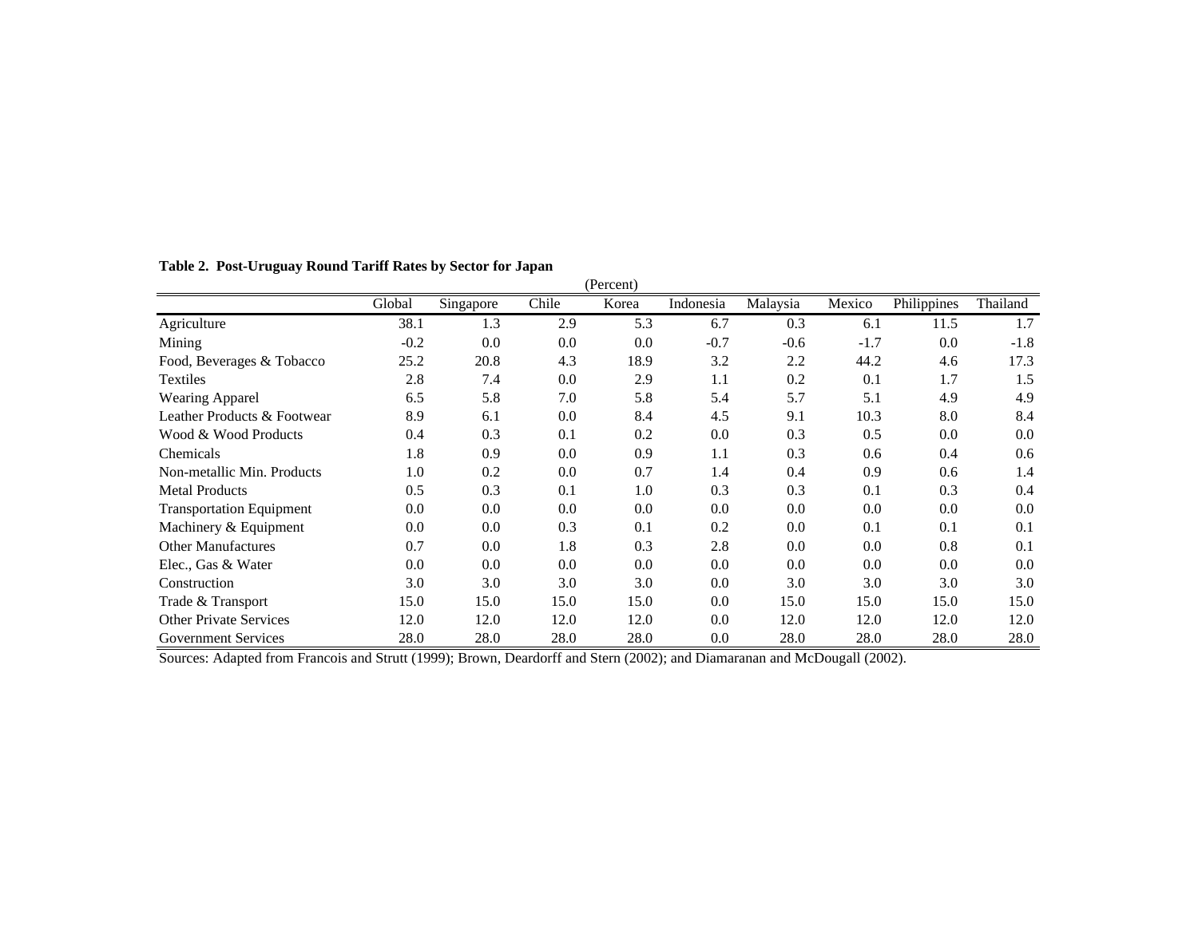**Table 2. Post-Uruguay Round Tariff Rates by Sector for Japan**

(Percent)

| | Global | Singapore | Chile | Korea | Indonesia | Malaysia | Mexico | Philippines | Thailand |
|---|---|---|---|---|---|---|---|---|---|
| Agriculture | 38.1 | 1.3 | 2.9 | 5.3 | 6.7 | 0.3 | 6.1 | 11.5 | 1.7 |
| Mining | -0.2 | 0.0 | 0.0 | 0.0 | -0.7 | -0.6 | -1.7 | 0.0 | -1.8 |
| Food, Beverages & Tobacco | 25.2 | 20.8 | 4.3 | 18.9 | 3.2 | 2.2 | 44.2 | 4.6 | 17.3 |
| Textiles | 2.8 | 7.4 | 0.0 | 2.9 | 1.1 | 0.2 | 0.1 | 1.7 | 1.5 |
| Wearing Apparel | 6.5 | 5.8 | 7.0 | 5.8 | 5.4 | 5.7 | 5.1 | 4.9 | 4.9 |
| Leather Products & Footwear | 8.9 | 6.1 | 0.0 | 8.4 | 4.5 | 9.1 | 10.3 | 8.0 | 8.4 |
| Wood & Wood Products | 0.4 | 0.3 | 0.1 | 0.2 | 0.0 | 0.3 | 0.5 | 0.0 | 0.0 |
| Chemicals | 1.8 | 0.9 | 0.0 | 0.9 | 1.1 | 0.3 | 0.6 | 0.4 | 0.6 |
| Non-metallic Min. Products | 1.0 | 0.2 | 0.0 | 0.7 | 1.4 | 0.4 | 0.9 | 0.6 | 1.4 |
| Metal Products | 0.5 | 0.3 | 0.1 | 1.0 | 0.3 | 0.3 | 0.1 | 0.3 | 0.4 |
| Transportation Equipment | 0.0 | 0.0 | 0.0 | 0.0 | 0.0 | 0.0 | 0.0 | 0.0 | 0.0 |
| Machinery & Equipment | 0.0 | 0.0 | 0.3 | 0.1 | 0.2 | 0.0 | 0.1 | 0.1 | 0.1 |
| Other Manufactures | 0.7 | 0.0 | 1.8 | 0.3 | 2.8 | 0.0 | 0.0 | 0.8 | 0.1 |
| Elec., Gas & Water | 0.0 | 0.0 | 0.0 | 0.0 | 0.0 | 0.0 | 0.0 | 0.0 | 0.0 |
| Construction | 3.0 | 3.0 | 3.0 | 3.0 | 0.0 | 3.0 | 3.0 | 3.0 | 3.0 |
| Trade & Transport | 15.0 | 15.0 | 15.0 | 15.0 | 0.0 | 15.0 | 15.0 | 15.0 | 15.0 |
| Other Private Services | 12.0 | 12.0 | 12.0 | 12.0 | 0.0 | 12.0 | 12.0 | 12.0 | 12.0 |
| Government Services | 28.0 | 28.0 | 28.0 | 28.0 | 0.0 | 28.0 | 28.0 | 28.0 | 28.0 |

Sources: Adapted from Francois and Strutt (1999); Brown, Deardorff and Stern (2002); and Diamaranan and McDougall (2002).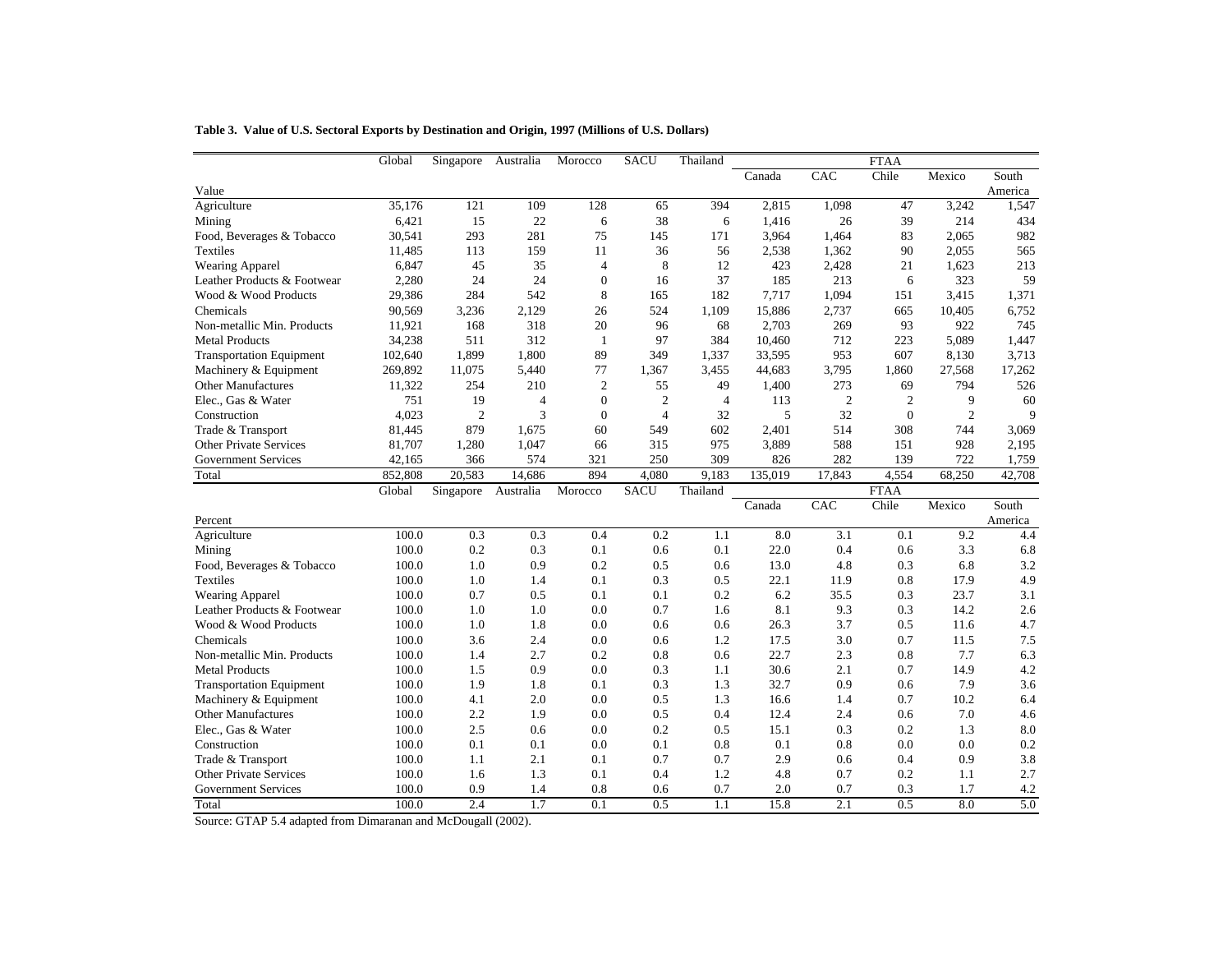**Table 3. Value of U.S. Sectoral Exports by Destination and Origin, 1997 (Millions of U.S. Dollars)**

| | Global | Singapore | Australia | Morocco | SACU | Thailand | FTAA | | | | |
|---|---|---|---|---|---|---|---|---|---|---|---|
| | | | | | | | Canada | CAC | Chile | Mexico | South America |
| **Value** | | | | | | | | | | | |
| Agriculture | 35,176 | 121 | 109 | 128 | 65 | 394 | 2,815 | 1,098 | 47 | 3,242 | 1,547 |
| Mining | 6,421 | 15 | 22 | 6 | 38 | 6 | 1,416 | 26 | 39 | 214 | 434 |
| Food, Beverages & Tobacco | 30,541 | 293 | 281 | 75 | 145 | 171 | 3,964 | 1,464 | 83 | 2,065 | 982 |
| Textiles | 11,485 | 113 | 159 | 11 | 36 | 56 | 2,538 | 1,362 | 90 | 2,055 | 565 |
| Wearing Apparel | 6,847 | 45 | 35 | 4 | 8 | 12 | 423 | 2,428 | 21 | 1,623 | 213 |
| Leather Products & Footwear | 2,280 | 24 | 24 | 0 | 16 | 37 | 185 | 213 | 6 | 323 | 59 |
| Wood & Wood Products | 29,386 | 284 | 542 | 8 | 165 | 182 | 7,717 | 1,094 | 151 | 3,415 | 1,371 |
| Chemicals | 90,569 | 3,236 | 2,129 | 26 | 524 | 1,109 | 15,886 | 2,737 | 665 | 10,405 | 6,752 |
| Non-metallic Min. Products | 11,921 | 168 | 318 | 20 | 96 | 68 | 2,703 | 269 | 93 | 922 | 745 |
| Metal Products | 34,238 | 511 | 312 | 1 | 97 | 384 | 10,460 | 712 | 223 | 5,089 | 1,447 |
| Transportation Equipment | 102,640 | 1,899 | 1,800 | 89 | 349 | 1,337 | 33,595 | 953 | 607 | 8,130 | 3,713 |
| Machinery & Equipment | 269,892 | 11,075 | 5,440 | 77 | 1,367 | 3,455 | 44,683 | 3,795 | 1,860 | 27,568 | 17,262 |
| Other Manufactures | 11,322 | 254 | 210 | 2 | 55 | 49 | 1,400 | 273 | 69 | 794 | 526 |
| Elec., Gas & Water | 751 | 19 | 4 | 0 | 2 | 4 | 113 | 2 | 2 | 9 | 60 |
| Construction | 4,023 | 2 | 3 | 0 | 4 | 32 | 5 | 32 | 0 | 2 | 9 |
| Trade & Transport | 81,445 | 879 | 1,675 | 60 | 549 | 602 | 2,401 | 514 | 308 | 744 | 3,069 |
| Other Private Services | 81,707 | 1,280 | 1,047 | 66 | 315 | 975 | 3,889 | 588 | 151 | 928 | 2,195 |
| Government Services | 42,165 | 366 | 574 | 321 | 250 | 309 | 826 | 282 | 139 | 722 | 1,759 |
| Total | 852,808 | 20,583 | 14,686 | 894 | 4,080 | 9,183 | 135,019 | 17,843 | 4,554 | 68,250 | 42,708 |
| | Global | Singapore | Australia | Morocco | SACU | Thailand | FTAA | | | | |
| | | | | | | | Canada | CAC | Chile | Mexico | South America |
| **Percent** | | | | | | | | | | | |
| Agriculture | 100.0 | 0.3 | 0.3 | 0.4 | 0.2 | 1.1 | 8.0 | 3.1 | 0.1 | 9.2 | 4.4 |
| Mining | 100.0 | 0.2 | 0.3 | 0.1 | 0.6 | 0.1 | 22.0 | 0.4 | 0.6 | 3.3 | 6.8 |
| Food, Beverages & Tobacco | 100.0 | 1.0 | 0.9 | 0.2 | 0.5 | 0.6 | 13.0 | 4.8 | 0.3 | 6.8 | 3.2 |
| Textiles | 100.0 | 1.0 | 1.4 | 0.1 | 0.3 | 0.5 | 22.1 | 11.9 | 0.8 | 17.9 | 4.9 |
| Wearing Apparel | 100.0 | 0.7 | 0.5 | 0.1 | 0.1 | 0.2 | 6.2 | 35.5 | 0.3 | 23.7 | 3.1 |
| Leather Products & Footwear | 100.0 | 1.0 | 1.0 | 0.0 | 0.7 | 1.6 | 8.1 | 9.3 | 0.3 | 14.2 | 2.6 |
| Wood & Wood Products | 100.0 | 1.0 | 1.8 | 0.0 | 0.6 | 0.6 | 26.3 | 3.7 | 0.5 | 11.6 | 4.7 |
| Chemicals | 100.0 | 3.6 | 2.4 | 0.0 | 0.6 | 1.2 | 17.5 | 3.0 | 0.7 | 11.5 | 7.5 |
| Non-metallic Min. Products | 100.0 | 1.4 | 2.7 | 0.2 | 0.8 | 0.6 | 22.7 | 2.3 | 0.8 | 7.7 | 6.3 |
| Metal Products | 100.0 | 1.5 | 0.9 | 0.0 | 0.3 | 1.1 | 30.6 | 2.1 | 0.7 | 14.9 | 4.2 |
| Transportation Equipment | 100.0 | 1.9 | 1.8 | 0.1 | 0.3 | 1.3 | 32.7 | 0.9 | 0.6 | 7.9 | 3.6 |
| Machinery & Equipment | 100.0 | 4.1 | 2.0 | 0.0 | 0.5 | 1.3 | 16.6 | 1.4 | 0.7 | 10.2 | 6.4 |
| Other Manufactures | 100.0 | 2.2 | 1.9 | 0.0 | 0.5 | 0.4 | 12.4 | 2.4 | 0.6 | 7.0 | 4.6 |
| Elec., Gas & Water | 100.0 | 2.5 | 0.6 | 0.0 | 0.2 | 0.5 | 15.1 | 0.3 | 0.2 | 1.3 | 8.0 |
| Construction | 100.0 | 0.1 | 0.1 | 0.0 | 0.1 | 0.8 | 0.1 | 0.8 | 0.0 | 0.0 | 0.2 |
| Trade & Transport | 100.0 | 1.1 | 2.1 | 0.1 | 0.7 | 0.7 | 2.9 | 0.6 | 0.4 | 0.9 | 3.8 |
| Other Private Services | 100.0 | 1.6 | 1.3 | 0.1 | 0.4 | 1.2 | 4.8 | 0.7 | 0.2 | 1.1 | 2.7 |
| Government Services | 100.0 | 0.9 | 1.4 | 0.8 | 0.6 | 0.7 | 2.0 | 0.7 | 0.3 | 1.7 | 4.2 |
| Total | 100.0 | 2.4 | 1.7 | 0.1 | 0.5 | 1.1 | 15.8 | 2.1 | 0.5 | 8.0 | 5.0 |

Source: GTAP 5.4 adapted from Dimaranan and McDougall (2002).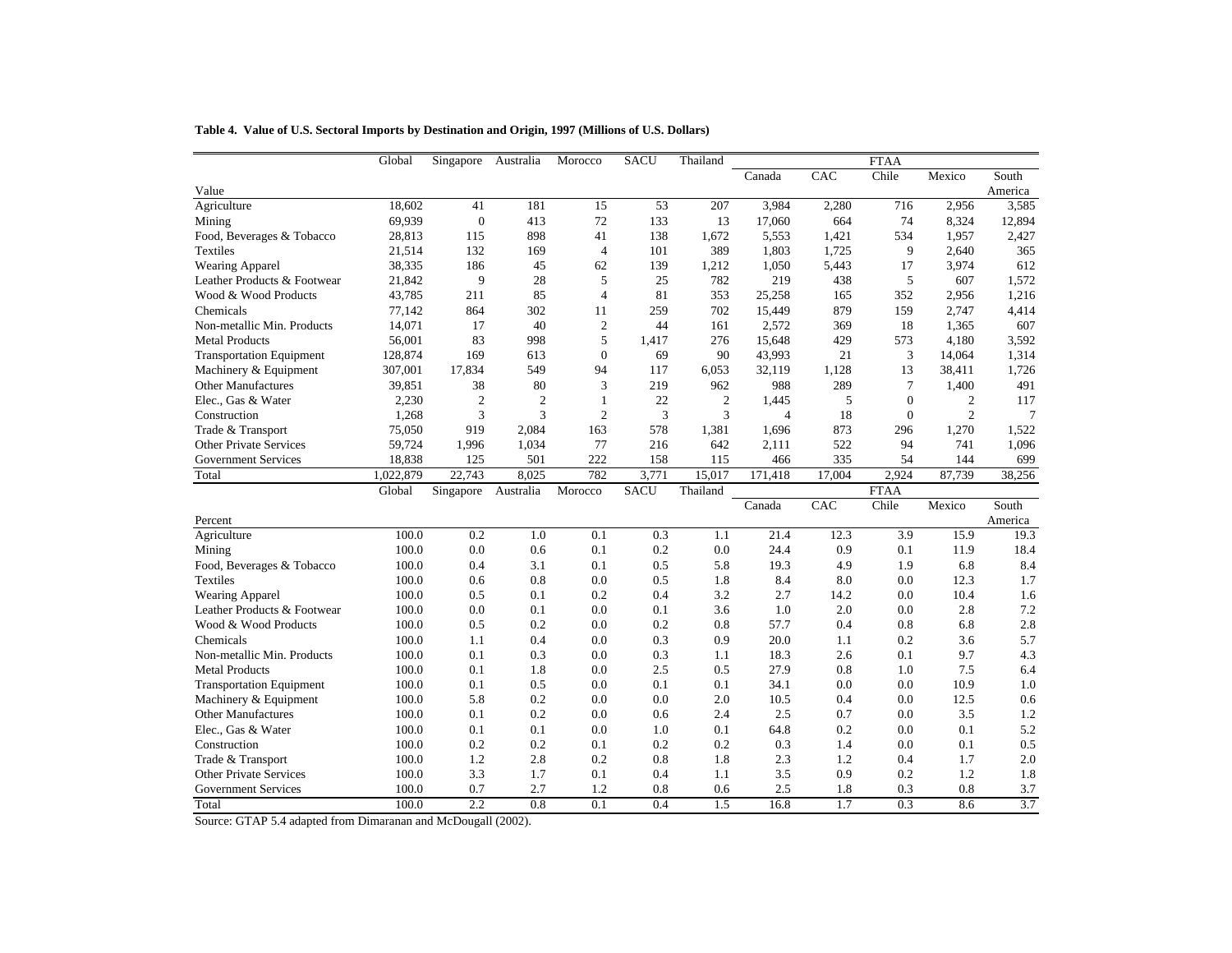**Table 4. Value of U.S. Sectoral Imports by Destination and Origin, 1997 (Millions of U.S. Dollars)**

| | Global | Singapore | Australia | Morocco | SACU | Thailand | FTAA | | | | |
|---|---|---|---|---|---|---|---|---|---|---|---|
| | | | | | | | Canada | CAC | Chile | Mexico | South America |
| **Value** | | | | | | | | | | | |
| Agriculture | 18,602 | 41 | 181 | 15 | 53 | 207 | 3,984 | 2,280 | 716 | 2,956 | 3,585 |
| Mining | 69,939 | 0 | 413 | 72 | 133 | 13 | 17,060 | 664 | 74 | 8,324 | 12,894 |
| Food, Beverages & Tobacco | 28,813 | 115 | 898 | 41 | 138 | 1,672 | 5,553 | 1,421 | 534 | 1,957 | 2,427 |
| Textiles | 21,514 | 132 | 169 | 4 | 101 | 389 | 1,803 | 1,725 | 9 | 2,640 | 365 |
| Wearing Apparel | 38,335 | 186 | 45 | 62 | 139 | 1,212 | 1,050 | 5,443 | 17 | 3,974 | 612 |
| Leather Products & Footwear | 21,842 | 9 | 28 | 5 | 25 | 782 | 219 | 438 | 5 | 607 | 1,572 |
| Wood & Wood Products | 43,785 | 211 | 85 | 4 | 81 | 353 | 25,258 | 165 | 352 | 2,956 | 1,216 |
| Chemicals | 77,142 | 864 | 302 | 11 | 259 | 702 | 15,449 | 879 | 159 | 2,747 | 4,414 |
| Non-metallic Min. Products | 14,071 | 17 | 40 | 2 | 44 | 161 | 2,572 | 369 | 18 | 1,365 | 607 |
| Metal Products | 56,001 | 83 | 998 | 5 | 1,417 | 276 | 15,648 | 429 | 573 | 4,180 | 3,592 |
| Transportation Equipment | 128,874 | 169 | 613 | 0 | 69 | 90 | 43,993 | 21 | 3 | 14,064 | 1,314 |
| Machinery & Equipment | 307,001 | 17,834 | 549 | 94 | 117 | 6,053 | 32,119 | 1,128 | 13 | 38,411 | 1,726 |
| Other Manufactures | 39,851 | 38 | 80 | 3 | 219 | 962 | 988 | 289 | 7 | 1,400 | 491 |
| Elec., Gas & Water | 2,230 | 2 | 2 | 1 | 22 | 2 | 1,445 | 5 | 0 | 2 | 117 |
| Construction | 1,268 | 3 | 3 | 2 | 3 | 3 | 4 | 18 | 0 | 2 | 7 |
| Trade & Transport | 75,050 | 919 | 2,084 | 163 | 578 | 1,381 | 1,696 | 873 | 296 | 1,270 | 1,522 |
| Other Private Services | 59,724 | 1,996 | 1,034 | 77 | 216 | 642 | 2,111 | 522 | 94 | 741 | 1,096 |
| Government Services | 18,838 | 125 | 501 | 222 | 158 | 115 | 466 | 335 | 54 | 144 | 699 |
| Total | 1,022,879 | 22,743 | 8,025 | 782 | 3,771 | 15,017 | 171,418 | 17,004 | 2,924 | 87,739 | 38,256 |
| | **Global** | **Singapore** | **Australia** | **Morocco** | **SACU** | **Thailand** | **FTAA** | | | | |
| | | | | | | | **Canada** | **CAC** | **Chile** | **Mexico** | **South America** |
| **Percent** | | | | | | | | | | | |
| Agriculture | 100.0 | 0.2 | 1.0 | 0.1 | 0.3 | 1.1 | 21.4 | 12.3 | 3.9 | 15.9 | 19.3 |
| Mining | 100.0 | 0.0 | 0.6 | 0.1 | 0.2 | 0.0 | 24.4 | 0.9 | 0.1 | 11.9 | 18.4 |
| Food, Beverages & Tobacco | 100.0 | 0.4 | 3.1 | 0.1 | 0.5 | 5.8 | 19.3 | 4.9 | 1.9 | 6.8 | 8.4 |
| Textiles | 100.0 | 0.6 | 0.8 | 0.0 | 0.5 | 1.8 | 8.4 | 8.0 | 0.0 | 12.3 | 1.7 |
| Wearing Apparel | 100.0 | 0.5 | 0.1 | 0.2 | 0.4 | 3.2 | 2.7 | 14.2 | 0.0 | 10.4 | 1.6 |
| Leather Products & Footwear | 100.0 | 0.0 | 0.1 | 0.0 | 0.1 | 3.6 | 1.0 | 2.0 | 0.0 | 2.8 | 7.2 |
| Wood & Wood Products | 100.0 | 0.5 | 0.2 | 0.0 | 0.2 | 0.8 | 57.7 | 0.4 | 0.8 | 6.8 | 2.8 |
| Chemicals | 100.0 | 1.1 | 0.4 | 0.0 | 0.3 | 0.9 | 20.0 | 1.1 | 0.2 | 3.6 | 5.7 |
| Non-metallic Min. Products | 100.0 | 0.1 | 0.3 | 0.0 | 0.3 | 1.1 | 18.3 | 2.6 | 0.1 | 9.7 | 4.3 |
| Metal Products | 100.0 | 0.1 | 1.8 | 0.0 | 2.5 | 0.5 | 27.9 | 0.8 | 1.0 | 7.5 | 6.4 |
| Transportation Equipment | 100.0 | 0.1 | 0.5 | 0.0 | 0.1 | 0.1 | 34.1 | 0.0 | 0.0 | 10.9 | 1.0 |
| Machinery & Equipment | 100.0 | 5.8 | 0.2 | 0.0 | 0.0 | 2.0 | 10.5 | 0.4 | 0.0 | 12.5 | 0.6 |
| Other Manufactures | 100.0 | 0.1 | 0.2 | 0.0 | 0.6 | 2.4 | 2.5 | 0.7 | 0.0 | 3.5 | 1.2 |
| Elec., Gas & Water | 100.0 | 0.1 | 0.1 | 0.0 | 1.0 | 0.1 | 64.8 | 0.2 | 0.0 | 0.1 | 5.2 |
| Construction | 100.0 | 0.2 | 0.2 | 0.1 | 0.2 | 0.2 | 0.3 | 1.4 | 0.0 | 0.1 | 0.5 |
| Trade & Transport | 100.0 | 1.2 | 2.8 | 0.2 | 0.8 | 1.8 | 2.3 | 1.2 | 0.4 | 1.7 | 2.0 |
| Other Private Services | 100.0 | 3.3 | 1.7 | 0.1 | 0.4 | 1.1 | 3.5 | 0.9 | 0.2 | 1.2 | 1.8 |
| Government Services | 100.0 | 0.7 | 2.7 | 1.2 | 0.8 | 0.6 | 2.5 | 1.8 | 0.3 | 0.8 | 3.7 |
| Total | 100.0 | 2.2 | 0.8 | 0.1 | 0.4 | 1.5 | 16.8 | 1.7 | 0.3 | 8.6 | 3.7 |

Source: GTAP 5.4 adapted from Dimaranan and McDougall (2002).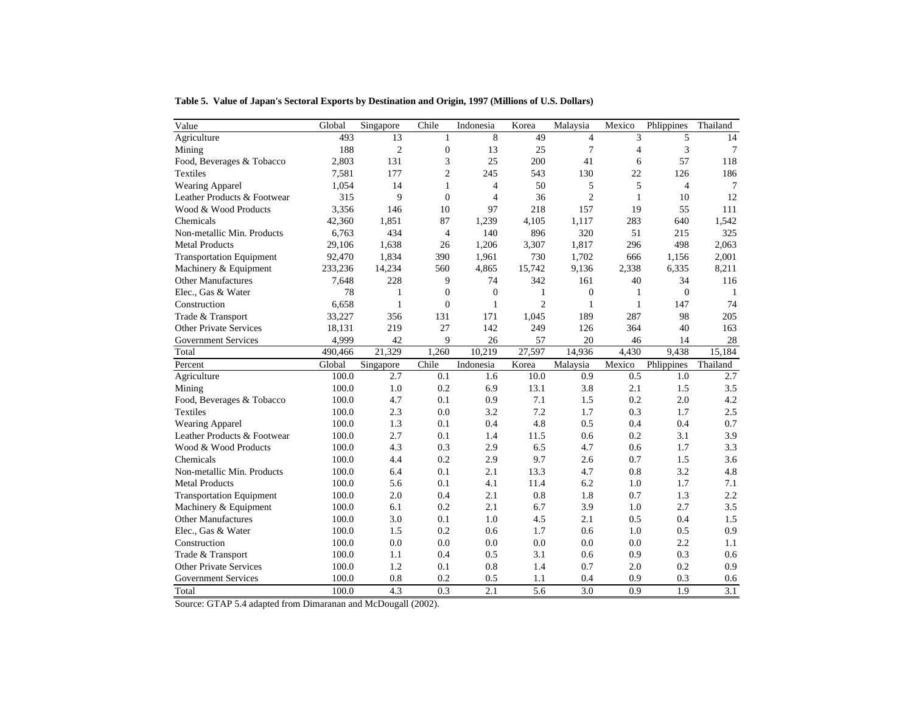**Table 5. Value of Japan's Sectoral Exports by Destination and Origin, 1997 (Millions of U.S. Dollars)**

| Value | Global | Singapore | Chile | Indonesia | Korea | Malaysia | Mexico | Phlippines | Thailand |
|---|---|---|---|---|---|---|---|---|---|
| Agriculture | 493 | 13 | 1 | 8 | 49 | 4 | 3 | 5 | 14 |
| Mining | 188 | 2 | 0 | 13 | 25 | 7 | 4 | 3 | 7 |
| Food, Beverages & Tobacco | 2,803 | 131 | 3 | 25 | 200 | 41 | 6 | 57 | 118 |
| Textiles | 7,581 | 177 | 2 | 245 | 543 | 130 | 22 | 126 | 186 |
| Wearing Apparel | 1,054 | 14 | 1 | 4 | 50 | 5 | 5 | 4 | 7 |
| Leather Products & Footwear | 315 | 9 | 0 | 4 | 36 | 2 | 1 | 10 | 12 |
| Wood & Wood Products | 3,356 | 146 | 10 | 97 | 218 | 157 | 19 | 55 | 111 |
| Chemicals | 42,360 | 1,851 | 87 | 1,239 | 4,105 | 1,117 | 283 | 640 | 1,542 |
| Non-metallic Min. Products | 6,763 | 434 | 4 | 140 | 896 | 320 | 51 | 215 | 325 |
| Metal Products | 29,106 | 1,638 | 26 | 1,206 | 3,307 | 1,817 | 296 | 498 | 2,063 |
| Transportation Equipment | 92,470 | 1,834 | 390 | 1,961 | 730 | 1,702 | 666 | 1,156 | 2,001 |
| Machinery & Equipment | 233,236 | 14,234 | 560 | 4,865 | 15,742 | 9,136 | 2,338 | 6,335 | 8,211 |
| Other Manufactures | 7,648 | 228 | 9 | 74 | 342 | 161 | 40 | 34 | 116 |
| Elec., Gas & Water | 78 | 1 | 0 | 0 | 1 | 0 | 1 | 0 | 1 |
| Construction | 6,658 | 1 | 0 | 1 | 2 | 1 | 1 | 147 | 74 |
| Trade & Transport | 33,227 | 356 | 131 | 171 | 1,045 | 189 | 287 | 98 | 205 |
| Other Private Services | 18,131 | 219 | 27 | 142 | 249 | 126 | 364 | 40 | 163 |
| Government Services | 4,999 | 42 | 9 | 26 | 57 | 20 | 46 | 14 | 28 |
| Total | 490,466 | 21,329 | 1,260 | 10,219 | 27,597 | 14,936 | 4,430 | 9,438 | 15,184 |
| **Percent** | **Global** | **Singapore** | **Chile** | **Indonesia** | **Korea** | **Malaysia** | **Mexico** | **Phlippines** | **Thailand** |
| Agriculture | 100.0 | 2.7 | 0.1 | 1.6 | 10.0 | 0.9 | 0.5 | 1.0 | 2.7 |
| Mining | 100.0 | 1.0 | 0.2 | 6.9 | 13.1 | 3.8 | 2.1 | 1.5 | 3.5 |
| Food, Beverages & Tobacco | 100.0 | 4.7 | 0.1 | 0.9 | 7.1 | 1.5 | 0.2 | 2.0 | 4.2 |
| Textiles | 100.0 | 2.3 | 0.0 | 3.2 | 7.2 | 1.7 | 0.3 | 1.7 | 2.5 |
| Wearing Apparel | 100.0 | 1.3 | 0.1 | 0.4 | 4.8 | 0.5 | 0.4 | 0.4 | 0.7 |
| Leather Products & Footwear | 100.0 | 2.7 | 0.1 | 1.4 | 11.5 | 0.6 | 0.2 | 3.1 | 3.9 |
| Wood & Wood Products | 100.0 | 4.3 | 0.3 | 2.9 | 6.5 | 4.7 | 0.6 | 1.7 | 3.3 |
| Chemicals | 100.0 | 4.4 | 0.2 | 2.9 | 9.7 | 2.6 | 0.7 | 1.5 | 3.6 |
| Non-metallic Min. Products | 100.0 | 6.4 | 0.1 | 2.1 | 13.3 | 4.7 | 0.8 | 3.2 | 4.8 |
| Metal Products | 100.0 | 5.6 | 0.1 | 4.1 | 11.4 | 6.2 | 1.0 | 1.7 | 7.1 |
| Transportation Equipment | 100.0 | 2.0 | 0.4 | 2.1 | 0.8 | 1.8 | 0.7 | 1.3 | 2.2 |
| Machinery & Equipment | 100.0 | 6.1 | 0.2 | 2.1 | 6.7 | 3.9 | 1.0 | 2.7 | 3.5 |
| Other Manufactures | 100.0 | 3.0 | 0.1 | 1.0 | 4.5 | 2.1 | 0.5 | 0.4 | 1.5 |
| Elec., Gas & Water | 100.0 | 1.5 | 0.2 | 0.6 | 1.7 | 0.6 | 1.0 | 0.5 | 0.9 |
| Construction | 100.0 | 0.0 | 0.0 | 0.0 | 0.0 | 0.0 | 0.0 | 2.2 | 1.1 |
| Trade & Transport | 100.0 | 1.1 | 0.4 | 0.5 | 3.1 | 0.6 | 0.9 | 0.3 | 0.6 |
| Other Private Services | 100.0 | 1.2 | 0.1 | 0.8 | 1.4 | 0.7 | 2.0 | 0.2 | 0.9 |
| Government Services | 100.0 | 0.8 | 0.2 | 0.5 | 1.1 | 0.4 | 0.9 | 0.3 | 0.6 |
| Total | 100.0 | 4.3 | 0.3 | 2.1 | 5.6 | 3.0 | 0.9 | 1.9 | 3.1 |

Source: GTAP 5.4 adapted from Dimaranan and McDougall (2002).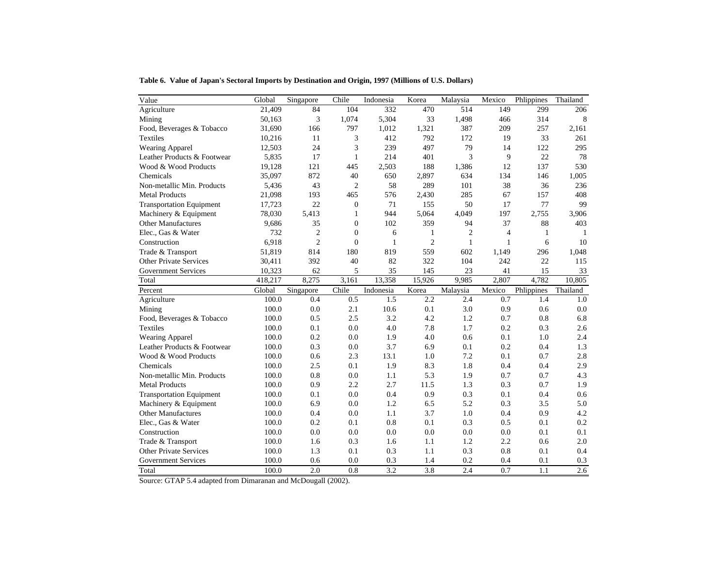**Table 6. Value of Japan's Sectoral Imports by Destination and Origin, 1997 (Millions of U.S. Dollars)**

| Value | Global | Singapore | Chile | Indonesia | Korea | Malaysia | Mexico | Phlippines | Thailand |
|---|---|---|---|---|---|---|---|---|---|
| Agriculture | 21,409 | 84 | 104 | 332 | 470 | 514 | 149 | 299 | 206 |
| Mining | 50,163 | 3 | 1,074 | 5,304 | 33 | 1,498 | 466 | 314 | 8 |
| Food, Beverages & Tobacco | 31,690 | 166 | 797 | 1,012 | 1,321 | 387 | 209 | 257 | 2,161 |
| Textiles | 10,216 | 11 | 3 | 412 | 792 | 172 | 19 | 33 | 261 |
| Wearing Apparel | 12,503 | 24 | 3 | 239 | 497 | 79 | 14 | 122 | 295 |
| Leather Products & Footwear | 5,835 | 17 | 1 | 214 | 401 | 3 | 9 | 22 | 78 |
| Wood & Wood Products | 19,128 | 121 | 445 | 2,503 | 188 | 1,386 | 12 | 137 | 530 |
| Chemicals | 35,097 | 872 | 40 | 650 | 2,897 | 634 | 134 | 146 | 1,005 |
| Non-metallic Min. Products | 5,436 | 43 | 2 | 58 | 289 | 101 | 38 | 36 | 236 |
| Metal Products | 21,098 | 193 | 465 | 576 | 2,430 | 285 | 67 | 157 | 408 |
| Transportation Equipment | 17,723 | 22 | 0 | 71 | 155 | 50 | 17 | 77 | 99 |
| Machinery & Equipment | 78,030 | 5,413 | 1 | 944 | 5,064 | 4,049 | 197 | 2,755 | 3,906 |
| Other Manufactures | 9,686 | 35 | 0 | 102 | 359 | 94 | 37 | 88 | 403 |
| Elec., Gas & Water | 732 | 2 | 0 | 6 | 1 | 2 | 4 | 1 | 1 |
| Construction | 6,918 | 2 | 0 | 1 | 2 | 1 | 1 | 6 | 10 |
| Trade & Transport | 51,819 | 814 | 180 | 819 | 559 | 602 | 1,149 | 296 | 1,048 |
| Other Private Services | 30,411 | 392 | 40 | 82 | 322 | 104 | 242 | 22 | 115 |
| Government Services | 10,323 | 62 | 5 | 35 | 145 | 23 | 41 | 15 | 33 |
| Total | 418,217 | 8,275 | 3,161 | 13,358 | 15,926 | 9,985 | 2,807 | 4,782 | 10,805 |
| **Percent** | **Global** | **Singapore** | **Chile** | **Indonesia** | **Korea** | **Malaysia** | **Mexico** | **Phlippines** | **Thailand** |
| Agriculture | 100.0 | 0.4 | 0.5 | 1.5 | 2.2 | 2.4 | 0.7 | 1.4 | 1.0 |
| Mining | 100.0 | 0.0 | 2.1 | 10.6 | 0.1 | 3.0 | 0.9 | 0.6 | 0.0 |
| Food, Beverages & Tobacco | 100.0 | 0.5 | 2.5 | 3.2 | 4.2 | 1.2 | 0.7 | 0.8 | 6.8 |
| Textiles | 100.0 | 0.1 | 0.0 | 4.0 | 7.8 | 1.7 | 0.2 | 0.3 | 2.6 |
| Wearing Apparel | 100.0 | 0.2 | 0.0 | 1.9 | 4.0 | 0.6 | 0.1 | 1.0 | 2.4 |
| Leather Products & Footwear | 100.0 | 0.3 | 0.0 | 3.7 | 6.9 | 0.1 | 0.2 | 0.4 | 1.3 |
| Wood & Wood Products | 100.0 | 0.6 | 2.3 | 13.1 | 1.0 | 7.2 | 0.1 | 0.7 | 2.8 |
| Chemicals | 100.0 | 2.5 | 0.1 | 1.9 | 8.3 | 1.8 | 0.4 | 0.4 | 2.9 |
| Non-metallic Min. Products | 100.0 | 0.8 | 0.0 | 1.1 | 5.3 | 1.9 | 0.7 | 0.7 | 4.3 |
| Metal Products | 100.0 | 0.9 | 2.2 | 2.7 | 11.5 | 1.3 | 0.3 | 0.7 | 1.9 |
| Transportation Equipment | 100.0 | 0.1 | 0.0 | 0.4 | 0.9 | 0.3 | 0.1 | 0.4 | 0.6 |
| Machinery & Equipment | 100.0 | 6.9 | 0.0 | 1.2 | 6.5 | 5.2 | 0.3 | 3.5 | 5.0 |
| Other Manufactures | 100.0 | 0.4 | 0.0 | 1.1 | 3.7 | 1.0 | 0.4 | 0.9 | 4.2 |
| Elec., Gas & Water | 100.0 | 0.2 | 0.1 | 0.8 | 0.1 | 0.3 | 0.5 | 0.1 | 0.2 |
| Construction | 100.0 | 0.0 | 0.0 | 0.0 | 0.0 | 0.0 | 0.0 | 0.1 | 0.1 |
| Trade & Transport | 100.0 | 1.6 | 0.3 | 1.6 | 1.1 | 1.2 | 2.2 | 0.6 | 2.0 |
| Other Private Services | 100.0 | 1.3 | 0.1 | 0.3 | 1.1 | 0.3 | 0.8 | 0.1 | 0.4 |
| Government Services | 100.0 | 0.6 | 0.0 | 0.3 | 1.4 | 0.2 | 0.4 | 0.1 | 0.3 |
| Total | 100.0 | 2.0 | 0.8 | 3.2 | 3.8 | 2.4 | 0.7 | 1.1 | 2.6 |

Source: GTAP 5.4 adapted from Dimaranan and McDougall (2002).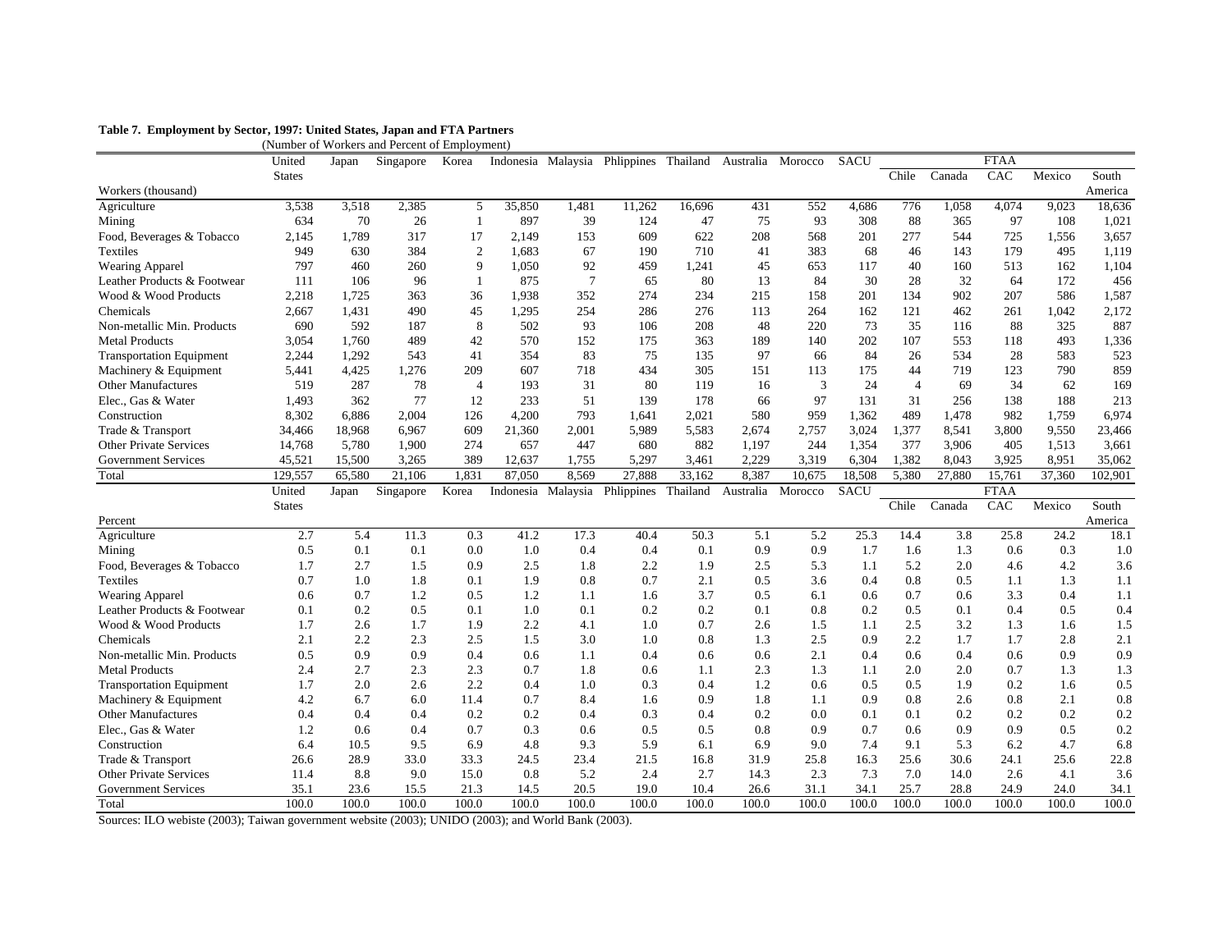**Table 7. Employment by Sector, 1997: United States, Japan and FTA Partners**
(Number of Workers and Percent of Employment)

| Workers (thousand) | United States | Japan | Singapore | Korea | Indonesia | Malaysia | Phlippines | Thailand | Australia | Morocco | SACU | FTAA Chile | FTAA Canada | FTAA CAC | FTAA Mexico | FTAA South America |
|---|---|---|---|---|---|---|---|---|---|---|---|---|---|---|---|---|
| Agriculture | 3,538 | 3,518 | 2,385 | 5 | 35,850 | 1,481 | 11,262 | 16,696 | 431 | 552 | 4,686 | 776 | 1,058 | 4,074 | 9,023 | 18,636 |
| Mining | 634 | 70 | 26 | 1 | 897 | 39 | 124 | 47 | 75 | 93 | 308 | 88 | 365 | 97 | 108 | 1,021 |
| Food, Beverages & Tobacco | 2,145 | 1,789 | 317 | 17 | 2,149 | 153 | 609 | 622 | 208 | 568 | 201 | 277 | 544 | 725 | 1,556 | 3,657 |
| Textiles | 949 | 630 | 384 | 2 | 1,683 | 67 | 190 | 710 | 41 | 383 | 68 | 46 | 143 | 179 | 495 | 1,119 |
| Wearing Apparel | 797 | 460 | 260 | 9 | 1,050 | 92 | 459 | 1,241 | 45 | 653 | 117 | 40 | 160 | 513 | 162 | 1,104 |
| Leather Products & Footwear | 111 | 106 | 96 | 1 | 875 | 7 | 65 | 80 | 13 | 84 | 30 | 28 | 32 | 64 | 172 | 456 |
| Wood & Wood Products | 2,218 | 1,725 | 363 | 36 | 1,938 | 352 | 274 | 234 | 215 | 158 | 201 | 134 | 902 | 207 | 586 | 1,587 |
| Chemicals | 2,667 | 1,431 | 490 | 45 | 1,295 | 254 | 286 | 276 | 113 | 264 | 162 | 121 | 462 | 261 | 1,042 | 2,172 |
| Non-metallic Min. Products | 690 | 592 | 187 | 8 | 502 | 93 | 106 | 208 | 48 | 220 | 73 | 35 | 116 | 88 | 325 | 887 |
| Metal Products | 3,054 | 1,760 | 489 | 42 | 570 | 152 | 175 | 363 | 189 | 140 | 202 | 107 | 553 | 118 | 493 | 1,336 |
| Transportation Equipment | 2,244 | 1,292 | 543 | 41 | 354 | 83 | 75 | 135 | 97 | 66 | 84 | 26 | 534 | 28 | 583 | 523 |
| Machinery & Equipment | 5,441 | 4,425 | 1,276 | 209 | 607 | 718 | 434 | 305 | 151 | 113 | 175 | 44 | 719 | 123 | 790 | 859 |
| Other Manufactures | 519 | 287 | 78 | 4 | 193 | 31 | 80 | 119 | 16 | 3 | 24 | 4 | 69 | 34 | 62 | 169 |
| Elec., Gas & Water | 1,493 | 362 | 77 | 12 | 233 | 51 | 139 | 178 | 66 | 97 | 131 | 31 | 256 | 138 | 188 | 213 |
| Construction | 8,302 | 6,886 | 2,004 | 126 | 4,200 | 793 | 1,641 | 2,021 | 580 | 959 | 1,362 | 489 | 1,478 | 982 | 1,759 | 6,974 |
| Trade & Transport | 34,466 | 18,968 | 6,967 | 609 | 21,360 | 2,001 | 5,989 | 5,583 | 2,674 | 2,757 | 3,024 | 1,377 | 8,541 | 3,800 | 9,550 | 23,466 |
| Other Private Services | 14,768 | 5,780 | 1,900 | 274 | 657 | 447 | 680 | 882 | 1,197 | 244 | 1,354 | 377 | 3,906 | 405 | 1,513 | 3,661 |
| Government Services | 45,521 | 15,500 | 3,265 | 389 | 12,637 | 1,755 | 5,297 | 3,461 | 2,229 | 3,319 | 6,304 | 1,382 | 8,043 | 3,925 | 8,951 | 35,062 |
| Total | 129,557 | 65,580 | 21,106 | 1,831 | 87,050 | 8,569 | 27,888 | 33,162 | 8,387 | 10,675 | 18,508 | 5,380 | 27,880 | 15,761 | 37,360 | 102,901 |
| **Percent** | **United States** | **Japan** | **Singapore** | **Korea** | **Indonesia** | **Malaysia** | **Phlippines** | **Thailand** | **Australia** | **Morocco** | **SACU** | **FTAA Chile** | **FTAA Canada** | **FTAA CAC** | **FTAA Mexico** | **FTAA South America** |
| Agriculture | 2.7 | 5.4 | 11.3 | 0.3 | 41.2 | 17.3 | 40.4 | 50.3 | 5.1 | 5.2 | 25.3 | 14.4 | 3.8 | 25.8 | 24.2 | 18.1 |
| Mining | 0.5 | 0.1 | 0.1 | 0.0 | 1.0 | 0.4 | 0.4 | 0.1 | 0.9 | 0.9 | 1.7 | 1.6 | 1.3 | 0.6 | 0.3 | 1.0 |
| Food, Beverages & Tobacco | 1.7 | 2.7 | 1.5 | 0.9 | 2.5 | 1.8 | 2.2 | 1.9 | 2.5 | 5.3 | 1.1 | 5.2 | 2.0 | 4.6 | 4.2 | 3.6 |
| Textiles | 0.7 | 1.0 | 1.8 | 0.1 | 1.9 | 0.8 | 0.7 | 2.1 | 0.5 | 3.6 | 0.4 | 0.8 | 0.5 | 1.1 | 1.3 | 1.1 |
| Wearing Apparel | 0.6 | 0.7 | 1.2 | 0.5 | 1.2 | 1.1 | 1.6 | 3.7 | 0.5 | 6.1 | 0.6 | 0.7 | 0.6 | 3.3 | 0.4 | 1.1 |
| Leather Products & Footwear | 0.1 | 0.2 | 0.5 | 0.1 | 1.0 | 0.1 | 0.2 | 0.2 | 0.1 | 0.8 | 0.2 | 0.5 | 0.1 | 0.4 | 0.5 | 0.4 |
| Wood & Wood Products | 1.7 | 2.6 | 1.7 | 1.9 | 2.2 | 4.1 | 1.0 | 0.7 | 2.6 | 1.5 | 1.1 | 2.5 | 3.2 | 1.3 | 1.6 | 1.5 |
| Chemicals | 2.1 | 2.2 | 2.3 | 2.5 | 1.5 | 3.0 | 1.0 | 0.8 | 1.3 | 2.5 | 0.9 | 2.2 | 1.7 | 1.7 | 2.8 | 2.1 |
| Non-metallic Min. Products | 0.5 | 0.9 | 0.9 | 0.4 | 0.6 | 1.1 | 0.4 | 0.6 | 0.6 | 2.1 | 0.4 | 0.6 | 0.4 | 0.6 | 0.9 | 0.9 |
| Metal Products | 2.4 | 2.7 | 2.3 | 2.3 | 0.7 | 1.8 | 0.6 | 1.1 | 2.3 | 1.3 | 1.1 | 2.0 | 2.0 | 0.7 | 1.3 | 1.3 |
| Transportation Equipment | 1.7 | 2.0 | 2.6 | 2.2 | 0.4 | 1.0 | 0.3 | 0.4 | 1.2 | 0.6 | 0.5 | 0.5 | 1.9 | 0.2 | 1.6 | 0.5 |
| Machinery & Equipment | 4.2 | 6.7 | 6.0 | 11.4 | 0.7 | 8.4 | 1.6 | 0.9 | 1.8 | 1.1 | 0.9 | 0.8 | 2.6 | 0.8 | 2.1 | 0.8 |
| Other Manufactures | 0.4 | 0.4 | 0.4 | 0.2 | 0.2 | 0.4 | 0.3 | 0.4 | 0.2 | 0.0 | 0.1 | 0.1 | 0.2 | 0.2 | 0.2 | 0.2 |
| Elec., Gas & Water | 1.2 | 0.6 | 0.4 | 0.7 | 0.3 | 0.6 | 0.5 | 0.5 | 0.8 | 0.9 | 0.7 | 0.6 | 0.9 | 0.9 | 0.5 | 0.2 |
| Construction | 6.4 | 10.5 | 9.5 | 6.9 | 4.8 | 9.3 | 5.9 | 6.1 | 6.9 | 9.0 | 7.4 | 9.1 | 5.3 | 6.2 | 4.7 | 6.8 |
| Trade & Transport | 26.6 | 28.9 | 33.0 | 33.3 | 24.5 | 23.4 | 21.5 | 16.8 | 31.9 | 25.8 | 16.3 | 25.6 | 30.6 | 24.1 | 25.6 | 22.8 |
| Other Private Services | 11.4 | 8.8 | 9.0 | 15.0 | 0.8 | 5.2 | 2.4 | 2.7 | 14.3 | 2.3 | 7.3 | 7.0 | 14.0 | 2.6 | 4.1 | 3.6 |
| Government Services | 35.1 | 23.6 | 15.5 | 21.3 | 14.5 | 20.5 | 19.0 | 10.4 | 26.6 | 31.1 | 34.1 | 25.7 | 28.8 | 24.9 | 24.0 | 34.1 |
| Total | 100.0 | 100.0 | 100.0 | 100.0 | 100.0 | 100.0 | 100.0 | 100.0 | 100.0 | 100.0 | 100.0 | 100.0 | 100.0 | 100.0 | 100.0 | 100.0 |

Sources: ILO webiste (2003); Taiwan government website (2003); UNIDO (2003); and World Bank (2003).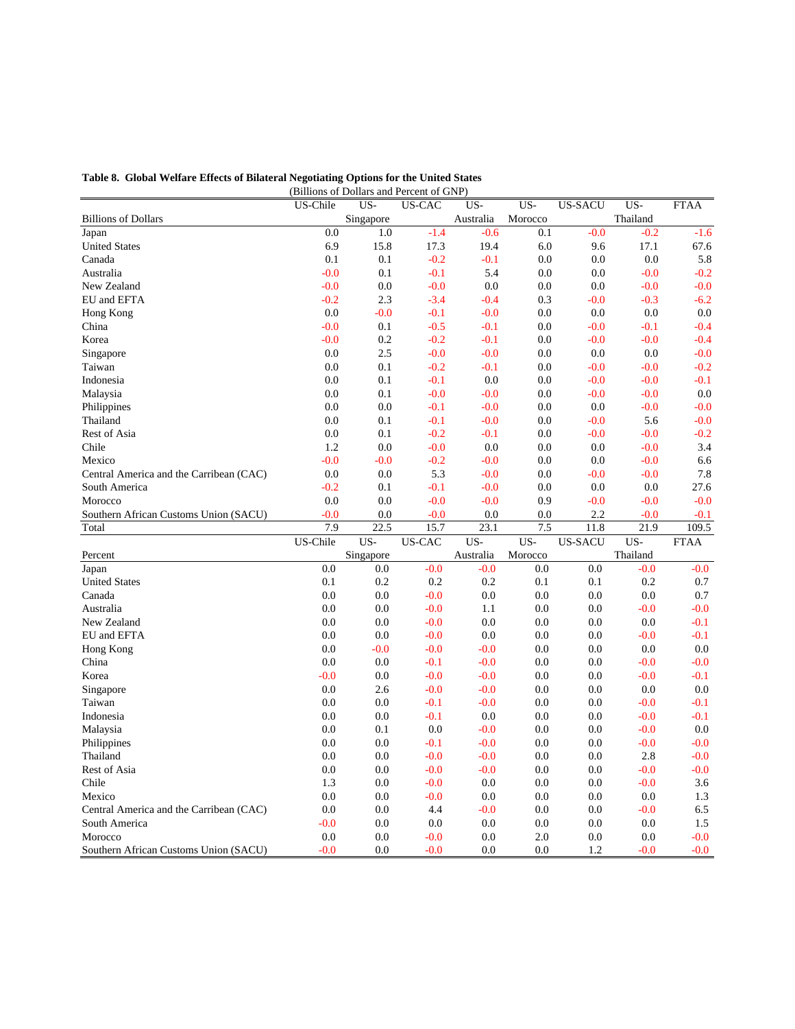**Table 8. Global Welfare Effects of Bilateral Negotiating Options for the United States**

(Billions of Dollars and Percent of GNP)

| Billions of Dollars | US-Chile | US-Singapore | US-CAC | US-Australia | US-Morocco | US-SACU | US-Thailand | FTAA |
|---|---|---|---|---|---|---|---|---|
| Japan | 0.0 | 1.0 | -1.4 | -0.6 | 0.1 | -0.0 | -0.2 | -1.6 |
| United States | 6.9 | 15.8 | 17.3 | 19.4 | 6.0 | 9.6 | 17.1 | 67.6 |
| Canada | 0.1 | 0.1 | -0.2 | -0.1 | 0.0 | 0.0 | 0.0 | 5.8 |
| Australia | -0.0 | 0.1 | -0.1 | 5.4 | 0.0 | 0.0 | -0.0 | -0.2 |
| New Zealand | -0.0 | 0.0 | -0.0 | 0.0 | 0.0 | 0.0 | -0.0 | -0.0 |
| EU and EFTA | -0.2 | 2.3 | -3.4 | -0.4 | 0.3 | -0.0 | -0.3 | -6.2 |
| Hong Kong | 0.0 | -0.0 | -0.1 | -0.0 | 0.0 | 0.0 | 0.0 | 0.0 |
| China | -0.0 | 0.1 | -0.5 | -0.1 | 0.0 | -0.0 | -0.1 | -0.4 |
| Korea | -0.0 | 0.2 | -0.2 | -0.1 | 0.0 | -0.0 | -0.0 | -0.4 |
| Singapore | 0.0 | 2.5 | -0.0 | -0.0 | 0.0 | 0.0 | 0.0 | -0.0 |
| Taiwan | 0.0 | 0.1 | -0.2 | -0.1 | 0.0 | -0.0 | -0.0 | -0.2 |
| Indonesia | 0.0 | 0.1 | -0.1 | 0.0 | 0.0 | -0.0 | -0.0 | -0.1 |
| Malaysia | 0.0 | 0.1 | -0.0 | -0.0 | 0.0 | -0.0 | -0.0 | 0.0 |
| Philippines | 0.0 | 0.0 | -0.1 | -0.0 | 0.0 | 0.0 | -0.0 | -0.0 |
| Thailand | 0.0 | 0.1 | -0.1 | -0.0 | 0.0 | -0.0 | 5.6 | -0.0 |
| Rest of Asia | 0.0 | 0.1 | -0.2 | -0.1 | 0.0 | -0.0 | -0.0 | -0.2 |
| Chile | 1.2 | 0.0 | -0.0 | 0.0 | 0.0 | 0.0 | -0.0 | 3.4 |
| Mexico | -0.0 | -0.0 | -0.2 | -0.0 | 0.0 | 0.0 | -0.0 | 6.6 |
| Central America and the Carribean (CAC) | 0.0 | 0.0 | 5.3 | -0.0 | 0.0 | -0.0 | -0.0 | 7.8 |
| South America | -0.2 | 0.1 | -0.1 | -0.0 | 0.0 | 0.0 | 0.0 | 27.6 |
| Morocco | 0.0 | 0.0 | -0.0 | -0.0 | 0.9 | -0.0 | -0.0 | -0.0 |
| Southern African Customs Union (SACU) | -0.0 | 0.0 | -0.0 | 0.0 | 0.0 | 2.2 | -0.0 | -0.1 |
| Total | 7.9 | 22.5 | 15.7 | 23.1 | 7.5 | 11.8 | 21.9 | 109.5 |

| Percent | US-Chile | US-Singapore | US-CAC | US-Australia | US-Morocco | US-SACU | US-Thailand | FTAA |
|---|---|---|---|---|---|---|---|---|
| Japan | 0.0 | 0.0 | -0.0 | -0.0 | 0.0 | 0.0 | -0.0 | -0.0 |
| United States | 0.1 | 0.2 | 0.2 | 0.2 | 0.1 | 0.1 | 0.2 | 0.7 |
| Canada | 0.0 | 0.0 | -0.0 | 0.0 | 0.0 | 0.0 | 0.0 | 0.7 |
| Australia | 0.0 | 0.0 | -0.0 | 1.1 | 0.0 | 0.0 | -0.0 | -0.0 |
| New Zealand | 0.0 | 0.0 | -0.0 | 0.0 | 0.0 | 0.0 | 0.0 | -0.1 |
| EU and EFTA | 0.0 | 0.0 | -0.0 | 0.0 | 0.0 | 0.0 | -0.0 | -0.1 |
| Hong Kong | 0.0 | -0.0 | -0.0 | -0.0 | 0.0 | 0.0 | 0.0 | 0.0 |
| China | 0.0 | 0.0 | -0.1 | -0.0 | 0.0 | 0.0 | -0.0 | -0.0 |
| Korea | -0.0 | 0.0 | -0.0 | -0.0 | 0.0 | 0.0 | -0.0 | -0.1 |
| Singapore | 0.0 | 2.6 | -0.0 | -0.0 | 0.0 | 0.0 | 0.0 | 0.0 |
| Taiwan | 0.0 | 0.0 | -0.1 | -0.0 | 0.0 | 0.0 | -0.0 | -0.1 |
| Indonesia | 0.0 | 0.0 | -0.1 | 0.0 | 0.0 | 0.0 | -0.0 | -0.1 |
| Malaysia | 0.0 | 0.1 | 0.0 | -0.0 | 0.0 | 0.0 | -0.0 | 0.0 |
| Philippines | 0.0 | 0.0 | -0.1 | -0.0 | 0.0 | 0.0 | -0.0 | -0.0 |
| Thailand | 0.0 | 0.0 | -0.0 | -0.0 | 0.0 | 0.0 | 2.8 | -0.0 |
| Rest of Asia | 0.0 | 0.0 | -0.0 | -0.0 | 0.0 | 0.0 | -0.0 | -0.0 |
| Chile | 1.3 | 0.0 | -0.0 | 0.0 | 0.0 | 0.0 | -0.0 | 3.6 |
| Mexico | 0.0 | 0.0 | -0.0 | 0.0 | 0.0 | 0.0 | 0.0 | 1.3 |
| Central America and the Carribean (CAC) | 0.0 | 0.0 | 4.4 | -0.0 | 0.0 | 0.0 | -0.0 | 6.5 |
| South America | -0.0 | 0.0 | 0.0 | 0.0 | 0.0 | 0.0 | 0.0 | 1.5 |
| Morocco | 0.0 | 0.0 | -0.0 | 0.0 | 2.0 | 0.0 | 0.0 | -0.0 |
| Southern African Customs Union (SACU) | -0.0 | 0.0 | -0.0 | 0.0 | 0.0 | 1.2 | -0.0 | -0.0 |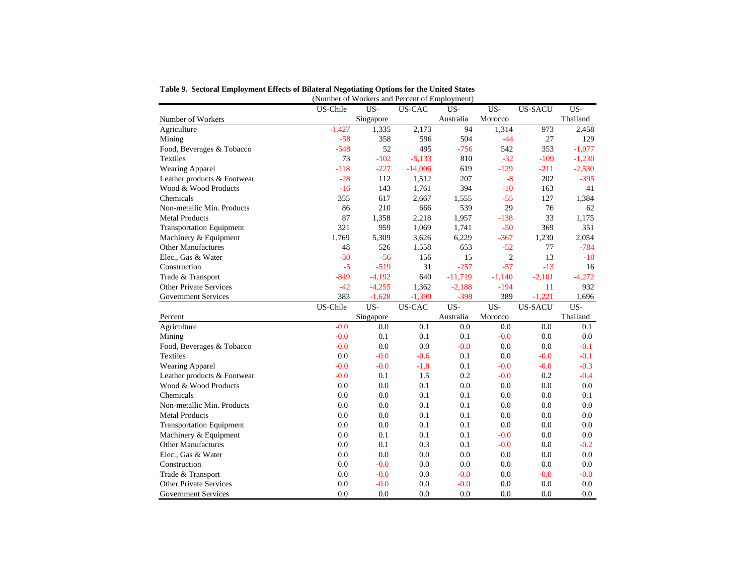**Table 9. Sectoral Employment Effects of Bilateral Negotiating Options for the United States**

(Number of Workers and Percent of Employment)

| Number of Workers | US-Chile | US-Singapore | US-CAC | US-Australia | US-Morocco | US-SACU | US-Thailand |
|---|---|---|---|---|---|---|---|
| Agriculture | -1,427 | 1,335 | 2,173 | 94 | 1,314 | 973 | 2,458 |
| Mining | -58 | 358 | 596 | 504 | -44 | 27 | 129 |
| Food, Beverages & Tobacco | -548 | 52 | 495 | -756 | 542 | 353 | -1,077 |
| Textiles | 73 | -102 | -5,133 | 810 | -32 | -109 | -1,230 |
| Wearing Apparel | -118 | -227 | -14,006 | 619 | -129 | -211 | -2,530 |
| Leather products & Footwear | -28 | 112 | 1,512 | 207 | -8 | 202 | -395 |
| Wood & Wood Products | -16 | 143 | 1,761 | 394 | -10 | 163 | 41 |
| Chemicals | 355 | 617 | 2,667 | 1,555 | -55 | 127 | 1,384 |
| Non-metallic Min. Products | 86 | 210 | 666 | 539 | 29 | 76 | 62 |
| Metal Products | 87 | 1,358 | 2,218 | 1,957 | -138 | 33 | 1,175 |
| Transportation Equipment | 321 | 959 | 1,069 | 1,741 | -50 | 369 | 351 |
| Machinery & Equipment | 1,769 | 5,309 | 3,626 | 6,229 | -367 | 1,230 | 2,054 |
| Other Manufactures | 48 | 526 | 1,558 | 653 | -52 | 77 | -784 |
| Elec., Gas & Water | -30 | -56 | 156 | 15 | 2 | 13 | -10 |
| Construction | -5 | -519 | 31 | -257 | -57 | -13 | 16 |
| Trade & Transport | -849 | -4,192 | 640 | -11,719 | -1,140 | -2,101 | -4,272 |
| Other Private Services | -42 | -4,255 | 1,362 | -2,188 | -194 | 11 | 932 |
| Government Services | 383 | -1,628 | -1,390 | -398 | 389 | -1,221 | 1,696 |
| **Percent** | **US-Chile** | **US-Singapore** | **US-CAC** | **US-Australia** | **US-Morocco** | **US-SACU** | **US-Thailand** |
| Agriculture | -0.0 | 0.0 | 0.1 | 0.0 | 0.0 | 0.0 | 0.1 |
| Mining | -0.0 | 0.1 | 0.1 | 0.1 | -0.0 | 0.0 | 0.0 |
| Food, Beverages & Tobacco | -0.0 | 0.0 | 0.0 | -0.0 | 0.0 | 0.0 | -0.1 |
| Textiles | 0.0 | -0.0 | -0.6 | 0.1 | 0.0 | -0.0 | -0.1 |
| Wearing Apparel | -0.0 | -0.0 | -1.8 | 0.1 | -0.0 | -0.0 | -0.3 |
| Leather products & Footwear | -0.0 | 0.1 | 1.5 | 0.2 | -0.0 | 0.2 | -0.4 |
| Wood & Wood Products | 0.0 | 0.0 | 0.1 | 0.0 | 0.0 | 0.0 | 0.0 |
| Chemicals | 0.0 | 0.0 | 0.1 | 0.1 | 0.0 | 0.0 | 0.1 |
| Non-metallic Min. Products | 0.0 | 0.0 | 0.1 | 0.1 | 0.0 | 0.0 | 0.0 |
| Metal Products | 0.0 | 0.0 | 0.1 | 0.1 | 0.0 | 0.0 | 0.0 |
| Transportation Equipment | 0.0 | 0.0 | 0.1 | 0.1 | 0.0 | 0.0 | 0.0 |
| Machinery & Equipment | 0.0 | 0.1 | 0.1 | 0.1 | -0.0 | 0.0 | 0.0 |
| Other Manufactures | 0.0 | 0.1 | 0.3 | 0.1 | -0.0 | 0.0 | -0.2 |
| Elec., Gas & Water | 0.0 | 0.0 | 0.0 | 0.0 | 0.0 | 0.0 | 0.0 |
| Construction | 0.0 | -0.0 | 0.0 | 0.0 | 0.0 | 0.0 | 0.0 |
| Trade & Transport | 0.0 | -0.0 | 0.0 | -0.0 | 0.0 | -0.0 | -0.0 |
| Other Private Services | 0.0 | -0.0 | 0.0 | -0.0 | 0.0 | 0.0 | 0.0 |
| Government Services | 0.0 | 0.0 | 0.0 | 0.0 | 0.0 | 0.0 | 0.0 |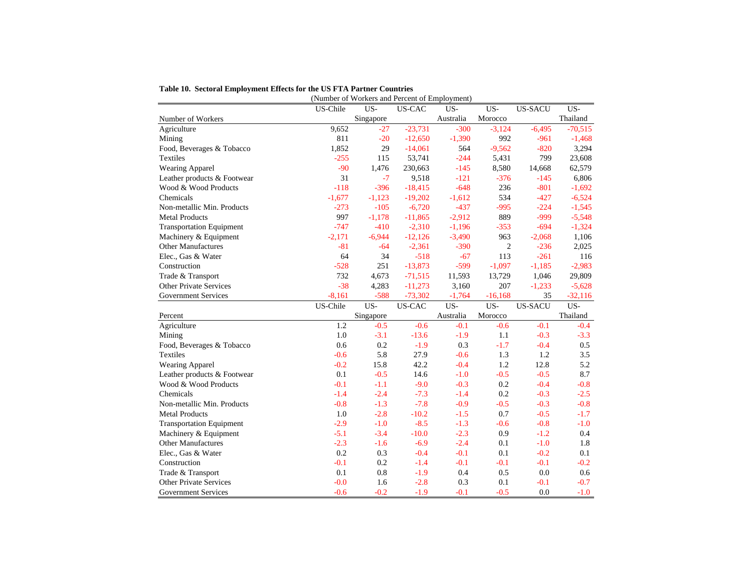**Table 10. Sectoral Employment Effects for the US FTA Partner Countries**

(Number of Workers and Percent of Employment)

| Number of Workers | US-Chile | US-Singapore | US-CAC | US-Australia | US-Morocco | US-SACU | US-Thailand |
|---|---|---|---|---|---|---|---|
| Agriculture | 9,652 | -27 | -23,731 | -300 | -3,124 | -6,495 | -70,515 |
| Mining | 811 | -20 | -12,650 | -1,390 | 992 | -961 | -1,468 |
| Food, Beverages & Tobacco | 1,852 | 29 | -14,061 | 564 | -9,562 | -820 | 3,294 |
| Textiles | -255 | 115 | 53,741 | -244 | 5,431 | 799 | 23,608 |
| Wearing Apparel | -90 | 1,476 | 230,663 | -145 | 8,580 | 14,668 | 62,579 |
| Leather products & Footwear | 31 | -7 | 9,518 | -121 | -376 | -145 | 6,806 |
| Wood & Wood Products | -118 | -396 | -18,415 | -648 | 236 | -801 | -1,692 |
| Chemicals | -1,677 | -1,123 | -19,202 | -1,612 | 534 | -427 | -6,524 |
| Non-metallic Min. Products | -273 | -105 | -6,720 | -437 | -995 | -224 | -1,545 |
| Metal Products | 997 | -1,178 | -11,865 | -2,912 | 889 | -999 | -5,548 |
| Transportation Equipment | -747 | -410 | -2,310 | -1,196 | -353 | -694 | -1,324 |
| Machinery & Equipment | -2,171 | -6,944 | -12,126 | -3,490 | 963 | -2,068 | 1,106 |
| Other Manufactures | -81 | -64 | -2,361 | -390 | 2 | -236 | 2,025 |
| Elec., Gas & Water | 64 | 34 | -518 | -67 | 113 | -261 | 116 |
| Construction | -528 | 251 | -13,873 | -599 | -1,097 | -1,185 | -2,983 |
| Trade & Transport | 732 | 4,673 | -71,515 | 11,593 | 13,729 | 1,046 | 29,809 |
| Other Private Services | -38 | 4,283 | -11,273 | 3,160 | 207 | -1,233 | -5,628 |
| Government Services | -8,161 | -588 | -73,302 | -1,764 | -16,168 | 35 | -32,116 |
| **Percent** | **US-Chile** | **US-Singapore** | **US-CAC** | **US-Australia** | **US-Morocco** | **US-SACU** | **US-Thailand** |
| Agriculture | 1.2 | -0.5 | -0.6 | -0.1 | -0.6 | -0.1 | -0.4 |
| Mining | 1.0 | -3.1 | -13.6 | -1.9 | 1.1 | -0.3 | -3.3 |
| Food, Beverages & Tobacco | 0.6 | 0.2 | -1.9 | 0.3 | -1.7 | -0.4 | 0.5 |
| Textiles | -0.6 | 5.8 | 27.9 | -0.6 | 1.3 | 1.2 | 3.5 |
| Wearing Apparel | -0.2 | 15.8 | 42.2 | -0.4 | 1.2 | 12.8 | 5.2 |
| Leather products & Footwear | 0.1 | -0.5 | 14.6 | -1.0 | -0.5 | -0.5 | 8.7 |
| Wood & Wood Products | -0.1 | -1.1 | -9.0 | -0.3 | 0.2 | -0.4 | -0.8 |
| Chemicals | -1.4 | -2.4 | -7.3 | -1.4 | 0.2 | -0.3 | -2.5 |
| Non-metallic Min. Products | -0.8 | -1.3 | -7.8 | -0.9 | -0.5 | -0.3 | -0.8 |
| Metal Products | 1.0 | -2.8 | -10.2 | -1.5 | 0.7 | -0.5 | -1.7 |
| Transportation Equipment | -2.9 | -1.0 | -8.5 | -1.3 | -0.6 | -0.8 | -1.0 |
| Machinery & Equipment | -5.1 | -3.4 | -10.0 | -2.3 | 0.9 | -1.2 | 0.4 |
| Other Manufactures | -2.3 | -1.6 | -6.9 | -2.4 | 0.1 | -1.0 | 1.8 |
| Elec., Gas & Water | 0.2 | 0.3 | -0.4 | -0.1 | 0.1 | -0.2 | 0.1 |
| Construction | -0.1 | 0.2 | -1.4 | -0.1 | -0.1 | -0.1 | -0.2 |
| Trade & Transport | 0.1 | 0.8 | -1.9 | 0.4 | 0.5 | 0.0 | 0.6 |
| Other Private Services | -0.0 | 1.6 | -2.8 | 0.3 | 0.1 | -0.1 | -0.7 |
| Government Services | -0.6 | -0.2 | -1.9 | -0.1 | -0.5 | 0.0 | -1.0 |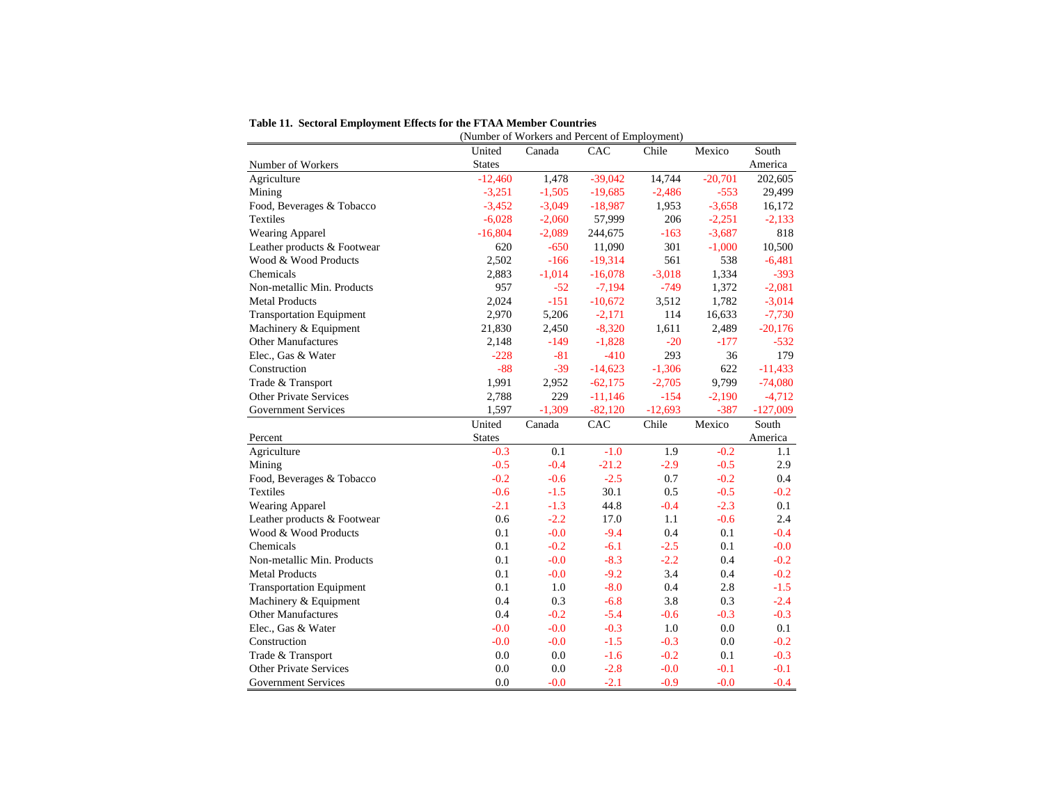**Table 11. Sectoral Employment Effects for the FTAA Member Countries**

(Number of Workers and Percent of Employment)

| Number of Workers | United States | Canada | CAC | Chile | Mexico | South America |
|---|---|---|---|---|---|---|
| Agriculture | -12,460 | 1,478 | -39,042 | 14,744 | -20,701 | 202,605 |
| Mining | -3,251 | -1,505 | -19,685 | -2,486 | -553 | 29,499 |
| Food, Beverages & Tobacco | -3,452 | -3,049 | -18,987 | 1,953 | -3,658 | 16,172 |
| Textiles | -6,028 | -2,060 | 57,999 | 206 | -2,251 | -2,133 |
| Wearing Apparel | -16,804 | -2,089 | 244,675 | -163 | -3,687 | 818 |
| Leather products & Footwear | 620 | -650 | 11,090 | 301 | -1,000 | 10,500 |
| Wood & Wood Products | 2,502 | -166 | -19,314 | 561 | 538 | -6,481 |
| Chemicals | 2,883 | -1,014 | -16,078 | -3,018 | 1,334 | -393 |
| Non-metallic Min. Products | 957 | -52 | -7,194 | -749 | 1,372 | -2,081 |
| Metal Products | 2,024 | -151 | -10,672 | 3,512 | 1,782 | -3,014 |
| Transportation Equipment | 2,970 | 5,206 | -2,171 | 114 | 16,633 | -7,730 |
| Machinery & Equipment | 21,830 | 2,450 | -8,320 | 1,611 | 2,489 | -20,176 |
| Other Manufactures | 2,148 | -149 | -1,828 | -20 | -177 | -532 |
| Elec., Gas & Water | -228 | -81 | -410 | 293 | 36 | 179 |
| Construction | -88 | -39 | -14,623 | -1,306 | 622 | -11,433 |
| Trade & Transport | 1,991 | 2,952 | -62,175 | -2,705 | 9,799 | -74,080 |
| Other Private Services | 2,788 | 229 | -11,146 | -154 | -2,190 | -4,712 |
| Government Services | 1,597 | -1,309 | -82,120 | -12,693 | -387 | -127,009 |
| **Percent** | **United States** | **Canada** | **CAC** | **Chile** | **Mexico** | **South America** |
| Agriculture | -0.3 | 0.1 | -1.0 | 1.9 | -0.2 | 1.1 |
| Mining | -0.5 | -0.4 | -21.2 | -2.9 | -0.5 | 2.9 |
| Food, Beverages & Tobacco | -0.2 | -0.6 | -2.5 | 0.7 | -0.2 | 0.4 |
| Textiles | -0.6 | -1.5 | 30.1 | 0.5 | -0.5 | -0.2 |
| Wearing Apparel | -2.1 | -1.3 | 44.8 | -0.4 | -2.3 | 0.1 |
| Leather products & Footwear | 0.6 | -2.2 | 17.0 | 1.1 | -0.6 | 2.4 |
| Wood & Wood Products | 0.1 | -0.0 | -9.4 | 0.4 | 0.1 | -0.4 |
| Chemicals | 0.1 | -0.2 | -6.1 | -2.5 | 0.1 | -0.0 |
| Non-metallic Min. Products | 0.1 | -0.0 | -8.3 | -2.2 | 0.4 | -0.2 |
| Metal Products | 0.1 | -0.0 | -9.2 | 3.4 | 0.4 | -0.2 |
| Transportation Equipment | 0.1 | 1.0 | -8.0 | 0.4 | 2.8 | -1.5 |
| Machinery & Equipment | 0.4 | 0.3 | -6.8 | 3.8 | 0.3 | -2.4 |
| Other Manufactures | 0.4 | -0.2 | -5.4 | -0.6 | -0.3 | -0.3 |
| Elec., Gas & Water | -0.0 | -0.0 | -0.3 | 1.0 | 0.0 | 0.1 |
| Construction | -0.0 | -0.0 | -1.5 | -0.3 | 0.0 | -0.2 |
| Trade & Transport | 0.0 | 0.0 | -1.6 | -0.2 | 0.1 | -0.3 |
| Other Private Services | 0.0 | 0.0 | -2.8 | -0.0 | -0.1 | -0.1 |
| Government Services | 0.0 | -0.0 | -2.1 | -0.9 | -0.0 | -0.4 |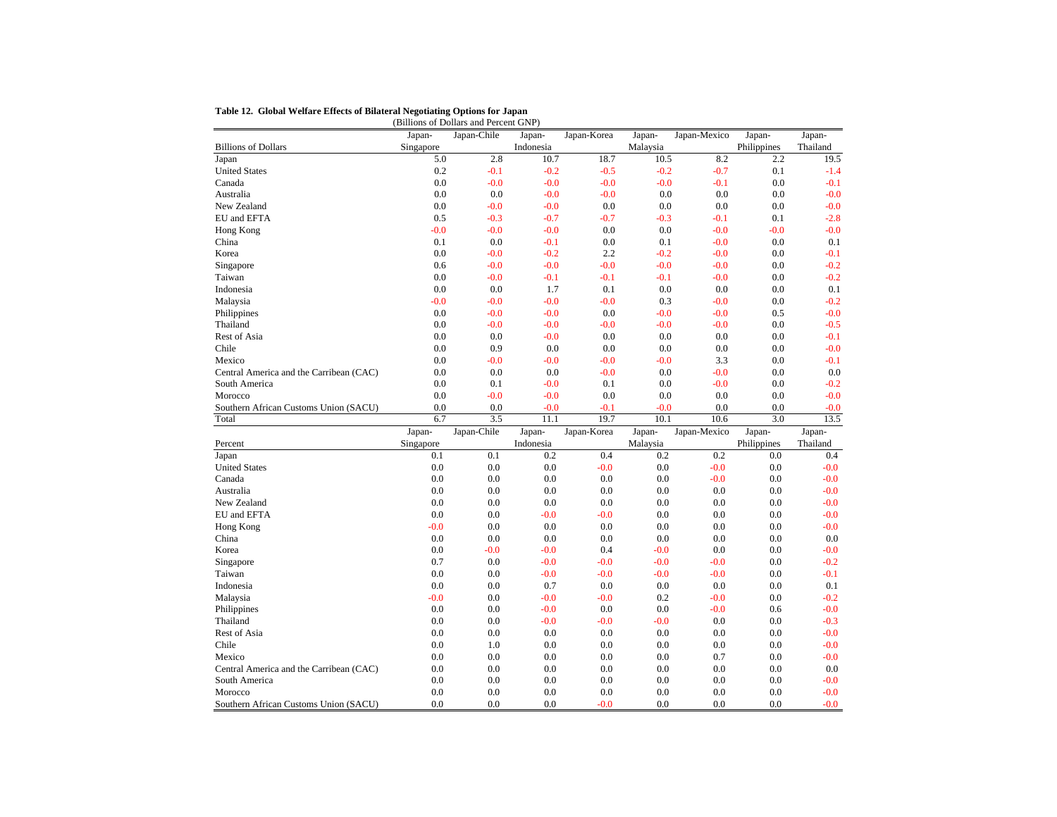**Table 12. Global Welfare Effects of Bilateral Negotiating Options for Japan**

(Billions of Dollars and Percent GNP)

| Billions of Dollars | Japan-Singapore | Japan-Chile | Japan-Indonesia | Japan-Korea | Japan-Malaysia | Japan-Mexico | Japan-Philippines | Japan-Thailand |
|---|---|---|---|---|---|---|---|---|
| Japan | 5.0 | 2.8 | 10.7 | 18.7 | 10.5 | 8.2 | 2.2 | 19.5 |
| United States | 0.2 | -0.1 | -0.2 | -0.5 | -0.2 | -0.7 | 0.1 | -1.4 |
| Canada | 0.0 | -0.0 | -0.0 | -0.0 | -0.0 | -0.1 | 0.0 | -0.1 |
| Australia | 0.0 | 0.0 | -0.0 | -0.0 | 0.0 | 0.0 | 0.0 | -0.0 |
| New Zealand | 0.0 | -0.0 | -0.0 | 0.0 | 0.0 | 0.0 | 0.0 | -0.0 |
| EU and EFTA | 0.5 | -0.3 | -0.7 | -0.7 | -0.3 | -0.1 | 0.1 | -2.8 |
| Hong Kong | -0.0 | -0.0 | -0.0 | 0.0 | 0.0 | -0.0 | -0.0 | -0.0 |
| China | 0.1 | 0.0 | -0.1 | 0.0 | 0.1 | -0.0 | 0.0 | 0.1 |
| Korea | 0.0 | -0.0 | -0.2 | 2.2 | -0.2 | -0.0 | 0.0 | -0.1 |
| Singapore | 0.6 | -0.0 | -0.0 | -0.0 | -0.0 | -0.0 | 0.0 | -0.2 |
| Taiwan | 0.0 | -0.0 | -0.1 | -0.1 | -0.1 | -0.0 | 0.0 | -0.2 |
| Indonesia | 0.0 | 0.0 | 1.7 | 0.1 | 0.0 | 0.0 | 0.0 | 0.1 |
| Malaysia | -0.0 | -0.0 | -0.0 | -0.0 | 0.3 | -0.0 | 0.0 | -0.2 |
| Philippines | 0.0 | -0.0 | -0.0 | 0.0 | -0.0 | -0.0 | 0.5 | -0.0 |
| Thailand | 0.0 | -0.0 | -0.0 | -0.0 | -0.0 | -0.0 | 0.0 | -0.5 |
| Rest of Asia | 0.0 | 0.0 | -0.0 | 0.0 | 0.0 | 0.0 | 0.0 | -0.1 |
| Chile | 0.0 | 0.9 | 0.0 | 0.0 | 0.0 | 0.0 | 0.0 | -0.0 |
| Mexico | 0.0 | -0.0 | -0.0 | -0.0 | -0.0 | 3.3 | 0.0 | -0.1 |
| Central America and the Carribean (CAC) | 0.0 | 0.0 | 0.0 | -0.0 | 0.0 | -0.0 | 0.0 | 0.0 |
| South America | 0.0 | 0.1 | -0.0 | 0.1 | 0.0 | -0.0 | 0.0 | -0.2 |
| Morocco | 0.0 | -0.0 | -0.0 | 0.0 | 0.0 | 0.0 | 0.0 | -0.0 |
| Southern African Customs Union (SACU) | 0.0 | 0.0 | -0.0 | -0.1 | -0.0 | 0.0 | 0.0 | -0.0 |
| Total | 6.7 | 3.5 | 11.1 | 19.7 | 10.1 | 10.6 | 3.0 | 13.5 |

| Percent | Japan-Singapore | Japan-Chile | Japan-Indonesia | Japan-Korea | Japan-Malaysia | Japan-Mexico | Japan-Philippines | Japan-Thailand |
|---|---|---|---|---|---|---|---|---|
| Japan | 0.1 | 0.1 | 0.2 | 0.4 | 0.2 | 0.2 | 0.0 | 0.4 |
| United States | 0.0 | 0.0 | 0.0 | -0.0 | 0.0 | -0.0 | 0.0 | -0.0 |
| Canada | 0.0 | 0.0 | 0.0 | 0.0 | 0.0 | -0.0 | 0.0 | -0.0 |
| Australia | 0.0 | 0.0 | 0.0 | 0.0 | 0.0 | 0.0 | 0.0 | -0.0 |
| New Zealand | 0.0 | 0.0 | 0.0 | 0.0 | 0.0 | 0.0 | 0.0 | -0.0 |
| EU and EFTA | 0.0 | 0.0 | -0.0 | -0.0 | 0.0 | 0.0 | 0.0 | -0.0 |
| Hong Kong | -0.0 | 0.0 | 0.0 | 0.0 | 0.0 | 0.0 | 0.0 | -0.0 |
| China | 0.0 | 0.0 | 0.0 | 0.0 | 0.0 | 0.0 | 0.0 | 0.0 |
| Korea | 0.0 | -0.0 | -0.0 | 0.4 | -0.0 | 0.0 | 0.0 | -0.0 |
| Singapore | 0.7 | 0.0 | -0.0 | -0.0 | -0.0 | -0.0 | 0.0 | -0.2 |
| Taiwan | 0.0 | 0.0 | -0.0 | -0.0 | -0.0 | -0.0 | 0.0 | -0.1 |
| Indonesia | 0.0 | 0.0 | 0.7 | 0.0 | 0.0 | 0.0 | 0.0 | 0.1 |
| Malaysia | -0.0 | 0.0 | -0.0 | -0.0 | 0.2 | -0.0 | 0.0 | -0.2 |
| Philippines | 0.0 | 0.0 | -0.0 | 0.0 | 0.0 | -0.0 | 0.6 | -0.0 |
| Thailand | 0.0 | 0.0 | -0.0 | -0.0 | -0.0 | 0.0 | 0.0 | -0.3 |
| Rest of Asia | 0.0 | 0.0 | 0.0 | 0.0 | 0.0 | 0.0 | 0.0 | -0.0 |
| Chile | 0.0 | 1.0 | 0.0 | 0.0 | 0.0 | 0.0 | 0.0 | -0.0 |
| Mexico | 0.0 | 0.0 | 0.0 | 0.0 | 0.0 | 0.7 | 0.0 | -0.0 |
| Central America and the Carribean (CAC) | 0.0 | 0.0 | 0.0 | 0.0 | 0.0 | 0.0 | 0.0 | 0.0 |
| South America | 0.0 | 0.0 | 0.0 | 0.0 | 0.0 | 0.0 | 0.0 | -0.0 |
| Morocco | 0.0 | 0.0 | 0.0 | 0.0 | 0.0 | 0.0 | 0.0 | -0.0 |
| Southern African Customs Union (SACU) | 0.0 | 0.0 | 0.0 | -0.0 | 0.0 | 0.0 | 0.0 | -0.0 |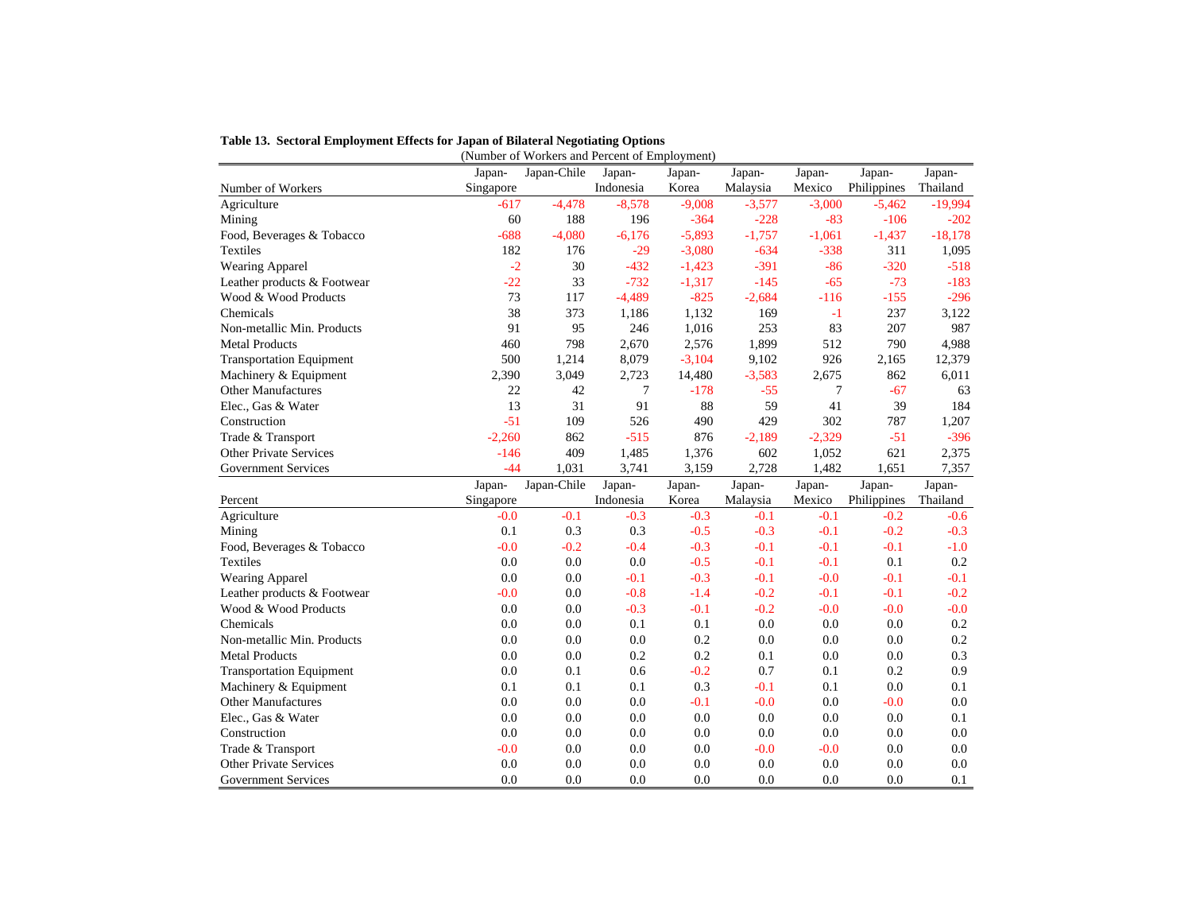**Table 13. Sectoral Employment Effects for Japan of Bilateral Negotiating Options**

(Number of Workers and Percent of Employment)

| Number of Workers | Japan-Singapore | Japan-Chile | Japan-Indonesia | Japan-Korea | Japan-Malaysia | Japan-Mexico | Japan-Philippines | Japan-Thailand |
|---|---|---|---|---|---|---|---|---|
| Agriculture | -617 | -4,478 | -8,578 | -9,008 | -3,577 | -3,000 | -5,462 | -19,994 |
| Mining | 60 | 188 | 196 | -364 | -228 | -83 | -106 | -202 |
| Food, Beverages & Tobacco | -688 | -4,080 | -6,176 | -5,893 | -1,757 | -1,061 | -1,437 | -18,178 |
| Textiles | 182 | 176 | -29 | -3,080 | -634 | -338 | 311 | 1,095 |
| Wearing Apparel | -2 | 30 | -432 | -1,423 | -391 | -86 | -320 | -518 |
| Leather products & Footwear | -22 | 33 | -732 | -1,317 | -145 | -65 | -73 | -183 |
| Wood & Wood Products | 73 | 117 | -4,489 | -825 | -2,684 | -116 | -155 | -296 |
| Chemicals | 38 | 373 | 1,186 | 1,132 | 169 | -1 | 237 | 3,122 |
| Non-metallic Min. Products | 91 | 95 | 246 | 1,016 | 253 | 83 | 207 | 987 |
| Metal Products | 460 | 798 | 2,670 | 2,576 | 1,899 | 512 | 790 | 4,988 |
| Transportation Equipment | 500 | 1,214 | 8,079 | -3,104 | 9,102 | 926 | 2,165 | 12,379 |
| Machinery & Equipment | 2,390 | 3,049 | 2,723 | 14,480 | -3,583 | 2,675 | 862 | 6,011 |
| Other Manufactures | 22 | 42 | 7 | -178 | -55 | 7 | -67 | 63 |
| Elec., Gas & Water | 13 | 31 | 91 | 88 | 59 | 41 | 39 | 184 |
| Construction | -51 | 109 | 526 | 490 | 429 | 302 | 787 | 1,207 |
| Trade & Transport | -2,260 | 862 | -515 | 876 | -2,189 | -2,329 | -51 | -396 |
| Other Private Services | -146 | 409 | 1,485 | 1,376 | 602 | 1,052 | 621 | 2,375 |
| Government Services | -44 | 1,031 | 3,741 | 3,159 | 2,728 | 1,482 | 1,651 | 7,357 |
| **Percent** | **Japan-Singapore** | **Japan-Chile** | **Japan-Indonesia** | **Japan-Korea** | **Japan-Malaysia** | **Japan-Mexico** | **Japan-Philippines** | **Japan-Thailand** |
| Agriculture | -0.0 | -0.1 | -0.3 | -0.3 | -0.1 | -0.1 | -0.2 | -0.6 |
| Mining | 0.1 | 0.3 | 0.3 | -0.5 | -0.3 | -0.1 | -0.2 | -0.3 |
| Food, Beverages & Tobacco | -0.0 | -0.2 | -0.4 | -0.3 | -0.1 | -0.1 | -0.1 | -1.0 |
| Textiles | 0.0 | 0.0 | 0.0 | -0.5 | -0.1 | -0.1 | 0.1 | 0.2 |
| Wearing Apparel | 0.0 | 0.0 | -0.1 | -0.3 | -0.1 | -0.0 | -0.1 | -0.1 |
| Leather products & Footwear | -0.0 | 0.0 | -0.8 | -1.4 | -0.2 | -0.1 | -0.1 | -0.2 |
| Wood & Wood Products | 0.0 | 0.0 | -0.3 | -0.1 | -0.2 | -0.0 | -0.0 | -0.0 |
| Chemicals | 0.0 | 0.0 | 0.1 | 0.1 | 0.0 | 0.0 | 0.0 | 0.2 |
| Non-metallic Min. Products | 0.0 | 0.0 | 0.0 | 0.2 | 0.0 | 0.0 | 0.0 | 0.2 |
| Metal Products | 0.0 | 0.0 | 0.2 | 0.2 | 0.1 | 0.0 | 0.0 | 0.3 |
| Transportation Equipment | 0.0 | 0.1 | 0.6 | -0.2 | 0.7 | 0.1 | 0.2 | 0.9 |
| Machinery & Equipment | 0.1 | 0.1 | 0.1 | 0.3 | -0.1 | 0.1 | 0.0 | 0.1 |
| Other Manufactures | 0.0 | 0.0 | 0.0 | -0.1 | -0.0 | 0.0 | -0.0 | 0.0 |
| Elec., Gas & Water | 0.0 | 0.0 | 0.0 | 0.0 | 0.0 | 0.0 | 0.0 | 0.1 |
| Construction | 0.0 | 0.0 | 0.0 | 0.0 | 0.0 | 0.0 | 0.0 | 0.0 |
| Trade & Transport | -0.0 | 0.0 | 0.0 | 0.0 | -0.0 | -0.0 | 0.0 | 0.0 |
| Other Private Services | 0.0 | 0.0 | 0.0 | 0.0 | 0.0 | 0.0 | 0.0 | 0.0 |
| Government Services | 0.0 | 0.0 | 0.0 | 0.0 | 0.0 | 0.0 | 0.0 | 0.1 |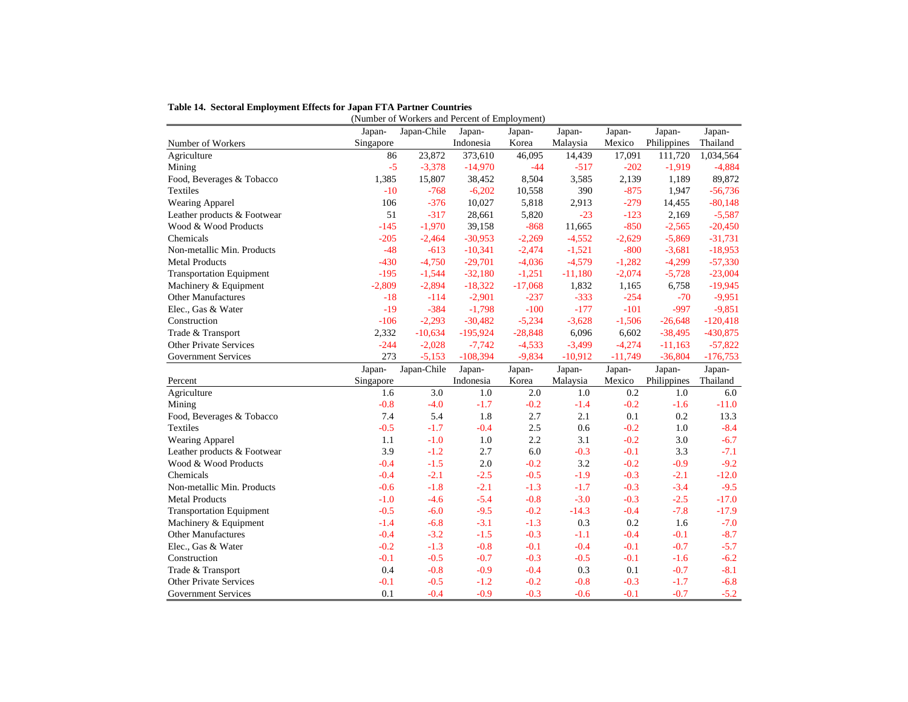**Table 14. Sectoral Employment Effects for Japan FTA Partner Countries**

(Number of Workers and Percent of Employment)

| Number of Workers | Japan-Singapore | Japan-Chile | Japan-Indonesia | Japan-Korea | Japan-Malaysia | Japan-Mexico | Japan-Philippines | Japan-Thailand |
|---|---|---|---|---|---|---|---|---|
| Agriculture | 86 | 23,872 | 373,610 | 46,095 | 14,439 | 17,091 | 111,720 | 1,034,564 |
| Mining | -5 | -3,378 | -14,970 | -44 | -517 | -202 | -1,919 | -4,884 |
| Food, Beverages & Tobacco | 1,385 | 15,807 | 38,452 | 8,504 | 3,585 | 2,139 | 1,189 | 89,872 |
| Textiles | -10 | -768 | -6,202 | 10,558 | 390 | -875 | 1,947 | -56,736 |
| Wearing Apparel | 106 | -376 | 10,027 | 5,818 | 2,913 | -279 | 14,455 | -80,148 |
| Leather products & Footwear | 51 | -317 | 28,661 | 5,820 | -23 | -123 | 2,169 | -5,587 |
| Wood & Wood Products | -145 | -1,970 | 39,158 | -868 | 11,665 | -850 | -2,565 | -20,450 |
| Chemicals | -205 | -2,464 | -30,953 | -2,269 | -4,552 | -2,629 | -5,869 | -31,731 |
| Non-metallic Min. Products | -48 | -613 | -10,341 | -2,474 | -1,521 | -800 | -3,681 | -18,953 |
| Metal Products | -430 | -4,750 | -29,701 | -4,036 | -4,579 | -1,282 | -4,299 | -57,330 |
| Transportation Equipment | -195 | -1,544 | -32,180 | -1,251 | -11,180 | -2,074 | -5,728 | -23,004 |
| Machinery & Equipment | -2,809 | -2,894 | -18,322 | -17,068 | 1,832 | 1,165 | 6,758 | -19,945 |
| Other Manufactures | -18 | -114 | -2,901 | -237 | -333 | -254 | -70 | -9,951 |
| Elec., Gas & Water | -19 | -384 | -1,798 | -100 | -177 | -101 | -997 | -9,851 |
| Construction | -106 | -2,293 | -30,482 | -5,234 | -3,628 | -1,506 | -26,648 | -120,418 |
| Trade & Transport | 2,332 | -10,634 | -195,924 | -28,848 | 6,096 | 6,602 | -38,495 | -430,875 |
| Other Private Services | -244 | -2,028 | -7,742 | -4,533 | -3,499 | -4,274 | -11,163 | -57,822 |
| Government Services | 273 | -5,153 | -108,394 | -9,834 | -10,912 | -11,749 | -36,804 | -176,753 |
| **Percent** | **Japan-Singapore** | **Japan-Chile** | **Japan-Indonesia** | **Japan-Korea** | **Japan-Malaysia** | **Japan-Mexico** | **Japan-Philippines** | **Japan-Thailand** |
| Agriculture | 1.6 | 3.0 | 1.0 | 2.0 | 1.0 | 0.2 | 1.0 | 6.0 |
| Mining | -0.8 | -4.0 | -1.7 | -0.2 | -1.4 | -0.2 | -1.6 | -11.0 |
| Food, Beverages & Tobacco | 7.4 | 5.4 | 1.8 | 2.7 | 2.1 | 0.1 | 0.2 | 13.3 |
| Textiles | -0.5 | -1.7 | -0.4 | 2.5 | 0.6 | -0.2 | 1.0 | -8.4 |
| Wearing Apparel | 1.1 | -1.0 | 1.0 | 2.2 | 3.1 | -0.2 | 3.0 | -6.7 |
| Leather products & Footwear | 3.9 | -1.2 | 2.7 | 6.0 | -0.3 | -0.1 | 3.3 | -7.1 |
| Wood & Wood Products | -0.4 | -1.5 | 2.0 | -0.2 | 3.2 | -0.2 | -0.9 | -9.2 |
| Chemicals | -0.4 | -2.1 | -2.5 | -0.5 | -1.9 | -0.3 | -2.1 | -12.0 |
| Non-metallic Min. Products | -0.6 | -1.8 | -2.1 | -1.3 | -1.7 | -0.3 | -3.4 | -9.5 |
| Metal Products | -1.0 | -4.6 | -5.4 | -0.8 | -3.0 | -0.3 | -2.5 | -17.0 |
| Transportation Equipment | -0.5 | -6.0 | -9.5 | -0.2 | -14.3 | -0.4 | -7.8 | -17.9 |
| Machinery & Equipment | -1.4 | -6.8 | -3.1 | -1.3 | 0.3 | 0.2 | 1.6 | -7.0 |
| Other Manufactures | -0.4 | -3.2 | -1.5 | -0.3 | -1.1 | -0.4 | -0.1 | -8.7 |
| Elec., Gas & Water | -0.2 | -1.3 | -0.8 | -0.1 | -0.4 | -0.1 | -0.7 | -5.7 |
| Construction | -0.1 | -0.5 | -0.7 | -0.3 | -0.5 | -0.1 | -1.6 | -6.2 |
| Trade & Transport | 0.4 | -0.8 | -0.9 | -0.4 | 0.3 | 0.1 | -0.7 | -8.1 |
| Other Private Services | -0.1 | -0.5 | -1.2 | -0.2 | -0.8 | -0.3 | -1.7 | -6.8 |
| Government Services | 0.1 | -0.4 | -0.9 | -0.3 | -0.6 | -0.1 | -0.7 | -5.2 |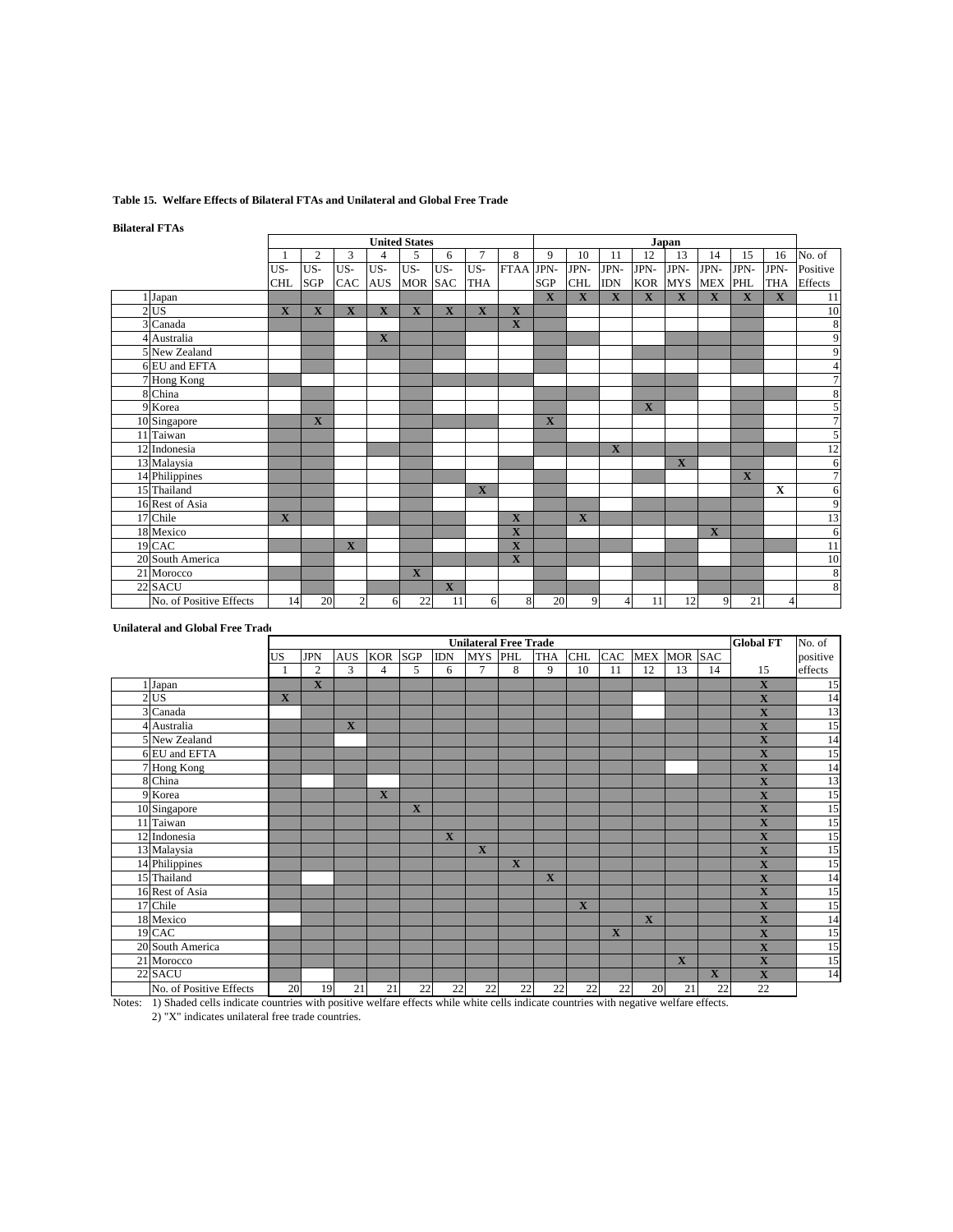**Table 15. Welfare Effects of Bilateral FTAs and Unilateral and Global Free Trade**

**Bilateral FTAs**

| | United States | | | | | | | | Japan | | | | | | | | No. of Positive Effects |
|---|---|---|---|---|---|---|---|---|---|---|---|---|---|---|---|---|---|
| | 1 | 2 | 3 | 4 | 5 | 6 | 7 | 8 | 9 | 10 | 11 | 12 | 13 | 14 | 15 | 16 | |
| | US-CHL | US-SGP | US-CAC | US-AUS | US-MOR | US-SAC | US-THA | FTAA | JPN-SGP | JPN-CHL | JPN-IDN | JPN-KOR | JPN-MYS | JPN-MEX | JPN-PHL | JPN-THA | |
| 1 Japan | | | | | | | | | X | X | X | X | X | X | X | X | 11 |
| 2 US | X | X | X | X | X | X | X | X | | | | | | | | | 10 |
| 3 Canada | | | | | | | | X | | | | | | | | | 8 |
| 4 Australia | | | | X | | | | | | | | | | | | | 9 |
| 5 New Zealand | | | | | | | | | | | | | | | | | 9 |
| 6 EU and EFTA | | | | | | | | | | | | | | | | | 4 |
| 7 Hong Kong | | | | | | | | | | | | | | | | | 7 |
| 8 China | | | | | | | | | | | | | | | | | 8 |
| 9 Korea | | | | | | | | | | | | X | | | | | 5 |
| 10 Singapore | | X | | | | | | | X | | | | | | | | 7 |
| 11 Taiwan | | | | | | | | | | | | | | | | | 5 |
| 12 Indonesia | | | | | | | | | | | X | | | | | | 12 |
| 13 Malaysia | | | | | | | | | | | | | X | | | | 6 |
| 14 Philippines | | | | | | | | | | | | | | | X | | 7 |
| 15 Thailand | | | | | | | X | | | | | | | | | X | 6 |
| 16 Rest of Asia | | | | | | | | | | | | | | | | | 9 |
| 17 Chile | X | | | | | | | X | | X | | | | | | | 13 |
| 18 Mexico | | | | | | | | X | | | | | | X | | | 6 |
| 19 CAC | | | X | | | | | X | | | | | | | | | 11 |
| 20 South America | | | | | | | | X | | | | | | | | | 10 |
| 21 Morocco | | | | | X | | | | | | | | | | | | 8 |
| 22 SACU | | | | | | X | | | | | | | | | | | 8 |
| No. of Positive Effects | 14 | 20 | 2 | 6 | 22 | 11 | 6 | 8 | 20 | 9 | 4 | 11 | 12 | 9 | 21 | 4 | |

**Unilateral and Global Free Trade**

| | Unilateral Free Trade | | | | | | | | | | | | | | Global FT | No. of positive effects |
|---|---|---|---|---|---|---|---|---|---|---|---|---|---|---|---|---|
| | US | JPN | AUS | KOR | SGP | IDN | MYS | PHL | THA | CHL | CAC | MEX | MOR | SAC | | |
| | 1 | 2 | 3 | 4 | 5 | 6 | 7 | 8 | 9 | 10 | 11 | 12 | 13 | 14 | 15 | |
| 1 Japan | | X | | | | | | | | | | | | | X | 15 |
| 2 US | X | | | | | | | | | | | | | | X | 14 |
| 3 Canada | | | | | | | | | | | | | | | X | 13 |
| 4 Australia | | | X | | | | | | | | | | | | X | 15 |
| 5 New Zealand | | | | | | | | | | | | | | | X | 14 |
| 6 EU and EFTA | | | | | | | | | | | | | | | X | 15 |
| 7 Hong Kong | | | | | | | | | | | | | | | X | 14 |
| 8 China | | | | | | | | | | | | | | | X | 13 |
| 9 Korea | | | | X | | | | | | | | | | | X | 15 |
| 10 Singapore | | | | | X | | | | | | | | | | X | 15 |
| 11 Taiwan | | | | | | | | | | | | | | | X | 15 |
| 12 Indonesia | | | | | | X | | | | | | | | | X | 15 |
| 13 Malaysia | | | | | | | X | | | | | | | | X | 15 |
| 14 Philippines | | | | | | | | X | | | | | | | X | 15 |
| 15 Thailand | | | | | | | | | X | | | | | | X | 14 |
| 16 Rest of Asia | | | | | | | | | | | | | | | X | 15 |
| 17 Chile | | | | | | | | | | X | | | | | X | 15 |
| 18 Mexico | | | | | | | | | | | | X | | | X | 14 |
| 19 CAC | | | | | | | | | | | X | | | | X | 15 |
| 20 South America | | | | | | | | | | | | | | | X | 15 |
| 21 Morocco | | | | | | | | | | | | | X | | X | 15 |
| 22 SACU | | | | | | | | | | | | | | X | X | 14 |
| No. of Positive Effects | 20 | 19 | 21 | 21 | 22 | 22 | 22 | 22 | 22 | 22 | 22 | 20 | 21 | 22 | 22 | |

Notes: 1) Shaded cells indicate countries with positive welfare effects while white cells indicate countries with negative welfare effects.
2) "X" indicates unilateral free trade countries.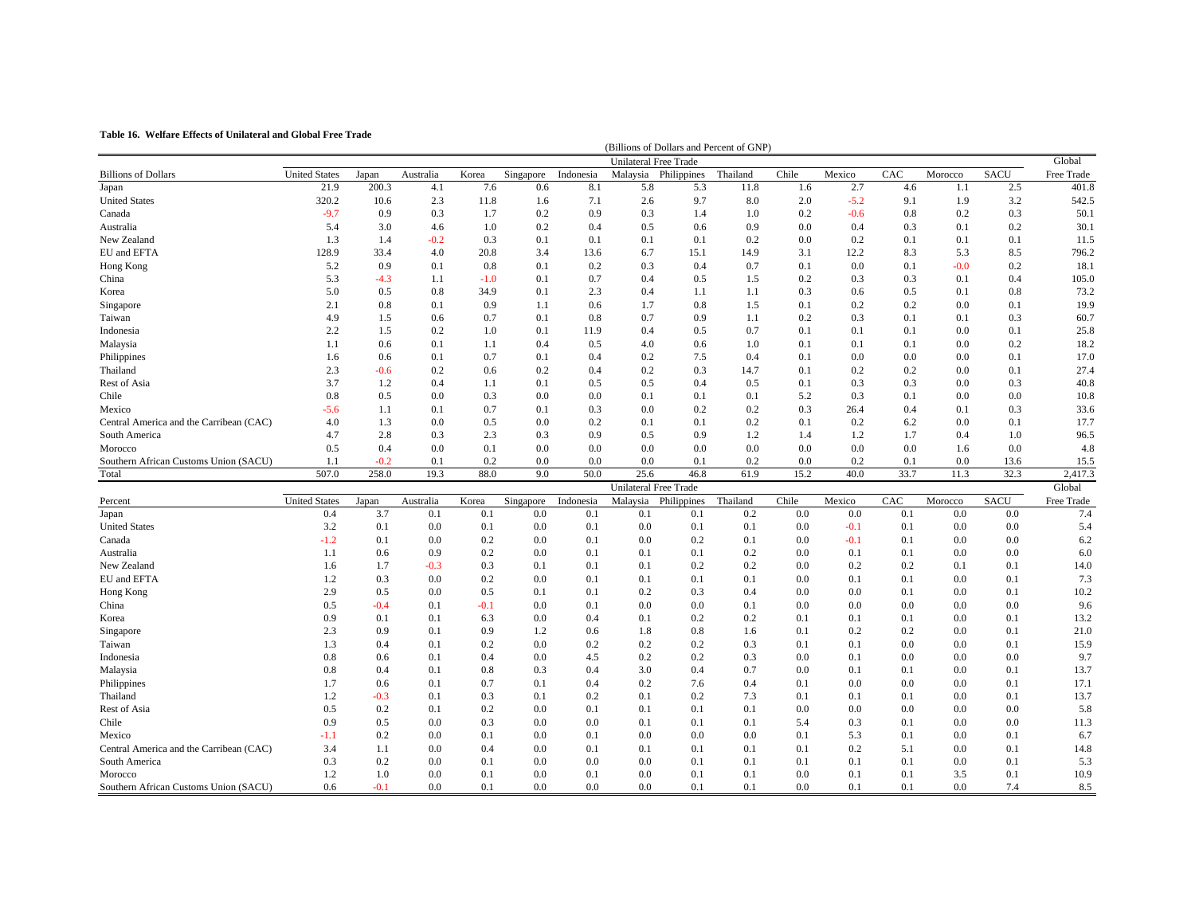**Table 16. Welfare Effects of Unilateral and Global Free Trade**

(Billions of Dollars and Percent of GNP)

| | Unilateral Free Trade | | | | | | | | | | | | | | Global |
|---|---|---|---|---|---|---|---|---|---|---|---|---|---|---|---|
| Billions of Dollars | United States | Japan | Australia | Korea | Singapore | Indonesia | Malaysia | Philippines | Thailand | Chile | Mexico | CAC | Morocco | SACU | Free Trade |
| Japan | 21.9 | 200.3 | 4.1 | 7.6 | 0.6 | 8.1 | 5.8 | 5.3 | 11.8 | 1.6 | 2.7 | 4.6 | 1.1 | 2.5 | 401.8 |
| United States | 320.2 | 10.6 | 2.3 | 11.8 | 1.6 | 7.1 | 2.6 | 9.7 | 8.0 | 2.0 | -5.2 | 9.1 | 1.9 | 3.2 | 542.5 |
| Canada | -9.7 | 0.9 | 0.3 | 1.7 | 0.2 | 0.9 | 0.3 | 1.4 | 1.0 | 0.2 | -0.6 | 0.8 | 0.2 | 0.3 | 50.1 |
| Australia | 5.4 | 3.0 | 4.6 | 1.0 | 0.2 | 0.4 | 0.5 | 0.6 | 0.9 | 0.0 | 0.4 | 0.3 | 0.1 | 0.2 | 30.1 |
| New Zealand | 1.3 | 1.4 | -0.2 | 0.3 | 0.1 | 0.1 | 0.1 | 0.1 | 0.2 | 0.0 | 0.2 | 0.1 | 0.1 | 0.1 | 11.5 |
| EU and EFTA | 128.9 | 33.4 | 4.0 | 20.8 | 3.4 | 13.6 | 6.7 | 15.1 | 14.9 | 3.1 | 12.2 | 8.3 | 5.3 | 8.5 | 796.2 |
| Hong Kong | 5.2 | 0.9 | 0.1 | 0.8 | 0.1 | 0.2 | 0.3 | 0.4 | 0.7 | 0.1 | 0.0 | 0.1 | -0.0 | 0.2 | 18.1 |
| China | 5.3 | -4.3 | 1.1 | -1.0 | 0.1 | 0.7 | 0.4 | 0.5 | 1.5 | 0.2 | 0.3 | 0.3 | 0.1 | 0.4 | 105.0 |
| Korea | 5.0 | 0.5 | 0.8 | 34.9 | 0.1 | 2.3 | 0.4 | 1.1 | 1.1 | 0.3 | 0.6 | 0.5 | 0.1 | 0.8 | 73.2 |
| Singapore | 2.1 | 0.8 | 0.1 | 0.9 | 1.1 | 0.6 | 1.7 | 0.8 | 1.5 | 0.1 | 0.2 | 0.2 | 0.0 | 0.1 | 19.9 |
| Taiwan | 4.9 | 1.5 | 0.6 | 0.7 | 0.1 | 0.8 | 0.7 | 0.9 | 1.1 | 0.2 | 0.3 | 0.1 | 0.1 | 0.3 | 60.7 |
| Indonesia | 2.2 | 1.5 | 0.2 | 1.0 | 0.1 | 11.9 | 0.4 | 0.5 | 0.7 | 0.1 | 0.1 | 0.1 | 0.0 | 0.1 | 25.8 |
| Malaysia | 1.1 | 0.6 | 0.1 | 1.1 | 0.4 | 0.5 | 4.0 | 0.6 | 1.0 | 0.1 | 0.1 | 0.1 | 0.0 | 0.2 | 18.2 |
| Philippines | 1.6 | 0.6 | 0.1 | 0.7 | 0.1 | 0.4 | 0.2 | 7.5 | 0.4 | 0.1 | 0.0 | 0.0 | 0.0 | 0.1 | 17.0 |
| Thailand | 2.3 | -0.6 | 0.2 | 0.6 | 0.2 | 0.4 | 0.2 | 0.3 | 14.7 | 0.1 | 0.2 | 0.2 | 0.0 | 0.1 | 27.4 |
| Rest of Asia | 3.7 | 1.2 | 0.4 | 1.1 | 0.1 | 0.5 | 0.5 | 0.4 | 0.5 | 0.1 | 0.3 | 0.3 | 0.0 | 0.3 | 40.8 |
| Chile | 0.8 | 0.5 | 0.0 | 0.3 | 0.0 | 0.0 | 0.1 | 0.1 | 0.1 | 5.2 | 0.3 | 0.1 | 0.0 | 0.0 | 10.8 |
| Mexico | -5.6 | 1.1 | 0.1 | 0.7 | 0.1 | 0.3 | 0.0 | 0.2 | 0.2 | 0.3 | 26.4 | 0.4 | 0.1 | 0.3 | 33.6 |
| Central America and the Carribean (CAC) | 4.0 | 1.3 | 0.0 | 0.5 | 0.0 | 0.2 | 0.1 | 0.1 | 0.2 | 0.1 | 0.2 | 6.2 | 0.0 | 0.1 | 17.7 |
| South America | 4.7 | 2.8 | 0.3 | 2.3 | 0.3 | 0.9 | 0.5 | 0.9 | 1.2 | 1.4 | 1.2 | 1.7 | 0.4 | 1.0 | 96.5 |
| Morocco | 0.5 | 0.4 | 0.0 | 0.1 | 0.0 | 0.0 | 0.0 | 0.0 | 0.0 | 0.0 | 0.0 | 0.0 | 1.6 | 0.0 | 4.8 |
| Southern African Customs Union (SACU) | 1.1 | -0.2 | 0.1 | 0.2 | 0.0 | 0.0 | 0.0 | 0.1 | 0.2 | 0.0 | 0.2 | 0.1 | 0.0 | 13.6 | 15.5 |
| Total | 507.0 | 258.0 | 19.3 | 88.0 | 9.0 | 50.0 | 25.6 | 46.8 | 61.9 | 15.2 | 40.0 | 33.7 | 11.3 | 32.3 | 2,417.3 |

| | Unilateral Free Trade | | | | | | | | | | | | | | Global |
|---|---|---|---|---|---|---|---|---|---|---|---|---|---|---|---|
| Percent | United States | Japan | Australia | Korea | Singapore | Indonesia | Malaysia | Philippines | Thailand | Chile | Mexico | CAC | Morocco | SACU | Free Trade |
| Japan | 0.4 | 3.7 | 0.1 | 0.1 | 0.0 | 0.1 | 0.1 | 0.1 | 0.2 | 0.0 | 0.0 | 0.1 | 0.0 | 0.0 | 7.4 |
| United States | 3.2 | 0.1 | 0.0 | 0.1 | 0.0 | 0.1 | 0.0 | 0.1 | 0.1 | 0.0 | -0.1 | 0.1 | 0.0 | 0.0 | 5.4 |
| Canada | -1.2 | 0.1 | 0.0 | 0.2 | 0.0 | 0.1 | 0.0 | 0.2 | 0.1 | 0.0 | -0.1 | 0.1 | 0.0 | 0.0 | 6.2 |
| Australia | 1.1 | 0.6 | 0.9 | 0.2 | 0.0 | 0.1 | 0.1 | 0.1 | 0.2 | 0.0 | 0.1 | 0.1 | 0.0 | 0.0 | 6.0 |
| New Zealand | 1.6 | 1.7 | -0.3 | 0.3 | 0.1 | 0.1 | 0.1 | 0.2 | 0.2 | 0.0 | 0.2 | 0.2 | 0.1 | 0.1 | 14.0 |
| EU and EFTA | 1.2 | 0.3 | 0.0 | 0.2 | 0.0 | 0.1 | 0.1 | 0.1 | 0.1 | 0.0 | 0.1 | 0.1 | 0.0 | 0.1 | 7.3 |
| Hong Kong | 2.9 | 0.5 | 0.0 | 0.5 | 0.1 | 0.1 | 0.2 | 0.3 | 0.4 | 0.0 | 0.0 | 0.1 | 0.0 | 0.1 | 10.2 |
| China | 0.5 | -0.4 | 0.1 | -0.1 | 0.0 | 0.1 | 0.0 | 0.0 | 0.1 | 0.0 | 0.0 | 0.0 | 0.0 | 0.0 | 9.6 |
| Korea | 0.9 | 0.1 | 0.1 | 6.3 | 0.0 | 0.4 | 0.1 | 0.2 | 0.2 | 0.1 | 0.1 | 0.1 | 0.0 | 0.1 | 13.2 |
| Singapore | 2.3 | 0.9 | 0.1 | 0.9 | 1.2 | 0.6 | 1.8 | 0.8 | 1.6 | 0.1 | 0.2 | 0.2 | 0.0 | 0.1 | 21.0 |
| Taiwan | 1.3 | 0.4 | 0.1 | 0.2 | 0.0 | 0.2 | 0.2 | 0.2 | 0.3 | 0.1 | 0.1 | 0.0 | 0.0 | 0.1 | 15.9 |
| Indonesia | 0.8 | 0.6 | 0.1 | 0.4 | 0.0 | 4.5 | 0.2 | 0.2 | 0.3 | 0.0 | 0.1 | 0.0 | 0.0 | 0.0 | 9.7 |
| Malaysia | 0.8 | 0.4 | 0.1 | 0.8 | 0.3 | 0.4 | 3.0 | 0.4 | 0.7 | 0.0 | 0.1 | 0.1 | 0.0 | 0.1 | 13.7 |
| Philippines | 1.7 | 0.6 | 0.1 | 0.7 | 0.1 | 0.4 | 0.2 | 7.6 | 0.4 | 0.1 | 0.0 | 0.0 | 0.0 | 0.1 | 17.1 |
| Thailand | 1.2 | -0.3 | 0.1 | 0.3 | 0.1 | 0.2 | 0.1 | 0.2 | 7.3 | 0.1 | 0.1 | 0.1 | 0.0 | 0.1 | 13.7 |
| Rest of Asia | 0.5 | 0.2 | 0.1 | 0.2 | 0.0 | 0.1 | 0.1 | 0.1 | 0.1 | 0.0 | 0.0 | 0.0 | 0.0 | 0.0 | 5.8 |
| Chile | 0.9 | 0.5 | 0.0 | 0.3 | 0.0 | 0.0 | 0.1 | 0.1 | 0.1 | 5.4 | 0.3 | 0.1 | 0.0 | 0.0 | 11.3 |
| Mexico | -1.1 | 0.2 | 0.0 | 0.1 | 0.0 | 0.1 | 0.0 | 0.0 | 0.0 | 0.1 | 5.3 | 0.1 | 0.0 | 0.1 | 6.7 |
| Central America and the Carribean (CAC) | 3.4 | 1.1 | 0.0 | 0.4 | 0.0 | 0.1 | 0.1 | 0.1 | 0.1 | 0.1 | 0.2 | 5.1 | 0.0 | 0.1 | 14.8 |
| South America | 0.3 | 0.2 | 0.0 | 0.1 | 0.0 | 0.0 | 0.0 | 0.1 | 0.1 | 0.1 | 0.1 | 0.1 | 0.0 | 0.1 | 5.3 |
| Morocco | 1.2 | 1.0 | 0.0 | 0.1 | 0.0 | 0.1 | 0.0 | 0.1 | 0.1 | 0.0 | 0.1 | 0.1 | 3.5 | 0.1 | 10.9 |
| Southern African Customs Union (SACU) | 0.6 | -0.1 | 0.0 | 0.1 | 0.0 | 0.0 | 0.0 | 0.1 | 0.1 | 0.0 | 0.1 | 0.1 | 0.0 | 7.4 | 8.5 |